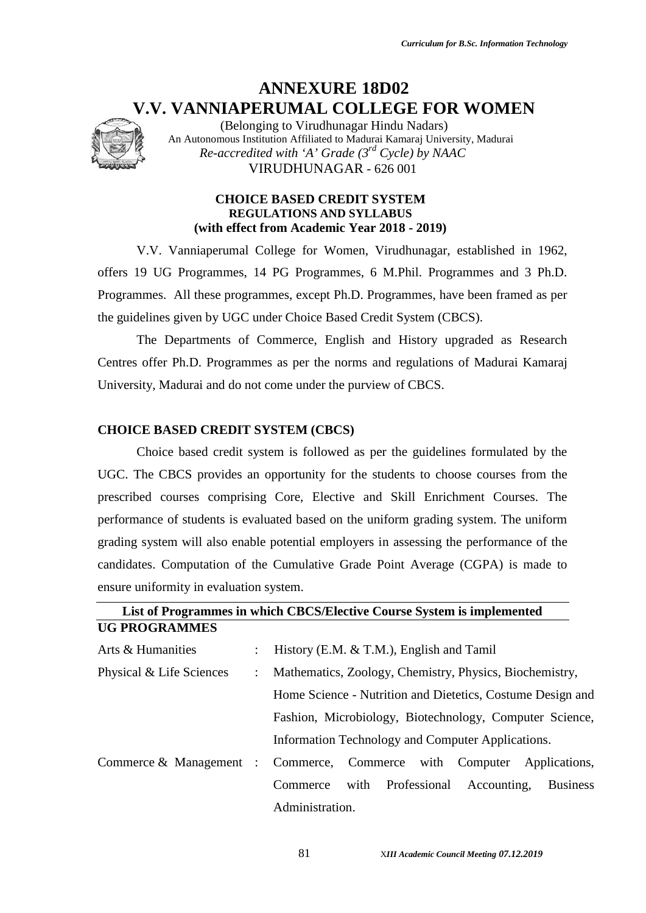# ANNEXURE 18D02

# V.V. VANNIAPERUMAL COLLEGE FOR WOMEN

(Belonging to Virudhunagar Hindu Nadars)
An Autonomous Institution Affiliated to Madurai Kamaraj University, Madurai
*Re-accredited with 'A' Grade (3rd Cycle) by NAAC*
VIRUDHUNAGAR - 626 001

**CHOICE BASED CREDIT SYSTEM**
**REGULATIONS AND SYLLABUS**
**(with effect from Academic Year 2018 - 2019)**

V.V. Vanniaperumal College for Women, Virudhunagar, established in 1962, offers 19 UG Programmes, 14 PG Programmes, 6 M.Phil. Programmes and 3 Ph.D. Programmes. All these programmes, except Ph.D. Programmes, have been framed as per the guidelines given by UGC under Choice Based Credit System (CBCS).

The Departments of Commerce, English and History upgraded as Research Centres offer Ph.D. Programmes as per the norms and regulations of Madurai Kamaraj University, Madurai and do not come under the purview of CBCS.

## CHOICE BASED CREDIT SYSTEM (CBCS)

Choice based credit system is followed as per the guidelines formulated by the UGC. The CBCS provides an opportunity for the students to choose courses from the prescribed courses comprising Core, Elective and Skill Enrichment Courses. The performance of students is evaluated based on the uniform grading system. The uniform grading system will also enable potential employers in assessing the performance of the candidates. Computation of the Cumulative Grade Point Average (CGPA) is made to ensure uniformity in evaluation system.

### List of Programmes in which CBCS/Elective Course System is implemented

**UG PROGRAMMES**

| | | |
|---|---|---|
| Arts & Humanities | : | History (E.M. & T.M.), English and Tamil |
| Physical & Life Sciences | : | Mathematics, Zoology, Chemistry, Physics, Biochemistry, Home Science - Nutrition and Dietetics, Costume Design and Fashion, Microbiology, Biotechnology, Computer Science, Information Technology and Computer Applications. |
| Commerce & Management | : | Commerce, Commerce with Computer Applications, Commerce with Professional Accounting, Business Administration. |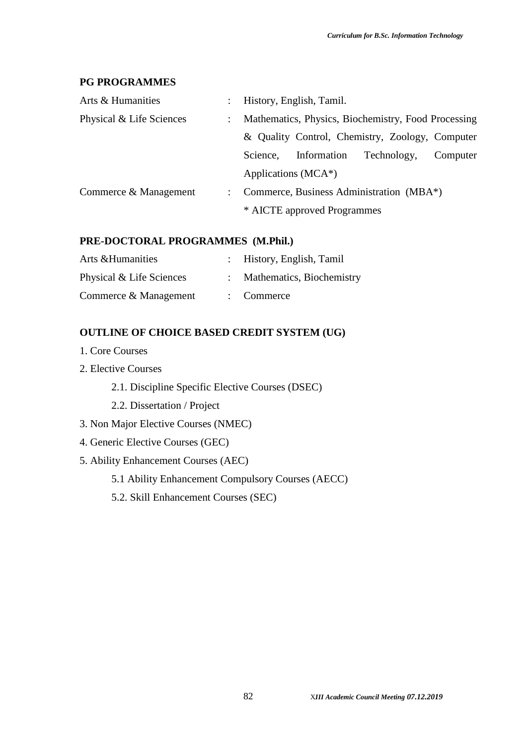## PG PROGRAMMES

| | | |
|---|---|---|
| Arts & Humanities | : | History, English, Tamil. |
| Physical & Life Sciences | : | Mathematics, Physics, Biochemistry, Food Processing & Quality Control, Chemistry, Zoology, Computer Science, Information Technology, Computer Applications (MCA*) |
| Commerce & Management | : | Commerce, Business Administration (MBA*) |
| | | * AICTE approved Programmes |

## PRE-DOCTORAL PROGRAMMES (M.Phil.)

| | | |
|---|---|---|
| Arts &Humanities | : | History, English, Tamil |
| Physical & Life Sciences | : | Mathematics, Biochemistry |
| Commerce & Management | : | Commerce |

## OUTLINE OF CHOICE BASED CREDIT SYSTEM (UG)

1. Core Courses
2. Elective Courses
   - 2.1. Discipline Specific Elective Courses (DSEC)
   - 2.2. Dissertation / Project
3. Non Major Elective Courses (NMEC)
4. Generic Elective Courses (GEC)
5. Ability Enhancement Courses (AEC)
   - 5.1 Ability Enhancement Compulsory Courses (AECC)
   - 5.2. Skill Enhancement Courses (SEC)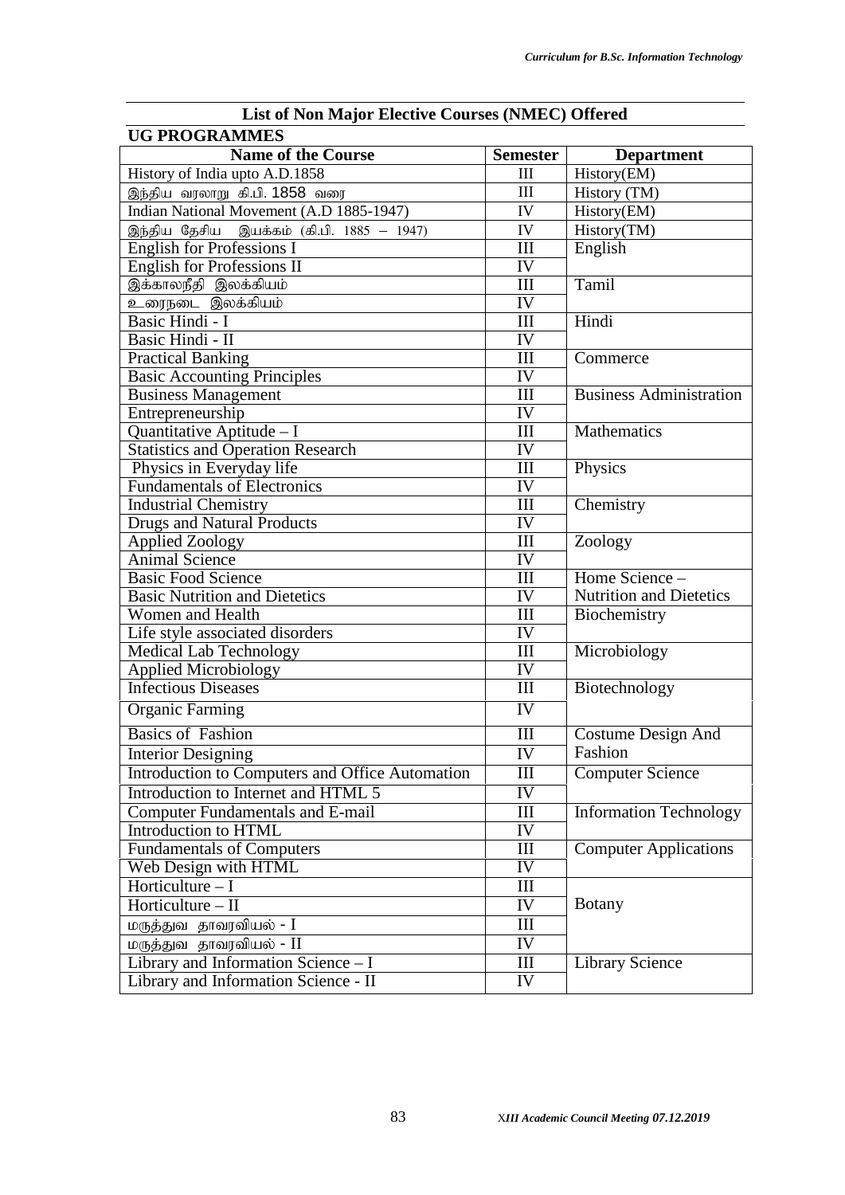## List of Non Major Elective Courses (NMEC) Offered

### UG PROGRAMMES

| Name of the Course | Semester | Department |
|---|---|---|
| History of India upto A.D.1858 | III | History(EM) |
| இந்திய வரலாறு கி.பி. 1858 வரை | III | History (TM) |
| Indian National Movement (A.D 1885-1947) | IV | History(EM) |
| இந்திய தேசிய இயக்கம் (கி.பி. 1885 – 1947) | IV | History(TM) |
| English for Professions I | III | English |
| English for Professions II | IV | |
| இக்காலநீதி இலக்கியம் | III | Tamil |
| உரைநடை இலக்கியம் | IV | |
| Basic Hindi - I | III | Hindi |
| Basic Hindi - II | IV | |
| Practical Banking | III | Commerce |
| Basic Accounting Principles | IV | |
| Business Management | III | Business Administration |
| Entrepreneurship | IV | |
| Quantitative Aptitude – I | III | Mathematics |
| Statistics and Operation Research | IV | |
| Physics in Everyday life | III | Physics |
| Fundamentals of Electronics | IV | |
| Industrial Chemistry | III | Chemistry |
| Drugs and Natural Products | IV | |
| Applied Zoology | III | Zoology |
| Animal Science | IV | |
| Basic Food Science | III | Home Science – Nutrition and Dietetics |
| Basic Nutrition and Dietetics | IV | |
| Women and Health | III | Biochemistry |
| Life style associated disorders | IV | |
| Medical Lab Technology | III | Microbiology |
| Applied Microbiology | IV | |
| Infectious Diseases | III | Biotechnology |
| Organic Farming | IV | |
| Basics of Fashion | III | Costume Design And Fashion |
| Interior Designing | IV | |
| Introduction to Computers and Office Automation | III | Computer Science |
| Introduction to Internet and HTML 5 | IV | |
| Computer Fundamentals and E-mail | III | Information Technology |
| Introduction to HTML | IV | |
| Fundamentals of Computers | III | Computer Applications |
| Web Design with HTML | IV | |
| Horticulture – I | III | Botany |
| Horticulture – II | IV | |
| மருத்துவ தாவரவியல் - I | III | |
| மருத்துவ தாவரவியல் - II | IV | |
| Library and Information Science – I | III | Library Science |
| Library and Information Science - II | IV | |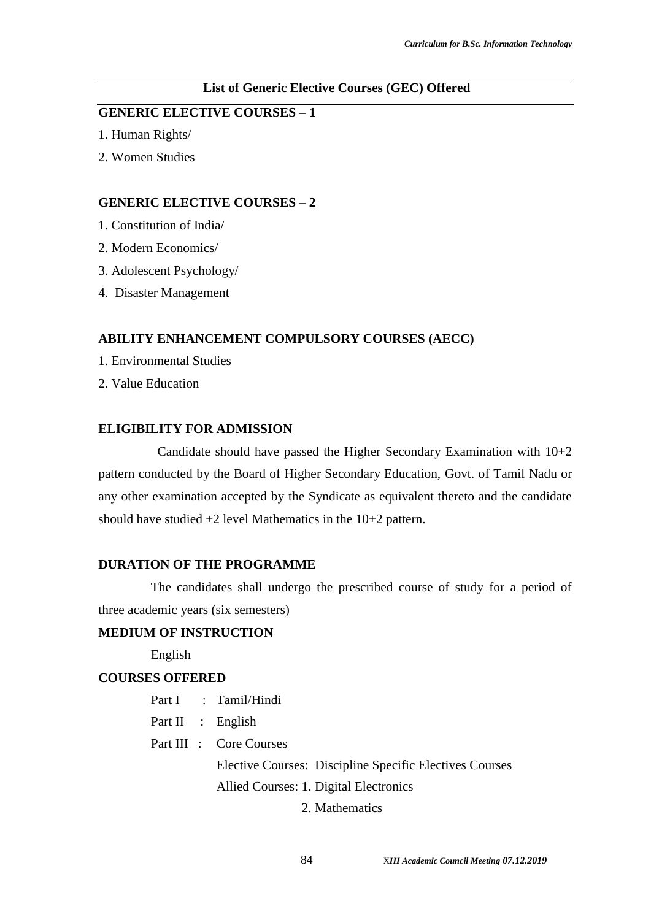## List of Generic Elective Courses (GEC) Offered

**GENERIC ELECTIVE COURSES – 1**

1. Human Rights/
2. Women Studies

**GENERIC ELECTIVE COURSES – 2**

1. Constitution of India/
2. Modern Economics/
3. Adolescent Psychology/
4. Disaster Management

**ABILITY ENHANCEMENT COMPULSORY COURSES (AECC)**

1. Environmental Studies
2. Value Education

**ELIGIBILITY FOR ADMISSION**

Candidate should have passed the Higher Secondary Examination with 10+2 pattern conducted by the Board of Higher Secondary Education, Govt. of Tamil Nadu or any other examination accepted by the Syndicate as equivalent thereto and the candidate should have studied +2 level Mathematics in the 10+2 pattern.

**DURATION OF THE PROGRAMME**

The candidates shall undergo the prescribed course of study for a period of three academic years (six semesters)

**MEDIUM OF INSTRUCTION**

English

**COURSES OFFERED**

Part I : Tamil/Hindi

Part II : English

Part III : Core Courses

Elective Courses: Discipline Specific Electives Courses

Allied Courses: 1. Digital Electronics

2. Mathematics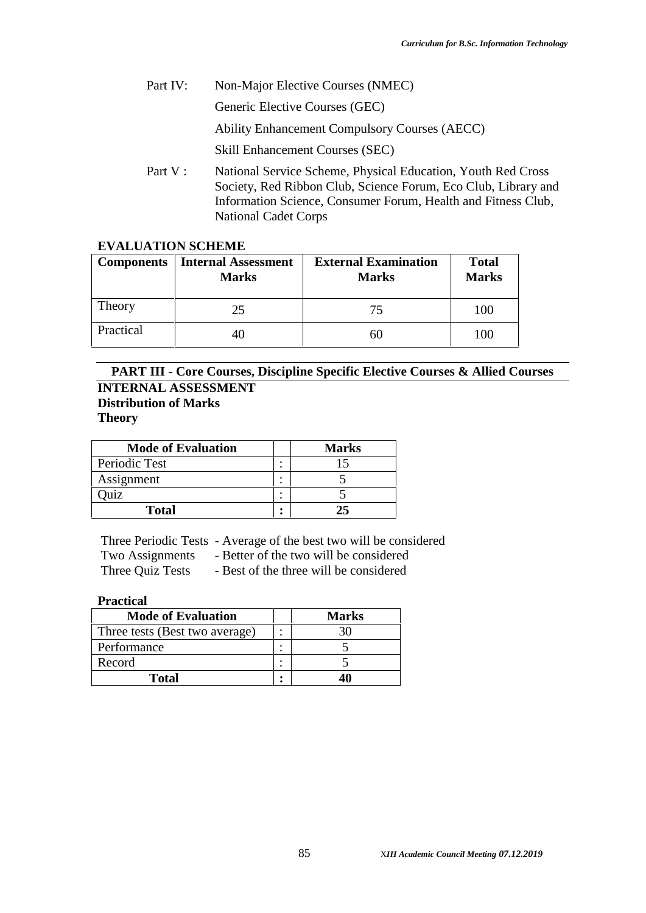Part IV: Non-Major Elective Courses (NMEC)

Generic Elective Courses (GEC)

Ability Enhancement Compulsory Courses (AECC)

Skill Enhancement Courses (SEC)

Part V : National Service Scheme, Physical Education, Youth Red Cross Society, Red Ribbon Club, Science Forum, Eco Club, Library and Information Science, Consumer Forum, Health and Fitness Club, National Cadet Corps

**EVALUATION SCHEME**

| Components | Internal Assessment Marks | External Examination Marks | Total Marks |
|---|---|---|---|
| Theory | 25 | 75 | 100 |
| Practical | 40 | 60 | 100 |

## PART III - Core Courses, Discipline Specific Elective Courses & Allied Courses

**INTERNAL ASSESSMENT**

**Distribution of Marks**

**Theory**

| Mode of Evaluation | | Marks |
|---|---|---|
| Periodic Test | : | 15 |
| Assignment | : | 5 |
| Quiz | : | 5 |
| **Total** | **:** | **25** |

Three Periodic Tests - Average of the best two will be considered
Two Assignments - Better of the two will be considered
Three Quiz Tests - Best of the three will be considered

**Practical**

| Mode of Evaluation | | Marks |
|---|---|---|
| Three tests (Best two average) | : | 30 |
| Performance | : | 5 |
| Record | : | 5 |
| **Total** | **:** | **40** |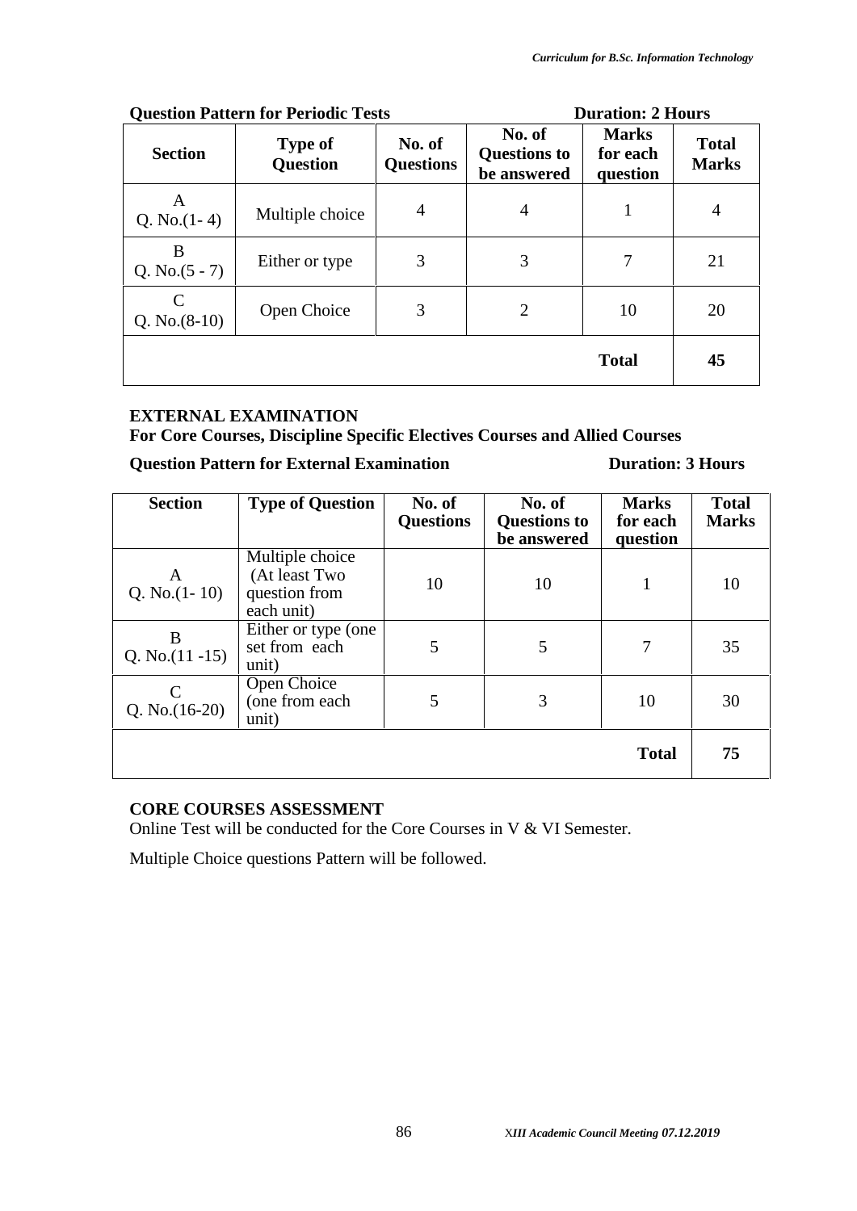**Question Pattern for Periodic Tests** **Duration: 2 Hours**

| Section | Type of Question | No. of Questions | No. of Questions to be answered | Marks for each question | Total Marks |
|---|---|---|---|---|---|
| A Q. No.(1- 4) | Multiple choice | 4 | 4 | 1 | 4 |
| B Q. No.(5 - 7) | Either or type | 3 | 3 | 7 | 21 |
| C Q. No.(8-10) | Open Choice | 3 | 2 | 10 | 20 |
| | | | | **Total** | **45** |

**EXTERNAL EXAMINATION**

**For Core Courses, Discipline Specific Electives Courses and Allied Courses**

**Question Pattern for External Examination** **Duration: 3 Hours**

| Section | Type of Question | No. of Questions | No. of Questions to be answered | Marks for each question | Total Marks |
|---|---|---|---|---|---|
| A Q. No.(1- 10) | Multiple choice (At least Two question from each unit) | 10 | 10 | 1 | 10 |
| B Q. No.(11 -15) | Either or type (one set from each unit) | 5 | 5 | 7 | 35 |
| C Q. No.(16-20) | Open Choice (one from each unit) | 5 | 3 | 10 | 30 |
| | | | | **Total** | **75** |

**CORE COURSES ASSESSMENT**

Online Test will be conducted for the Core Courses in V & VI Semester.

Multiple Choice questions Pattern will be followed.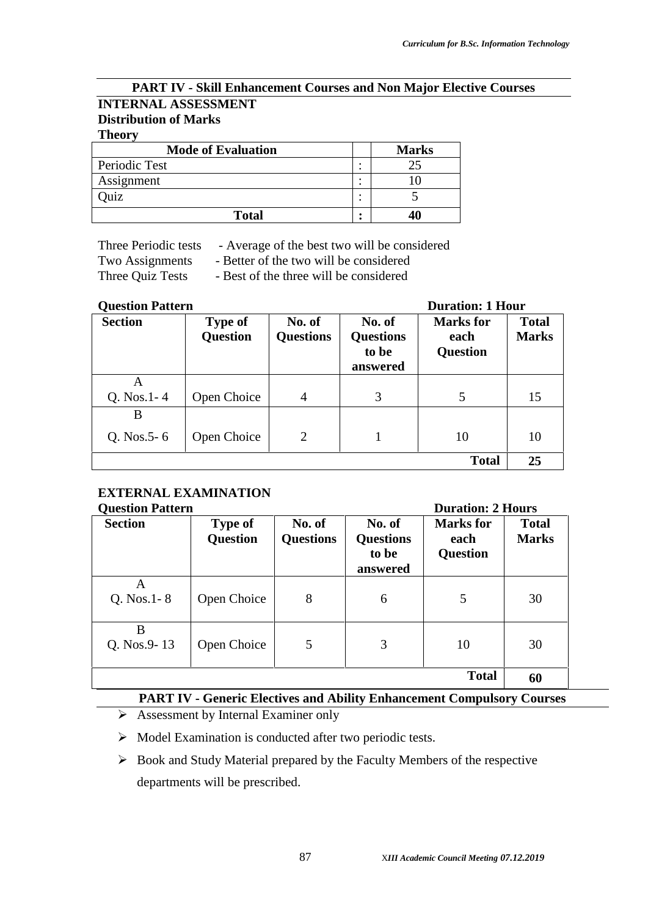## PART IV - Skill Enhancement Courses and Non Major Elective Courses

### INTERNAL ASSESSMENT

**Distribution of Marks**

**Theory**

| Mode of Evaluation | | Marks |
|---|---|---|
| Periodic Test | : | 25 |
| Assignment | : | 10 |
| Quiz | : | 5 |
| **Total** | **:** | **40** |

Three Periodic tests - Average of the best two will be considered
Two Assignments - Better of the two will be considered
Three Quiz Tests - Best of the three will be considered

**Question Pattern** **Duration: 1 Hour**

| Section | Type of Question | No. of Questions | No. of Questions to be answered | Marks for each Question | Total Marks |
|---|---|---|---|---|---|
| A<br>Q. Nos.1- 4 | Open Choice | 4 | 3 | 5 | 15 |
| B<br>Q. Nos.5- 6 | Open Choice | 2 | 1 | 10 | 10 |
| | | | | **Total** | **25** |

### EXTERNAL EXAMINATION

**Question Pattern** **Duration: 2 Hours**

| Section | Type of Question | No. of Questions | No. of Questions to be answered | Marks for each Question | Total Marks |
|---|---|---|---|---|---|
| A<br>Q. Nos.1- 8 | Open Choice | 8 | 6 | 5 | 30 |
| B<br>Q. Nos.9- 13 | Open Choice | 5 | 3 | 10 | 30 |
| | | | | **Total** | **60** |

## PART IV - Generic Electives and Ability Enhancement Compulsory Courses

- Assessment by Internal Examiner only
- Model Examination is conducted after two periodic tests.
- Book and Study Material prepared by the Faculty Members of the respective departments will be prescribed.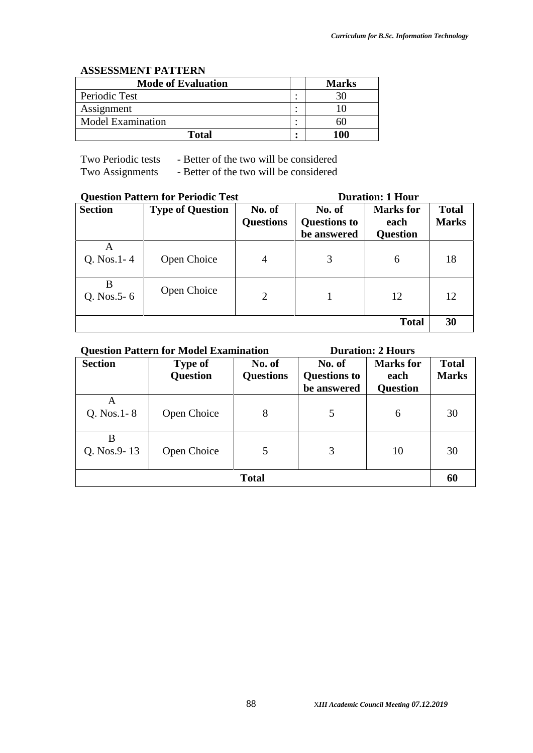**ASSESSMENT PATTERN**

| Mode of Evaluation | | Marks |
|---|---|---|
| Periodic Test | : | 30 |
| Assignment | : | 10 |
| Model Examination | : | 60 |
| **Total** | **:** | **100** |

Two Periodic tests - Better of the two will be considered
Two Assignments - Better of the two will be considered

**Question Pattern for Periodic Test** **Duration: 1 Hour**

| Section | Type of Question | No. of Questions | No. of Questions to be answered | Marks for each Question | Total Marks |
|---|---|---|---|---|---|
| A<br>Q. Nos.1- 4 | Open Choice | 4 | 3 | 6 | 18 |
| B<br>Q. Nos.5- 6 | Open Choice | 2 | 1 | 12 | 12 |
| | | | | **Total** | **30** |

**Question Pattern for Model Examination** **Duration: 2 Hours**

| Section | Type of Question | No. of Questions | No. of Questions to be answered | Marks for each Question | Total Marks |
|---|---|---|---|---|---|
| A<br>Q. Nos.1- 8 | Open Choice | 8 | 5 | 6 | 30 |
| B<br>Q. Nos.9- 13 | Open Choice | 5 | 3 | 10 | 30 |
| **Total** | | | | | **60** |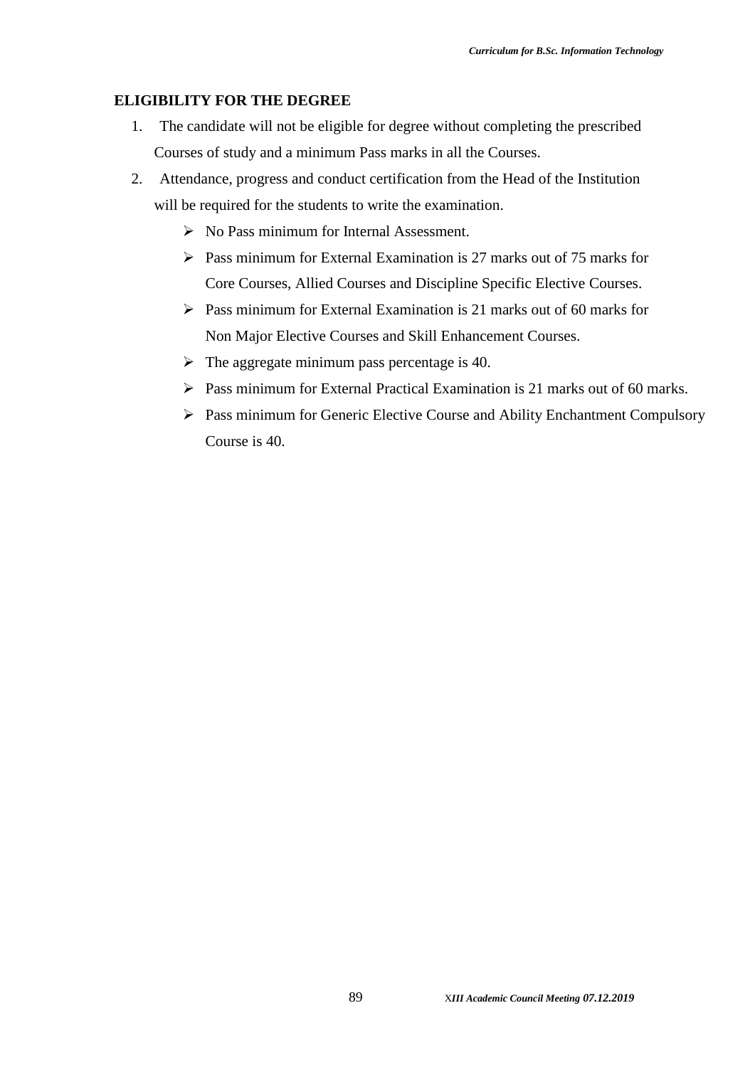## ELIGIBILITY FOR THE DEGREE

1. The candidate will not be eligible for degree without completing the prescribed Courses of study and a minimum Pass marks in all the Courses.
2. Attendance, progress and conduct certification from the Head of the Institution will be required for the students to write the examination.
   - No Pass minimum for Internal Assessment.
   - Pass minimum for External Examination is 27 marks out of 75 marks for Core Courses, Allied Courses and Discipline Specific Elective Courses.
   - Pass minimum for External Examination is 21 marks out of 60 marks for Non Major Elective Courses and Skill Enhancement Courses.
   - The aggregate minimum pass percentage is 40.
   - Pass minimum for External Practical Examination is 21 marks out of 60 marks.
   - Pass minimum for Generic Elective Course and Ability Enchantment Compulsory Course is 40.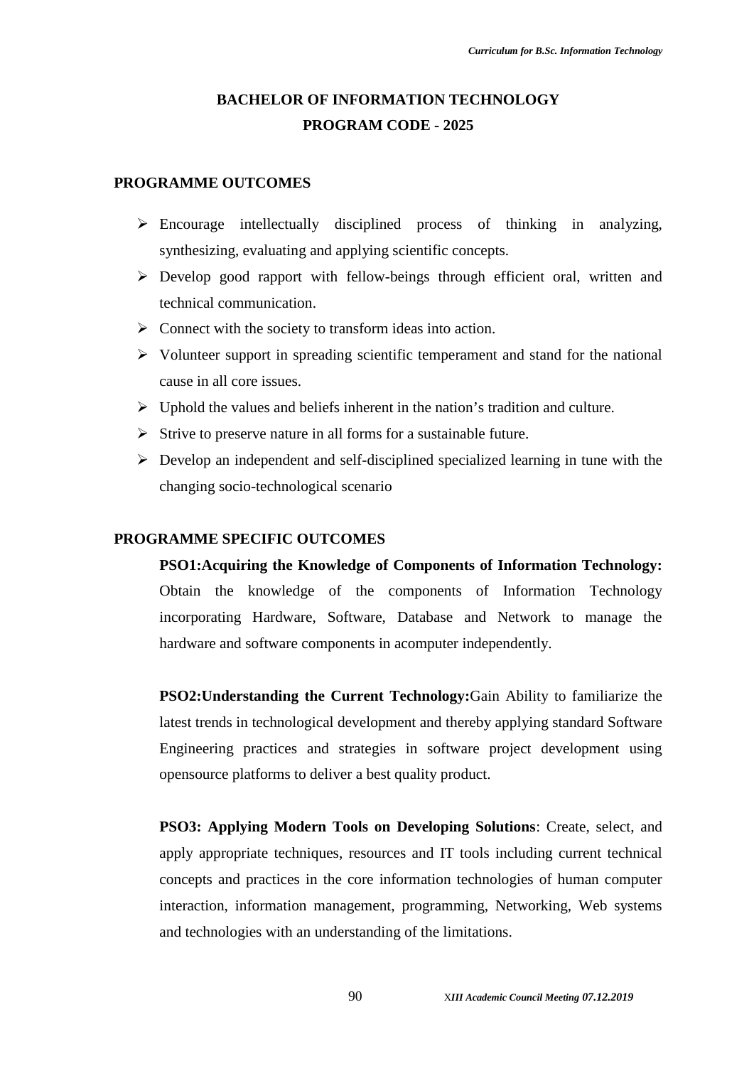# BACHELOR OF INFORMATION TECHNOLOGY
## PROGRAM CODE - 2025

### PROGRAMME OUTCOMES

- Encourage intellectually disciplined process of thinking in analyzing, synthesizing, evaluating and applying scientific concepts.
- Develop good rapport with fellow-beings through efficient oral, written and technical communication.
- Connect with the society to transform ideas into action.
- Volunteer support in spreading scientific temperament and stand for the national cause in all core issues.
- Uphold the values and beliefs inherent in the nation's tradition and culture.
- Strive to preserve nature in all forms for a sustainable future.
- Develop an independent and self-disciplined specialized learning in tune with the changing socio-technological scenario

### PROGRAMME SPECIFIC OUTCOMES

**PSO1:Acquiring the Knowledge of Components of Information Technology:** Obtain the knowledge of the components of Information Technology incorporating Hardware, Software, Database and Network to manage the hardware and software components in acomputer independently.

**PSO2:Understanding the Current Technology:**Gain Ability to familiarize the latest trends in technological development and thereby applying standard Software Engineering practices and strategies in software project development using opensource platforms to deliver a best quality product.

**PSO3: Applying Modern Tools on Developing Solutions**: Create, select, and apply appropriate techniques, resources and IT tools including current technical concepts and practices in the core information technologies of human computer interaction, information management, programming, Networking, Web systems and technologies with an understanding of the limitations.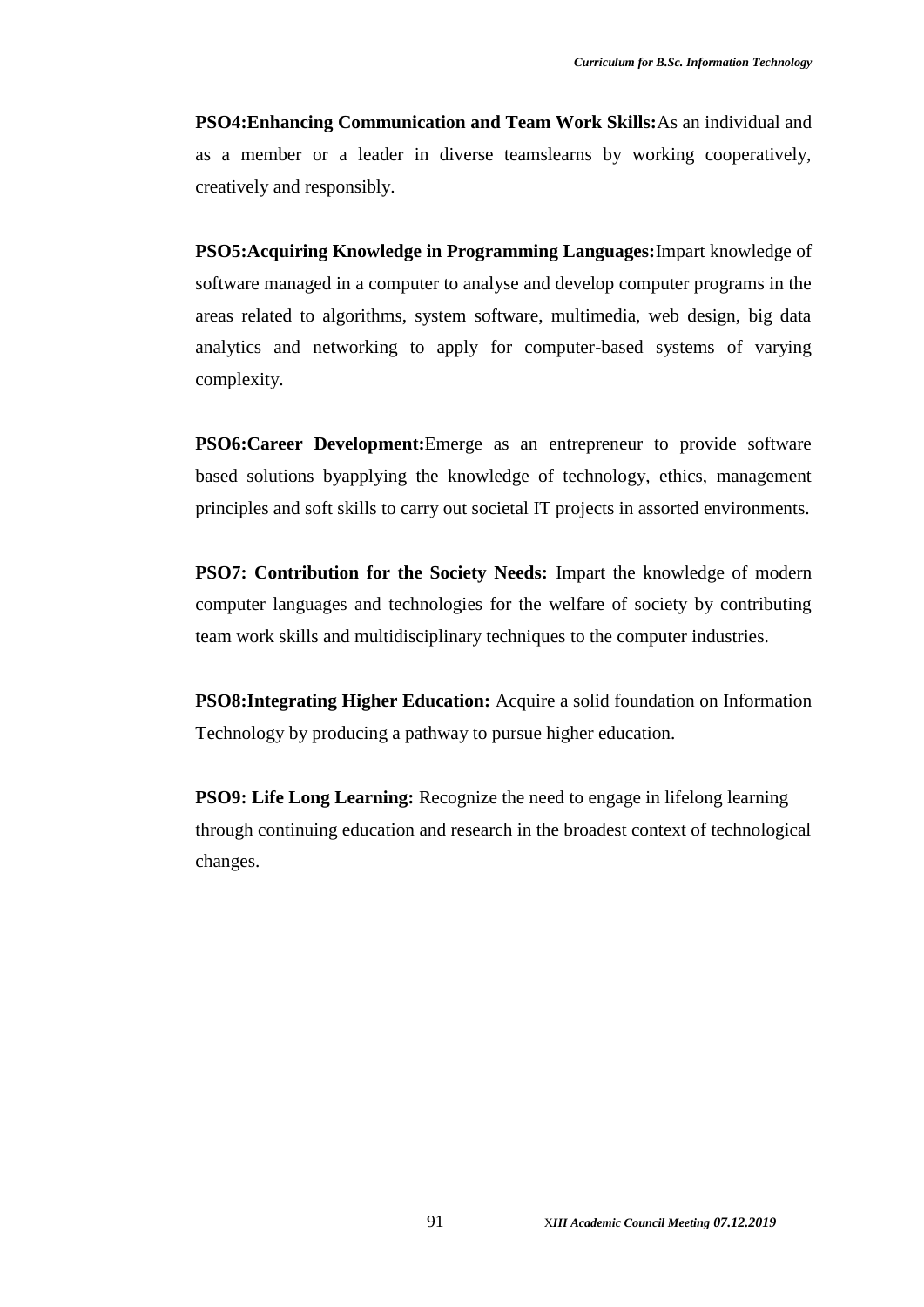**PSO4:Enhancing Communication and Team Work Skills:**As an individual and as a member or a leader in diverse teamslearns by working cooperatively, creatively and responsibly.

**PSO5:Acquiring Knowledge in Programming Languages:**Impart knowledge of software managed in a computer to analyse and develop computer programs in the areas related to algorithms, system software, multimedia, web design, big data analytics and networking to apply for computer-based systems of varying complexity.

**PSO6:Career Development:**Emerge as an entrepreneur to provide software based solutions byapplying the knowledge of technology, ethics, management principles and soft skills to carry out societal IT projects in assorted environments.

**PSO7: Contribution for the Society Needs:** Impart the knowledge of modern computer languages and technologies for the welfare of society by contributing team work skills and multidisciplinary techniques to the computer industries.

**PSO8:Integrating Higher Education:** Acquire a solid foundation on Information Technology by producing a pathway to pursue higher education.

**PSO9: Life Long Learning:** Recognize the need to engage in lifelong learning through continuing education and research in the broadest context of technological changes.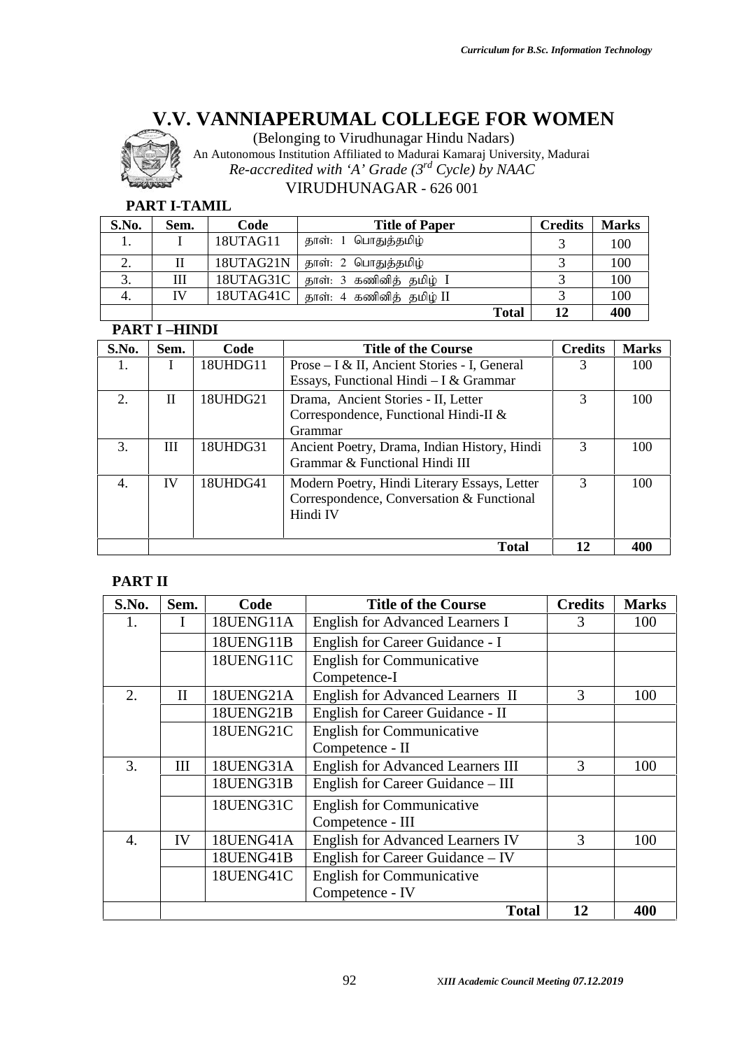# V.V. VANNIAPERUMAL COLLEGE FOR WOMEN

(Belonging to Virudhunagar Hindu Nadars)

An Autonomous Institution Affiliated to Madurai Kamaraj University, Madurai

*Re-accredited with 'A' Grade (3rd Cycle) by NAAC*

VIRUDHUNAGAR - 626 001

### PART I-TAMIL

| S.No. | Sem. | Code | Title of Paper | Credits | Marks |
|---|---|---|---|---|---|
| 1. | I | 18UTAG11 | தாள்: 1 பொதுத்தமிழ் | 3 | 100 |
| 2. | II | 18UTAG21N | தாள்: 2 பொதுத்தமிழ் | 3 | 100 |
| 3. | III | 18UTAG31C | தாள்: 3 கணினித் தமிழ் I | 3 | 100 |
| 4. | IV | 18UTAG41C | தாள்: 4 கணினித் தமிழ் II | 3 | 100 |
| | | | **Total** | **12** | **400** |

### PART I –HINDI

| S.No. | Sem. | Code | Title of the Course | Credits | Marks |
|---|---|---|---|---|---|
| 1. | I | 18UHDG11 | Prose – I & II, Ancient Stories - I, General Essays, Functional Hindi – I & Grammar | 3 | 100 |
| 2. | II | 18UHDG21 | Drama, Ancient Stories - II, Letter Correspondence, Functional Hindi-II & Grammar | 3 | 100 |
| 3. | III | 18UHDG31 | Ancient Poetry, Drama, Indian History, Hindi Grammar & Functional Hindi III | 3 | 100 |
| 4. | IV | 18UHDG41 | Modern Poetry, Hindi Literary Essays, Letter Correspondence, Conversation & Functional Hindi IV | 3 | 100 |
| | | | **Total** | **12** | **400** |

### PART II

| S.No. | Sem. | Code | Title of the Course | Credits | Marks |
|---|---|---|---|---|---|
| 1. | I | 18UENG11A | English for Advanced Learners I | 3 | 100 |
| | | 18UENG11B | English for Career Guidance - I | | |
| | | 18UENG11C | English for Communicative Competence-I | | |
| 2. | II | 18UENG21A | English for Advanced Learners II | 3 | 100 |
| | | 18UENG21B | English for Career Guidance - II | | |
| | | 18UENG21C | English for Communicative Competence - II | | |
| 3. | III | 18UENG31A | English for Advanced Learners III | 3 | 100 |
| | | 18UENG31B | English for Career Guidance – III | | |
| | | 18UENG31C | English for Communicative Competence - III | | |
| 4. | IV | 18UENG41A | English for Advanced Learners IV | 3 | 100 |
| | | 18UENG41B | English for Career Guidance – IV | | |
| | | 18UENG41C | English for Communicative Competence - IV | | |
| | | | **Total** | **12** | **400** |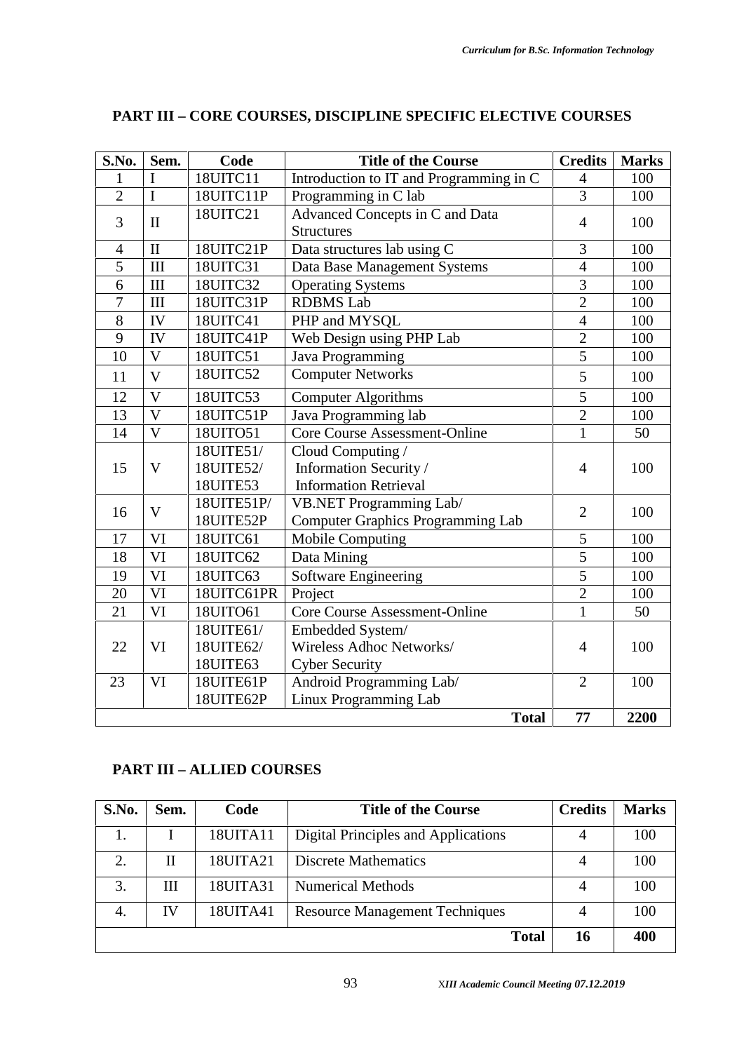## PART III – CORE COURSES, DISCIPLINE SPECIFIC ELECTIVE COURSES

| S.No. | Sem. | Code | Title of the Course | Credits | Marks |
|---|---|---|---|---|---|
| 1 | I | 18UITC11 | Introduction to IT and Programming in C | 4 | 100 |
| 2 | I | 18UITC11P | Programming in C lab | 3 | 100 |
| 3 | II | 18UITC21 | Advanced Concepts in C and Data Structures | 4 | 100 |
| 4 | II | 18UITC21P | Data structures lab using C | 3 | 100 |
| 5 | III | 18UITC31 | Data Base Management Systems | 4 | 100 |
| 6 | III | 18UITC32 | Operating Systems | 3 | 100 |
| 7 | III | 18UITC31P | RDBMS Lab | 2 | 100 |
| 8 | IV | 18UITC41 | PHP and MYSQL | 4 | 100 |
| 9 | IV | 18UITC41P | Web Design using PHP Lab | 2 | 100 |
| 10 | V | 18UITC51 | Java Programming | 5 | 100 |
| 11 | V | 18UITC52 | Computer Networks | 5 | 100 |
| 12 | V | 18UITC53 | Computer Algorithms | 5 | 100 |
| 13 | V | 18UITC51P | Java Programming lab | 2 | 100 |
| 14 | V | 18UITO51 | Core Course Assessment-Online | 1 | 50 |
| 15 | V | 18UITE51/ 18UITE52/ 18UITE53 | Cloud Computing / Information Security / Information Retrieval | 4 | 100 |
| 16 | V | 18UITE51P/ 18UITE52P | VB.NET Programming Lab/ Computer Graphics Programming Lab | 2 | 100 |
| 17 | VI | 18UITC61 | Mobile Computing | 5 | 100 |
| 18 | VI | 18UITC62 | Data Mining | 5 | 100 |
| 19 | VI | 18UITC63 | Software Engineering | 5 | 100 |
| 20 | VI | 18UITC61PR | Project | 2 | 100 |
| 21 | VI | 18UITO61 | Core Course Assessment-Online | 1 | 50 |
| 22 | VI | 18UITE61/ 18UITE62/ 18UITE63 | Embedded System/ Wireless Adhoc Networks/ Cyber Security | 4 | 100 |
| 23 | VI | 18UITE61P 18UITE62P | Android Programming Lab/ Linux Programming Lab | 2 | 100 |
| | | | **Total** | **77** | **2200** |

## PART III – ALLIED COURSES

| S.No. | Sem. | Code | Title of the Course | Credits | Marks |
|---|---|---|---|---|---|
| 1. | I | 18UITA11 | Digital Principles and Applications | 4 | 100 |
| 2. | II | 18UITA21 | Discrete Mathematics | 4 | 100 |
| 3. | III | 18UITA31 | Numerical Methods | 4 | 100 |
| 4. | IV | 18UITA41 | Resource Management Techniques | 4 | 100 |
| | | | **Total** | **16** | **400** |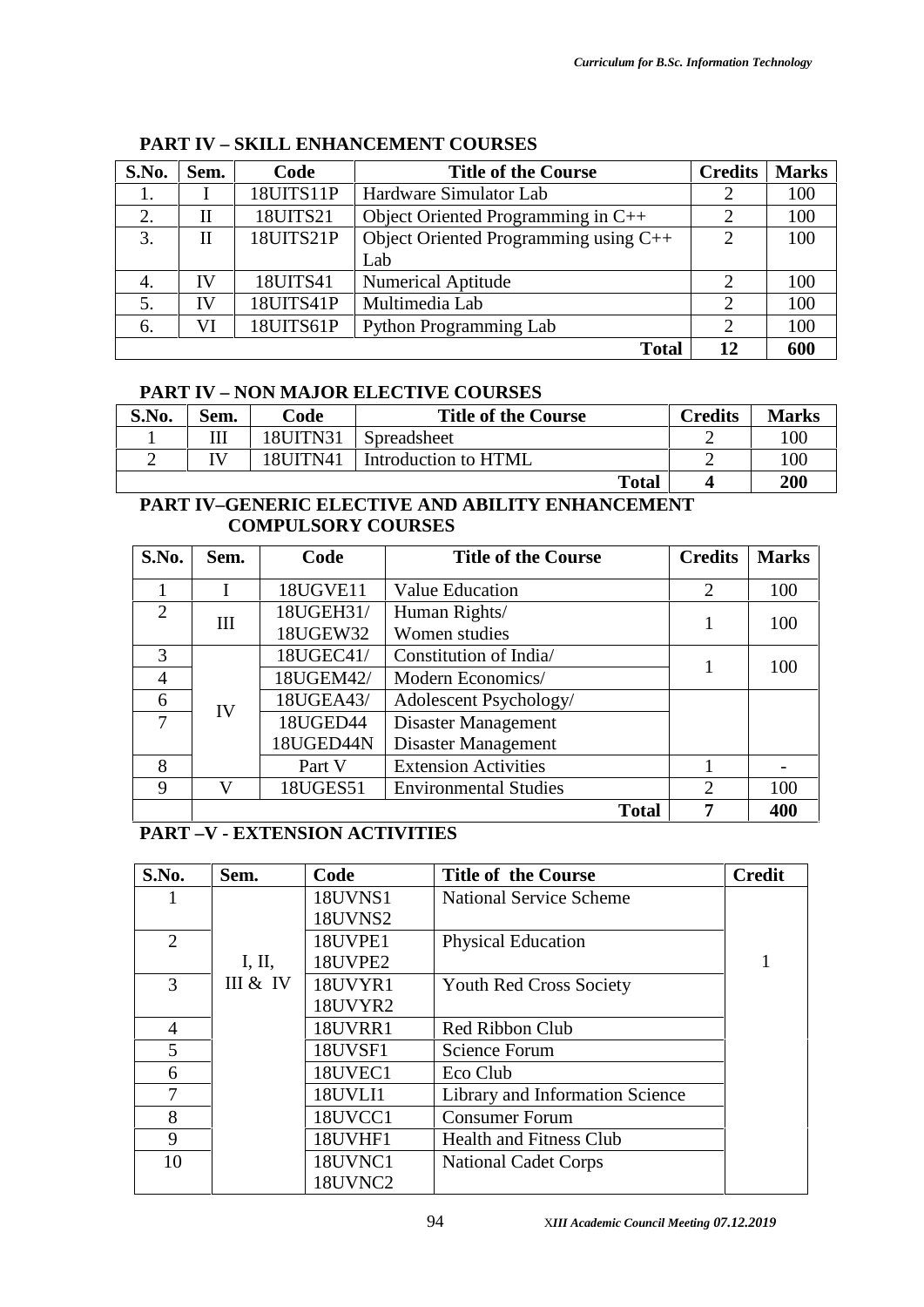## PART IV – SKILL ENHANCEMENT COURSES

| S.No. | Sem. | Code | Title of the Course | Credits | Marks |
|---|---|---|---|---|---|
| 1. | I | 18UITS11P | Hardware Simulator Lab | 2 | 100 |
| 2. | II | 18UITS21 | Object Oriented Programming in C++ | 2 | 100 |
| 3. | II | 18UITS21P | Object Oriented Programming using C++ Lab | 2 | 100 |
| 4. | IV | 18UITS41 | Numerical Aptitude | 2 | 100 |
| 5. | IV | 18UITS41P | Multimedia Lab | 2 | 100 |
| 6. | VI | 18UITS61P | Python Programming Lab | 2 | 100 |
| | | | **Total** | **12** | **600** |

## PART IV – NON MAJOR ELECTIVE COURSES

| S.No. | Sem. | Code | Title of the Course | Credits | Marks |
|---|---|---|---|---|---|
| 1 | III | 18UITN31 | Spreadsheet | 2 | 100 |
| 2 | IV | 18UITN41 | Introduction to HTML | 2 | 100 |
| | | | **Total** | **4** | **200** |

## PART IV–GENERIC ELECTIVE AND ABILITY ENHANCEMENT COMPULSORY COURSES

| S.No. | Sem. | Code | Title of the Course | Credits | Marks |
|---|---|---|---|---|---|
| 1 | I | 18UGVE11 | Value Education | 2 | 100 |
| 2 | III | 18UGEH31/<br>18UGEW32 | Human Rights/<br>Women studies | 1 | 100 |
| 3 | IV | 18UGEC41/ | Constitution of India/ | 1 | 100 |
| 4 | | 18UGEM42/ | Modern Economics/ | | |
| 6 | | 18UGEA43/ | Adolescent Psychology/ | | |
| 7 | | 18UGED44<br>18UGED44N | Disaster Management<br>Disaster Management | | |
| 8 | | Part V | Extension Activities | 1 | - |
| 9 | V | 18UGES51 | Environmental Studies | 2 | 100 |
| | | | **Total** | **7** | **400** |

## PART –V - EXTENSION ACTIVITIES

| S.No. | Sem. | Code | Title of the Course | Credit |
|---|---|---|---|---|
| 1 | I, II, III & IV | 18UVNS1<br>18UVNS2 | National Service Scheme | 1 |
| 2 | | 18UVPE1<br>18UVPE2 | Physical Education | |
| 3 | | 18UVYR1<br>18UVYR2 | Youth Red Cross Society | |
| 4 | | 18UVRR1 | Red Ribbon Club | |
| 5 | | 18UVSF1 | Science Forum | |
| 6 | | 18UVEC1 | Eco Club | |
| 7 | | 18UVLI1 | Library and Information Science | |
| 8 | | 18UVCC1 | Consumer Forum | |
| 9 | | 18UVHF1 | Health and Fitness Club | |
| 10 | | 18UVNC1<br>18UVNC2 | National Cadet Corps | |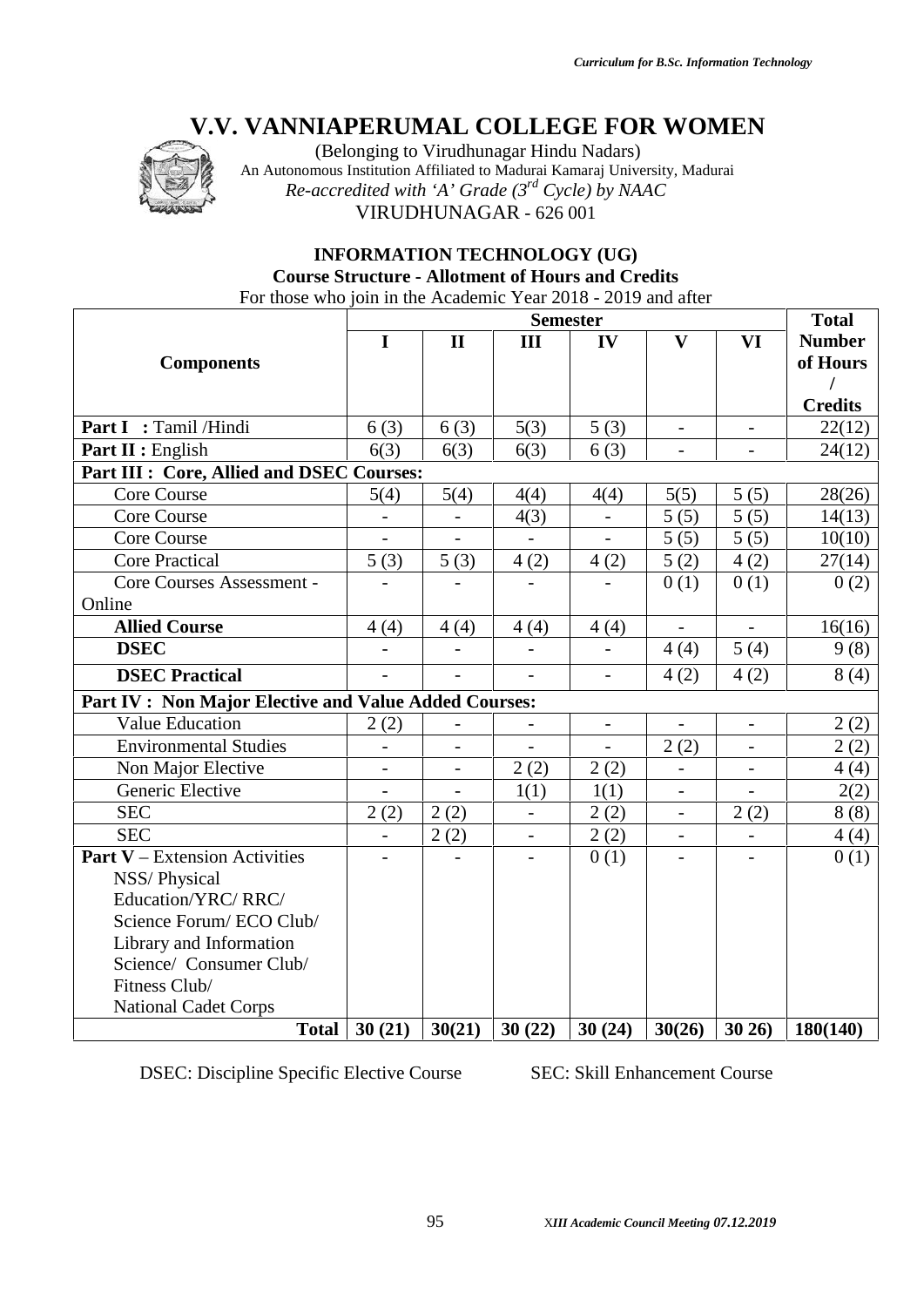# V.V. VANNIAPERUMAL COLLEGE FOR WOMEN

(Belonging to Virudhunagar Hindu Nadars)
An Autonomous Institution Affiliated to Madurai Kamaraj University, Madurai
*Re-accredited with 'A' Grade (3rd Cycle) by NAAC*
VIRUDHUNAGAR - 626 001

## INFORMATION TECHNOLOGY (UG)

### Course Structure - Allotment of Hours and Credits

For those who join in the Academic Year 2018 - 2019 and after

| Components | Semester | | | | | | Total Number of Hours / Credits |
|---|---|---|---|---|---|---|---|
| | I | II | III | IV | V | VI | |
| **Part I : Tamil /Hindi** | 6 (3) | 6 (3) | 5(3) | 5 (3) | - | - | 22(12) |
| **Part II : English** | 6(3) | 6(3) | 6(3) | 6 (3) | - | - | 24(12) |
| **Part III : Core, Allied and DSEC Courses:** | | | | | | | |
| Core Course | 5(4) | 5(4) | 4(4) | 4(4) | 5(5) | 5 (5) | 28(26) |
| Core Course | - | - | 4(3) | - | 5 (5) | 5 (5) | 14(13) |
| Core Course | - | - | - | - | 5 (5) | 5 (5) | 10(10) |
| Core Practical | 5 (3) | 5 (3) | 4 (2) | 4 (2) | 5 (2) | 4 (2) | 27(14) |
| Core Courses Assessment - Online | - | - | - | - | 0 (1) | 0 (1) | 0 (2) |
| **Allied Course** | 4 (4) | 4 (4) | 4 (4) | 4 (4) | - | - | 16(16) |
| **DSEC** | - | - | - | - | 4 (4) | 5 (4) | 9 (8) |
| **DSEC Practical** | - | - | - | - | 4 (2) | 4 (2) | 8 (4) |
| **Part IV : Non Major Elective and Value Added Courses:** | | | | | | | |
| Value Education | 2 (2) | - | - | - | - | - | 2 (2) |
| Environmental Studies | - | - | - | - | 2 (2) | - | 2 (2) |
| Non Major Elective | - | - | 2 (2) | 2 (2) | - | - | 4 (4) |
| Generic Elective | - | - | 1(1) | 1(1) | - | - | 2(2) |
| SEC | 2 (2) | 2 (2) | - | 2 (2) | - | 2 (2) | 8 (8) |
| SEC | - | 2 (2) | - | 2 (2) | - | - | 4 (4) |
| **Part V** – Extension Activities NSS/ Physical Education/YRC/ RRC/ Science Forum/ ECO Club/ Library and Information Science/ Consumer Club/ Fitness Club/ National Cadet Corps | - | - | - | 0 (1) | - | - | 0 (1) |
| **Total** | **30 (21)** | **30(21)** | **30 (22)** | **30 (24)** | **30(26)** | **30 26)** | **180(140)** |

DSEC: Discipline Specific Elective Course SEC: Skill Enhancement Course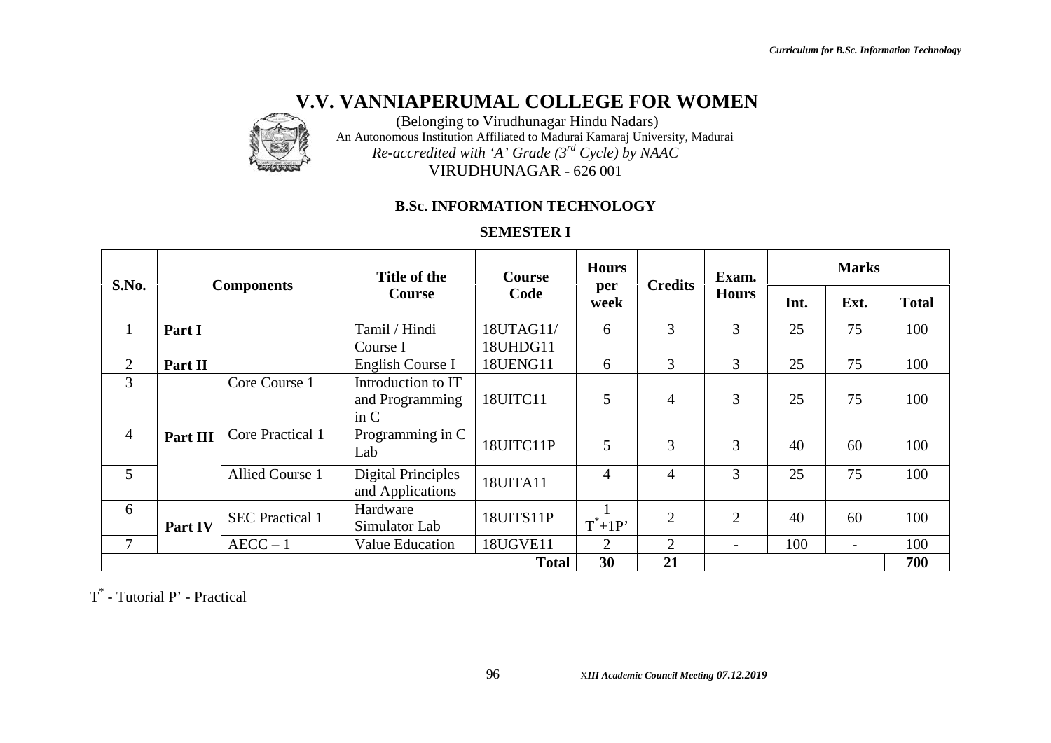# V.V. VANNIAPERUMAL COLLEGE FOR WOMEN

(Belonging to Virudhunagar Hindu Nadars)
An Autonomous Institution Affiliated to Madurai Kamaraj University, Madurai
*Re-accredited with 'A' Grade (3rd Cycle) by NAAC*
VIRUDHUNAGAR - 626 001

## B.Sc. INFORMATION TECHNOLOGY

### SEMESTER I

| S.No. | Components | | Title of the Course | Course Code | Hours per week | Credits | Exam. Hours | Marks | | |
|---|---|---|---|---|---|---|---|---|---|---|
| | | | | | | | | Int. | Ext. | Total |
| 1 | **Part I** | | Tamil / Hindi Course I | 18UTAG11/ 18UHDG11 | 6 | 3 | 3 | 25 | 75 | 100 |
| 2 | **Part II** | | English Course I | 18UENG11 | 6 | 3 | 3 | 25 | 75 | 100 |
| 3 | **Part III** | Core Course 1 | Introduction to IT and Programming in C | 18UITC11 | 5 | 4 | 3 | 25 | 75 | 100 |
| 4 | | Core Practical 1 | Programming in C Lab | 18UITC11P | 5 | 3 | 3 | 40 | 60 | 100 |
| 5 | | Allied Course 1 | Digital Principles and Applications | 18UITA11 | 4 | 4 | 3 | 25 | 75 | 100 |
| 6 | **Part IV** | SEC Practical 1 | Hardware Simulator Lab | 18UITS11P | 1 T*+1P' | 2 | 2 | 40 | 60 | 100 |
| 7 | | AECC – 1 | Value Education | 18UGVE11 | 2 | 2 | - | 100 | - | 100 |
| | | | | **Total** | **30** | **21** | | | | **700** |

T* - Tutorial P' - Practical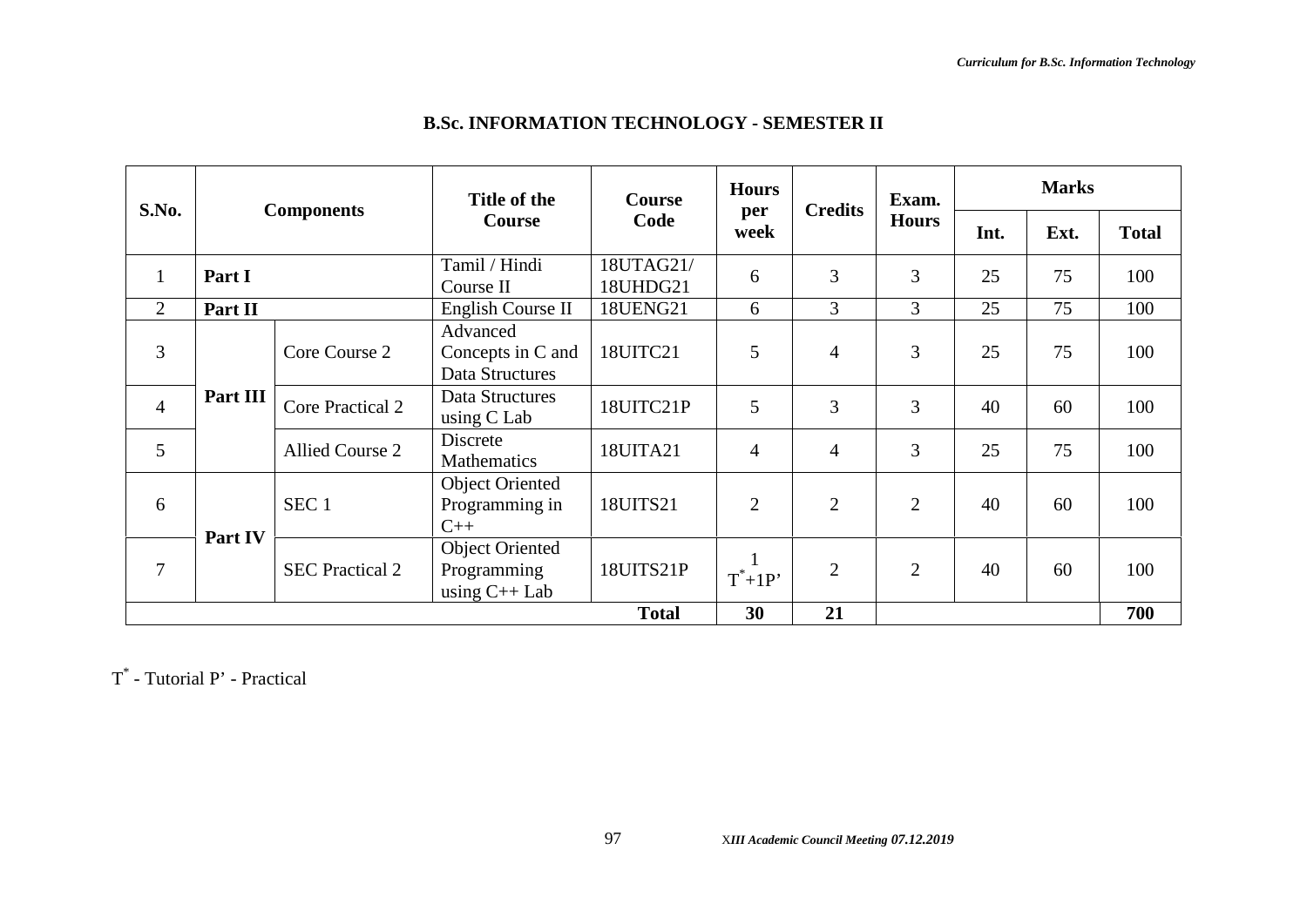## B.Sc. INFORMATION TECHNOLOGY - SEMESTER II

| S.No. | Components | | Title of the Course | Course Code | Hours per week | Credits | Exam. Hours | Marks | | |
|---|---|---|---|---|---|---|---|---|---|---|
| | | | | | | | | Int. | Ext. | Total |
| 1 | Part I | | Tamil / Hindi Course II | 18UTAG21/ 18UHDG21 | 6 | 3 | 3 | 25 | 75 | 100 |
| 2 | Part II | | English Course II | 18UENG21 | 6 | 3 | 3 | 25 | 75 | 100 |
| 3 | Part III | Core Course 2 | Advanced Concepts in C and Data Structures | 18UITC21 | 5 | 4 | 3 | 25 | 75 | 100 |
| 4 | | Core Practical 2 | Data Structures using C Lab | 18UITC21P | 5 | 3 | 3 | 40 | 60 | 100 |
| 5 | | Allied Course 2 | Discrete Mathematics | 18UITA21 | 4 | 4 | 3 | 25 | 75 | 100 |
| 6 | Part IV | SEC 1 | Object Oriented Programming in C++ | 18UITS21 | 2 | 2 | 2 | 40 | 60 | 100 |
| 7 | | SEC Practical 2 | Object Oriented Programming using C++ Lab | 18UITS21P | 1 T*+1P' | 2 | 2 | 40 | 60 | 100 |
| | | | | **Total** | **30** | **21** | | | | **700** |

T* - Tutorial P' - Practical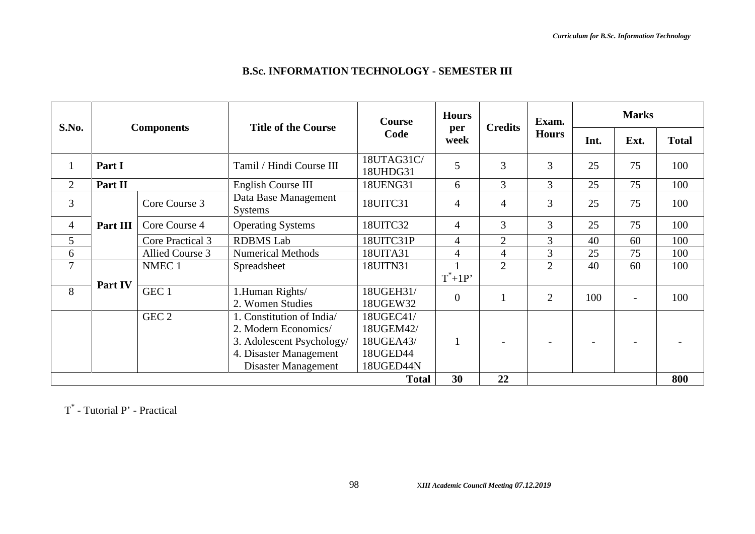## B.Sc. INFORMATION TECHNOLOGY - SEMESTER III

| S.No. | Components | | Title of the Course | Course Code | Hours per week | Credits | Exam. Hours | Marks | | |
|---|---|---|---|---|---|---|---|---|---|---|
| | | | | | | | | Int. | Ext. | Total |
| 1 | Part I | | Tamil / Hindi Course III | 18UTAG31C/ 18UHDG31 | 5 | 3 | 3 | 25 | 75 | 100 |
| 2 | Part II | | English Course III | 18UENG31 | 6 | 3 | 3 | 25 | 75 | 100 |
| 3 | Part III | Core Course 3 | Data Base Management Systems | 18UITC31 | 4 | 4 | 3 | 25 | 75 | 100 |
| 4 | | Core Course 4 | Operating Systems | 18UITC32 | 4 | 3 | 3 | 25 | 75 | 100 |
| 5 | | Core Practical 3 | RDBMS Lab | 18UITC31P | 4 | 2 | 3 | 40 | 60 | 100 |
| 6 | | Allied Course 3 | Numerical Methods | 18UITA31 | 4 | 4 | 3 | 25 | 75 | 100 |
| 7 | Part IV | NMEC 1 | Spreadsheet | 18UITN31 | 1 T*+1P' | 2 | 2 | 40 | 60 | 100 |
| 8 | | GEC 1 | 1.Human Rights/ 2. Women Studies | 18UGEH31/ 18UGEW32 | 0 | 1 | 2 | 100 | - | 100 |
| | | GEC 2 | 1. Constitution of India/ 2. Modern Economics/ 3. Adolescent Psychology/ 4. Disaster Management Disaster Management | 18UGEC41/ 18UGEM42/ 18UGEA43/ 18UGED44 18UGED44N | 1 | - | - | - | - | - |
| | | | | **Total** | **30** | **22** | | | | **800** |

T* - Tutorial P' - Practical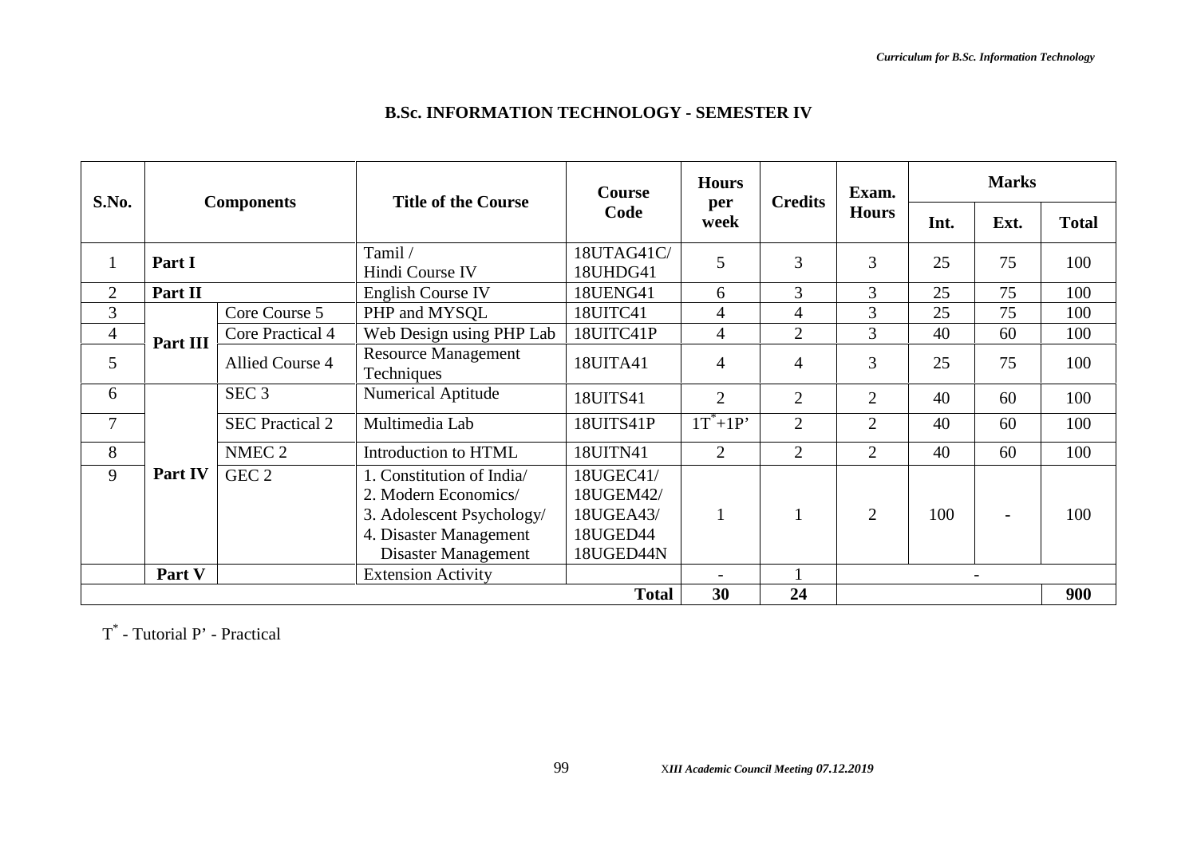## B.Sc. INFORMATION TECHNOLOGY - SEMESTER IV

| S.No. | Components | | Title of the Course | Course Code | Hours per week | Credits | Exam. Hours | Marks | | |
|---|---|---|---|---|---|---|---|---|---|---|
| | | | | | | | | Int. | Ext. | Total |
| 1 | **Part I** | | Tamil / Hindi Course IV | 18UTAG41C/ 18UHDG41 | 5 | 3 | 3 | 25 | 75 | 100 |
| 2 | **Part II** | | English Course IV | 18UENG41 | 6 | 3 | 3 | 25 | 75 | 100 |
| 3 | **Part III** | Core Course 5 | PHP and MYSQL | 18UITC41 | 4 | 4 | 3 | 25 | 75 | 100 |
| 4 | | Core Practical 4 | Web Design using PHP Lab | 18UITC41P | 4 | 2 | 3 | 40 | 60 | 100 |
| 5 | | Allied Course 4 | Resource Management Techniques | 18UITA41 | 4 | 4 | 3 | 25 | 75 | 100 |
| 6 | **Part IV** | SEC 3 | Numerical Aptitude | 18UITS41 | 2 | 2 | 2 | 40 | 60 | 100 |
| 7 | | SEC Practical 2 | Multimedia Lab | 18UITS41P | 1T*+1P’ | 2 | 2 | 40 | 60 | 100 |
| 8 | | NMEC 2 | Introduction to HTML | 18UITN41 | 2 | 2 | 2 | 40 | 60 | 100 |
| 9 | | GEC 2 | 1. Constitution of India/ 2. Modern Economics/ 3. Adolescent Psychology/ 4. Disaster Management Disaster Management | 18UGEC41/ 18UGEM42/ 18UGEA43/ 18UGED44 18UGED44N | 1 | 1 | 2 | 100 | - | 100 |
| | **Part V** | | Extension Activity | | - | 1 | - | | | |
| | | | | **Total** | **30** | **24** | | | | **900** |

T* - Tutorial P’ - Practical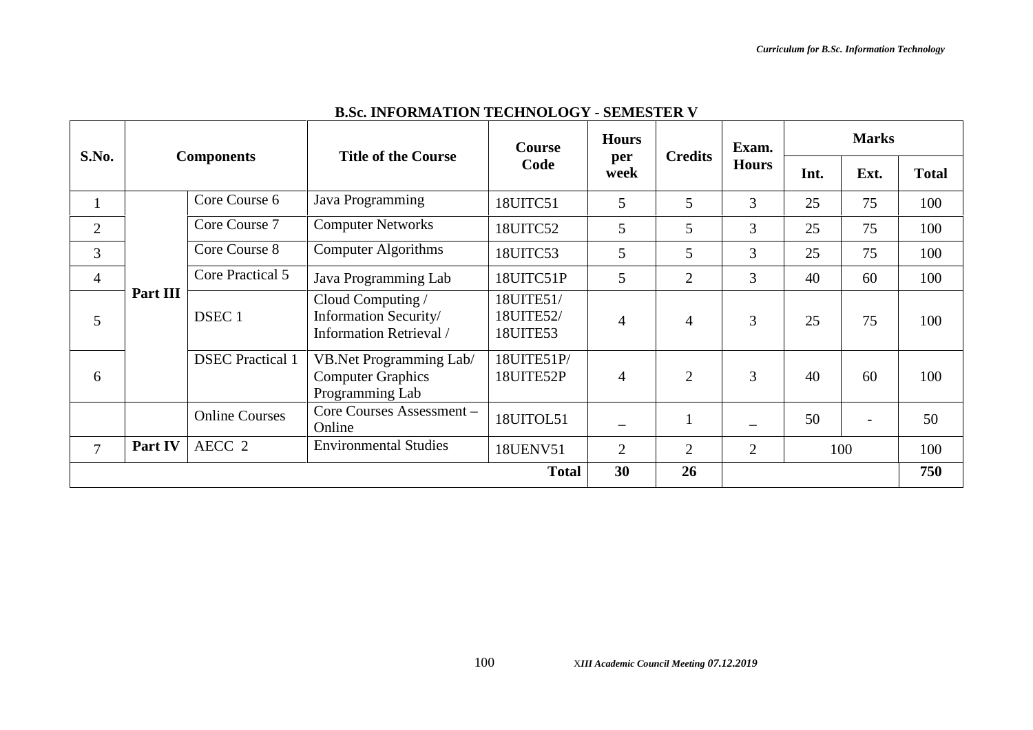## B.Sc. INFORMATION TECHNOLOGY - SEMESTER V

| S.No. | Components | | Title of the Course | Course Code | Hours per week | Credits | Exam. Hours | Marks | | |
|---|---|---|---|---|---|---|---|---|---|---|
| | | | | | | | | Int. | Ext. | Total |
| 1 | Part III | Core Course 6 | Java Programming | 18UITC51 | 5 | 5 | 3 | 25 | 75 | 100 |
| 2 | | Core Course 7 | Computer Networks | 18UITC52 | 5 | 5 | 3 | 25 | 75 | 100 |
| 3 | | Core Course 8 | Computer Algorithms | 18UITC53 | 5 | 5 | 3 | 25 | 75 | 100 |
| 4 | | Core Practical 5 | Java Programming Lab | 18UITC51P | 5 | 2 | 3 | 40 | 60 | 100 |
| 5 | | DSEC 1 | Cloud Computing / Information Security/ Information Retrieval / | 18UITE51/ 18UITE52/ 18UITE53 | 4 | 4 | 3 | 25 | 75 | 100 |
| 6 | | DSEC Practical 1 | VB.Net Programming Lab/ Computer Graphics Programming Lab | 18UITE51P/ 18UITE52P | 4 | 2 | 3 | 40 | 60 | 100 |
| | | Online Courses | Core Courses Assessment – Online | 18UITOL51 | _ | 1 | _ | 50 | - | 50 |
| 7 | Part IV | AECC 2 | Environmental Studies | 18UENV51 | 2 | 2 | 2 | 100 | | 100 |
| | | | | **Total** | **30** | **26** | | | | **750** |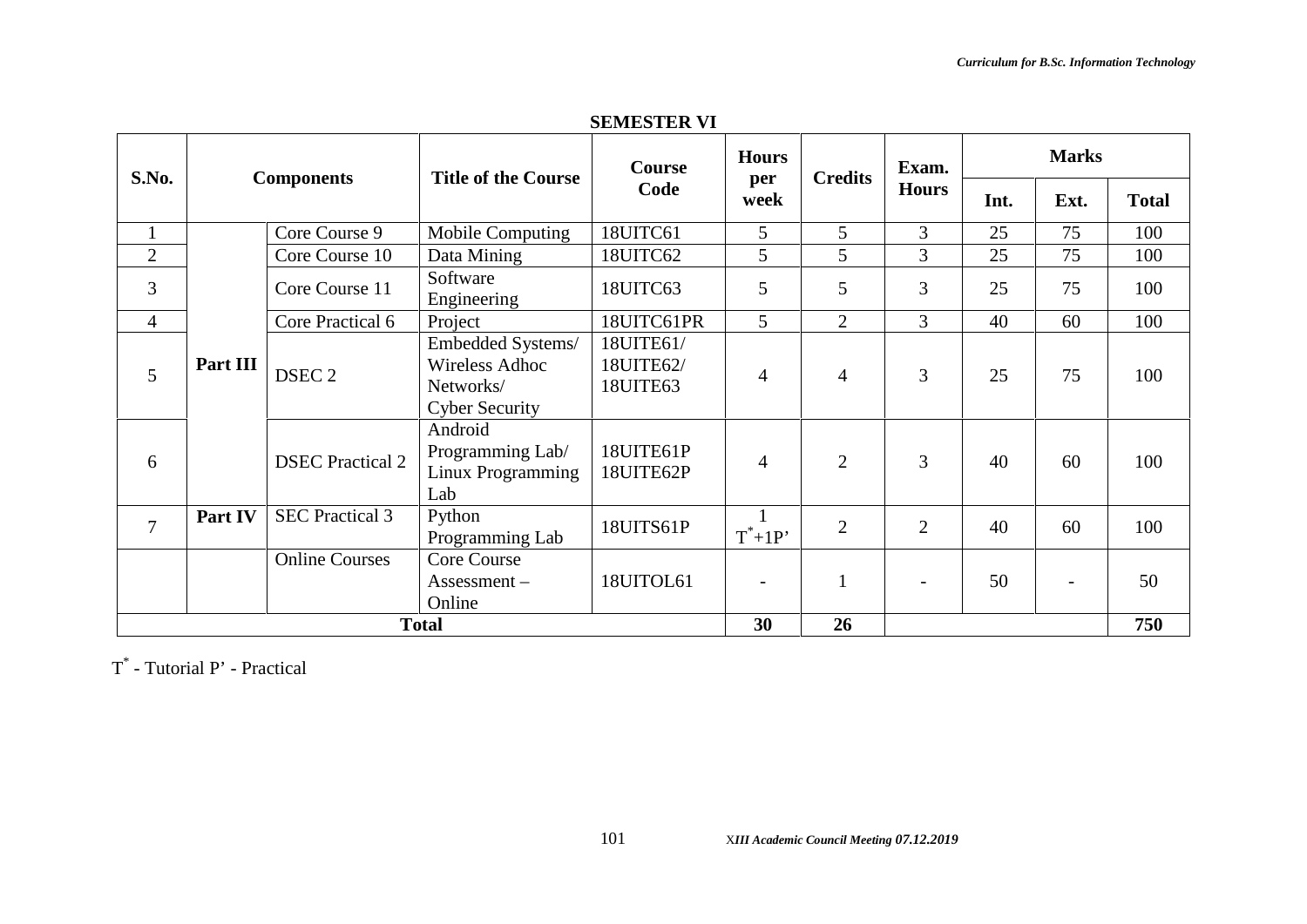## SEMESTER VI

| S.No. | Components | | Title of the Course | Course Code | Hours per week | Credits | Exam. Hours | Marks | | |
|---|---|---|---|---|---|---|---|---|---|---|
| | | | | | | | | Int. | Ext. | Total |
| 1 | Part III | Core Course 9 | Mobile Computing | 18UITC61 | 5 | 5 | 3 | 25 | 75 | 100 |
| 2 | | Core Course 10 | Data Mining | 18UITC62 | 5 | 5 | 3 | 25 | 75 | 100 |
| 3 | | Core Course 11 | Software Engineering | 18UITC63 | 5 | 5 | 3 | 25 | 75 | 100 |
| 4 | | Core Practical 6 | Project | 18UITC61PR | 5 | 2 | 3 | 40 | 60 | 100 |
| 5 | | DSEC 2 | Embedded Systems/ Wireless Adhoc Networks/ Cyber Security | 18UITE61/ 18UITE62/ 18UITE63 | 4 | 4 | 3 | 25 | 75 | 100 |
| 6 | | DSEC Practical 2 | Android Programming Lab/ Linux Programming Lab | 18UITE61P 18UITE62P | 4 | 2 | 3 | 40 | 60 | 100 |
| 7 | Part IV | SEC Practical 3 | Python Programming Lab | 18UITS61P | 1 T*+1P' | 2 | 2 | 40 | 60 | 100 |
| | | Online Courses | Core Course Assessment – Online | 18UITOL61 | - | 1 | - | 50 | - | 50 |
| **Total** | | | | | **30** | **26** | | | | **750** |

T* - Tutorial P' - Practical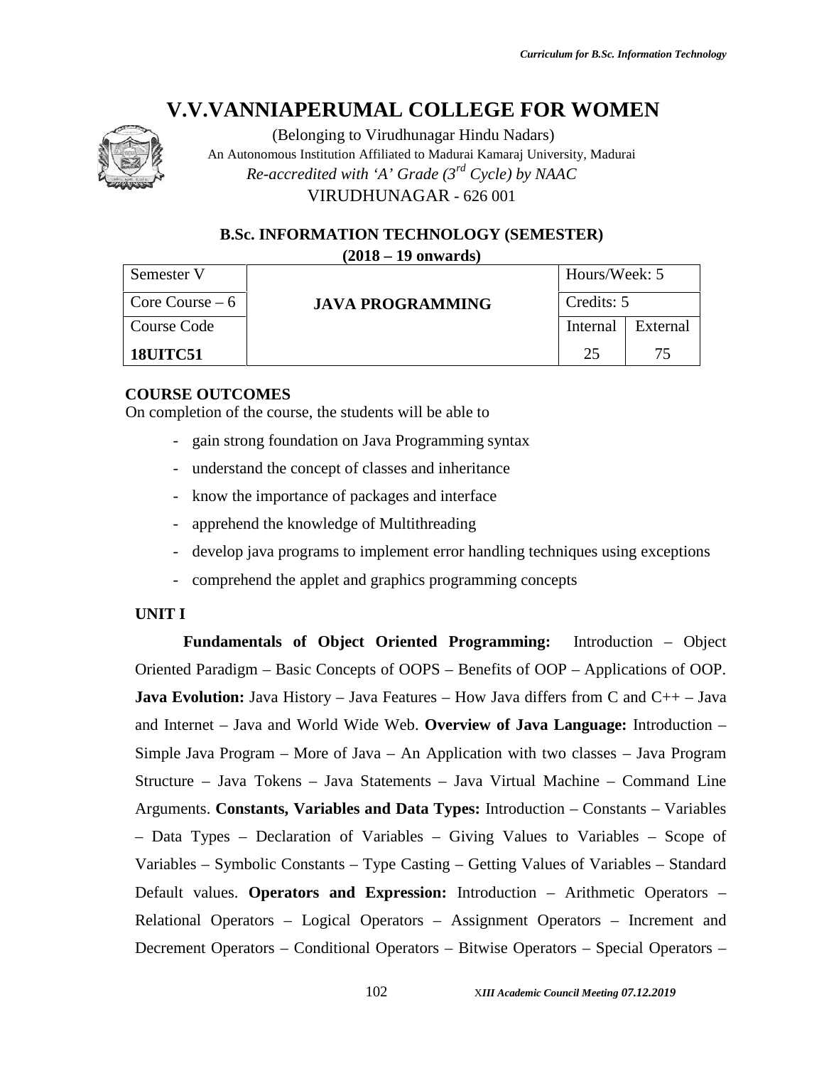# V.V.VANNIAPERUMAL COLLEGE FOR WOMEN

(Belonging to Virudhunagar Hindu Nadars)

An Autonomous Institution Affiliated to Madurai Kamaraj University, Madurai

*Re-accredited with 'A' Grade (3rd Cycle) by NAAC*

VIRUDHUNAGAR - 626 001

## B.Sc. INFORMATION TECHNOLOGY (SEMESTER)

**(2018 – 19 onwards)**

| Semester V | JAVA PROGRAMMING | Hours/Week: 5 | |
|---|---|---|---|
| Core Course – 6 | | Credits: 5 | |
| Course Code | | Internal | External |
| **18UITC51** | | 25 | 75 |

### COURSE OUTCOMES

On completion of the course, the students will be able to

- gain strong foundation on Java Programming syntax
- understand the concept of classes and inheritance
- know the importance of packages and interface
- apprehend the knowledge of Multithreading
- develop java programs to implement error handling techniques using exceptions
- comprehend the applet and graphics programming concepts

### UNIT I

**Fundamentals of Object Oriented Programming:** Introduction – Object Oriented Paradigm – Basic Concepts of OOPS – Benefits of OOP – Applications of OOP. **Java Evolution:** Java History – Java Features – How Java differs from C and C++ – Java and Internet – Java and World Wide Web. **Overview of Java Language:** Introduction – Simple Java Program – More of Java – An Application with two classes – Java Program Structure – Java Tokens – Java Statements – Java Virtual Machine – Command Line Arguments. **Constants, Variables and Data Types:** Introduction – Constants – Variables – Data Types – Declaration of Variables – Giving Values to Variables – Scope of Variables – Symbolic Constants – Type Casting – Getting Values of Variables – Standard Default values. **Operators and Expression:** Introduction – Arithmetic Operators – Relational Operators – Logical Operators – Assignment Operators – Increment and Decrement Operators – Conditional Operators – Bitwise Operators – Special Operators –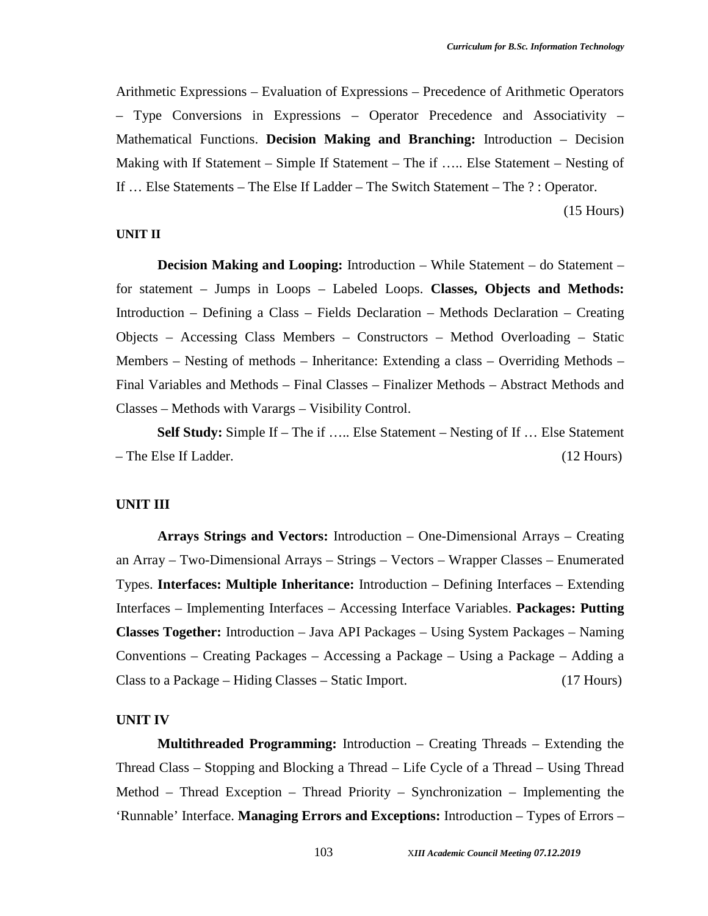Arithmetic Expressions – Evaluation of Expressions – Precedence of Arithmetic Operators – Type Conversions in Expressions – Operator Precedence and Associativity – Mathematical Functions. **Decision Making and Branching:** Introduction – Decision Making with If Statement – Simple If Statement – The if ….. Else Statement – Nesting of If … Else Statements – The Else If Ladder – The Switch Statement – The ? : Operator.

(15 Hours)

**UNIT II**

**Decision Making and Looping:** Introduction – While Statement – do Statement – for statement – Jumps in Loops – Labeled Loops. **Classes, Objects and Methods:** Introduction – Defining a Class – Fields Declaration – Methods Declaration – Creating Objects – Accessing Class Members – Constructors – Method Overloading – Static Members – Nesting of methods – Inheritance: Extending a class – Overriding Methods – Final Variables and Methods – Final Classes – Finalizer Methods – Abstract Methods and Classes – Methods with Varargs – Visibility Control.

**Self Study:** Simple If – The if ….. Else Statement – Nesting of If … Else Statement – The Else If Ladder. (12 Hours)

**UNIT III**

**Arrays Strings and Vectors:** Introduction – One-Dimensional Arrays – Creating an Array – Two-Dimensional Arrays – Strings – Vectors – Wrapper Classes – Enumerated Types. **Interfaces: Multiple Inheritance:** Introduction – Defining Interfaces – Extending Interfaces – Implementing Interfaces – Accessing Interface Variables. **Packages: Putting Classes Together:** Introduction – Java API Packages – Using System Packages – Naming Conventions – Creating Packages – Accessing a Package – Using a Package – Adding a Class to a Package – Hiding Classes – Static Import. (17 Hours)

**UNIT IV**

**Multithreaded Programming:** Introduction – Creating Threads – Extending the Thread Class – Stopping and Blocking a Thread – Life Cycle of a Thread – Using Thread Method – Thread Exception – Thread Priority – Synchronization – Implementing the 'Runnable' Interface. **Managing Errors and Exceptions:** Introduction – Types of Errors –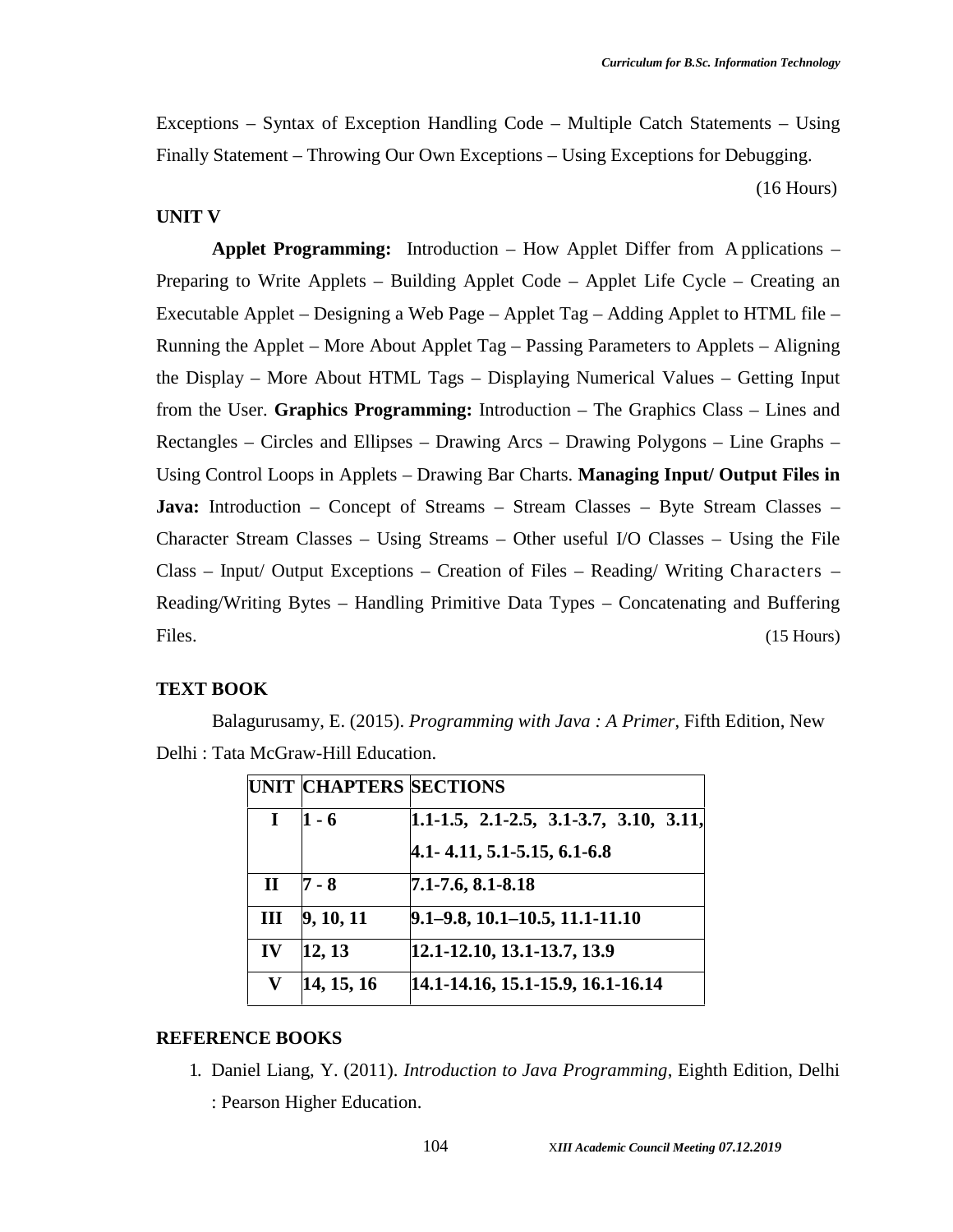Exceptions – Syntax of Exception Handling Code – Multiple Catch Statements – Using Finally Statement – Throwing Our Own Exceptions – Using Exceptions for Debugging.

(16 Hours)

**UNIT V**

**Applet Programming:** Introduction – How Applet Differ from Applications – Preparing to Write Applets – Building Applet Code – Applet Life Cycle – Creating an Executable Applet – Designing a Web Page – Applet Tag – Adding Applet to HTML file – Running the Applet – More About Applet Tag – Passing Parameters to Applets – Aligning the Display – More About HTML Tags – Displaying Numerical Values – Getting Input from the User. **Graphics Programming:** Introduction – The Graphics Class – Lines and Rectangles – Circles and Ellipses – Drawing Arcs – Drawing Polygons – Line Graphs – Using Control Loops in Applets – Drawing Bar Charts. **Managing Input/ Output Files in Java:** Introduction – Concept of Streams – Stream Classes – Byte Stream Classes – Character Stream Classes – Using Streams – Other useful I/O Classes – Using the File Class – Input/ Output Exceptions – Creation of Files – Reading/ Writing Characters – Reading/Writing Bytes – Handling Primitive Data Types – Concatenating and Buffering Files. (15 Hours)

**TEXT BOOK**

Balagurusamy, E. (2015). *Programming with Java : A Primer*, Fifth Edition, New Delhi : Tata McGraw-Hill Education.

| UNIT | CHAPTERS | SECTIONS |
|---|---|---|
| I | 1 - 6 | 1.1-1.5, 2.1-2.5, 3.1-3.7, 3.10, 3.11, 4.1- 4.11, 5.1-5.15, 6.1-6.8 |
| II | 7 - 8 | 7.1-7.6, 8.1-8.18 |
| III | 9, 10, 11 | 9.1–9.8, 10.1–10.5, 11.1-11.10 |
| IV | 12, 13 | 12.1-12.10, 13.1-13.7, 13.9 |
| V | 14, 15, 16 | 14.1-14.16, 15.1-15.9, 16.1-16.14 |

**REFERENCE BOOKS**

1. Daniel Liang, Y. (2011). *Introduction to Java Programming*, Eighth Edition, Delhi : Pearson Higher Education.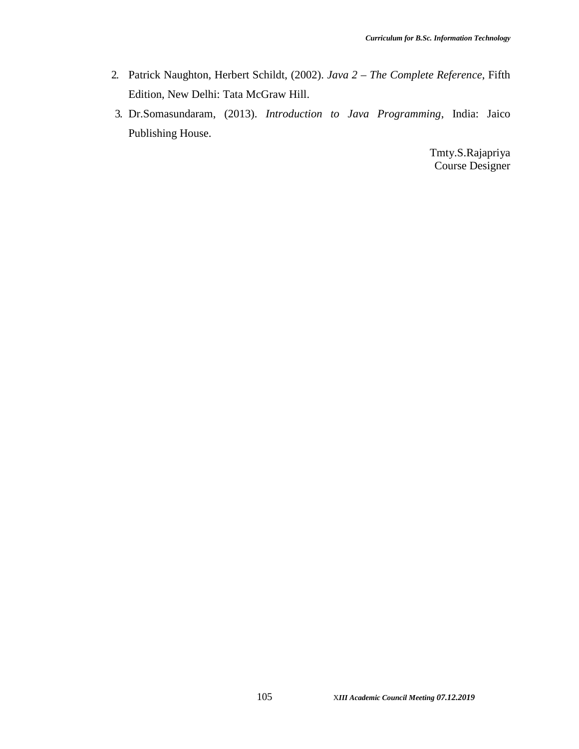2. Patrick Naughton, Herbert Schildt, (2002). *Java 2 – The Complete Reference*, Fifth Edition, New Delhi: Tata McGraw Hill.
3. Dr.Somasundaram, (2013). *Introduction to Java Programming*, India: Jaico Publishing House.

Tmty.S.Rajapriya
Course Designer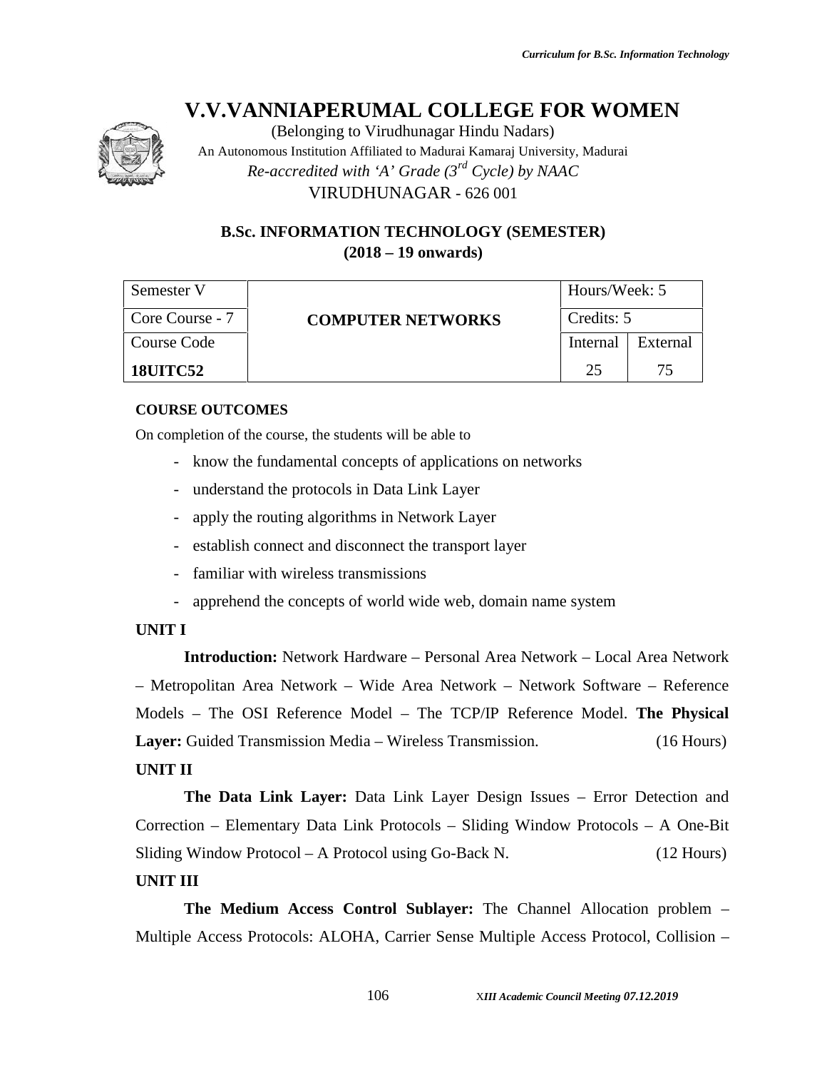# V.V.VANNIAPERUMAL COLLEGE FOR WOMEN

(Belonging to Virudhunagar Hindu Nadars)

An Autonomous Institution Affiliated to Madurai Kamaraj University, Madurai

*Re-accredited with 'A' Grade (3rd Cycle) by NAAC*

VIRUDHUNAGAR - 626 001

## B.Sc. INFORMATION TECHNOLOGY (SEMESTER)
## (2018 – 19 onwards)

| Semester V | COMPUTER NETWORKS | Hours/Week: 5 | |
|---|---|---|---|
| Core Course - 7 | | Credits: 5 | |
| Course Code | | Internal | External |
| **18UITC52** | | 25 | 75 |

**COURSE OUTCOMES**

On completion of the course, the students will be able to

- know the fundamental concepts of applications on networks
- understand the protocols in Data Link Layer
- apply the routing algorithms in Network Layer
- establish connect and disconnect the transport layer
- familiar with wireless transmissions
- apprehend the concepts of world wide web, domain name system

**UNIT I**

**Introduction:** Network Hardware – Personal Area Network – Local Area Network – Metropolitan Area Network – Wide Area Network – Network Software – Reference Models – The OSI Reference Model – The TCP/IP Reference Model. **The Physical Layer:** Guided Transmission Media – Wireless Transmission. (16 Hours)

**UNIT II**

**The Data Link Layer:** Data Link Layer Design Issues – Error Detection and Correction – Elementary Data Link Protocols – Sliding Window Protocols – A One-Bit Sliding Window Protocol – A Protocol using Go-Back N. (12 Hours)

**UNIT III**

**The Medium Access Control Sublayer:** The Channel Allocation problem – Multiple Access Protocols: ALOHA, Carrier Sense Multiple Access Protocol, Collision –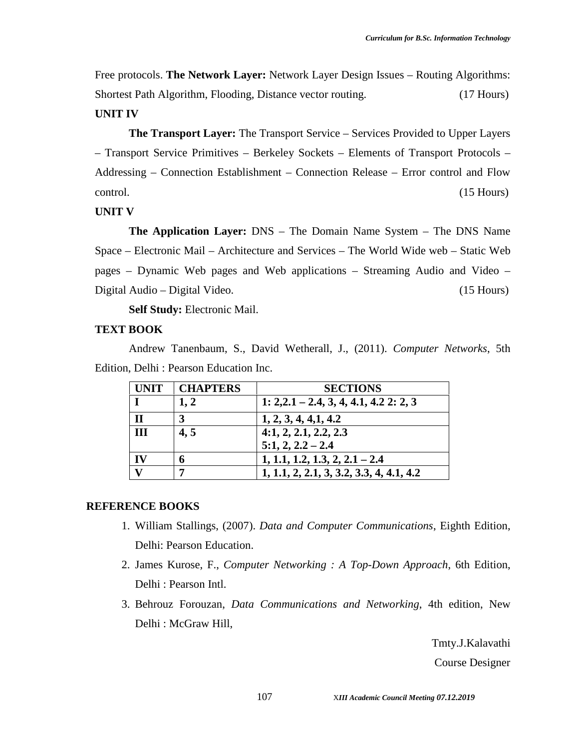Free protocols. **The Network Layer:** Network Layer Design Issues – Routing Algorithms: Shortest Path Algorithm, Flooding, Distance vector routing. (17 Hours)

**UNIT IV**

**The Transport Layer:** The Transport Service – Services Provided to Upper Layers – Transport Service Primitives – Berkeley Sockets – Elements of Transport Protocols – Addressing – Connection Establishment – Connection Release – Error control and Flow control. (15 Hours)

**UNIT V**

**The Application Layer:** DNS – The Domain Name System – The DNS Name Space – Electronic Mail – Architecture and Services – The World Wide web – Static Web pages – Dynamic Web pages and Web applications – Streaming Audio and Video – Digital Audio – Digital Video. (15 Hours)

**Self Study:** Electronic Mail.

**TEXT BOOK**

Andrew Tanenbaum, S., David Wetherall, J., (2011). *Computer Networks*, 5th Edition, Delhi : Pearson Education Inc.

| UNIT | CHAPTERS | SECTIONS |
|---|---|---|
| I | 1, 2 | 1: 2,2.1 – 2.4, 3, 4, 4.1, 4.2 2: 2, 3 |
| II | 3 | 1, 2, 3, 4, 4,1, 4.2 |
| III | 4, 5 | 4:1, 2, 2.1, 2.2, 2.3<br>5:1, 2, 2.2 – 2.4 |
| IV | 6 | 1, 1.1, 1.2, 1.3, 2, 2.1 – 2.4 |
| V | 7 | 1, 1.1, 2, 2.1, 3, 3.2, 3.3, 4, 4.1, 4.2 |

**REFERENCE BOOKS**

1. William Stallings, (2007). *Data and Computer Communications*, Eighth Edition, Delhi: Pearson Education.
2. James Kurose, F., *Computer Networking : A Top-Down Approach*, 6th Edition, Delhi : Pearson Intl.
3. Behrouz Forouzan, *Data Communications and Networking*, 4th edition, New Delhi : McGraw Hill,

Tmty.J.Kalavathi

Course Designer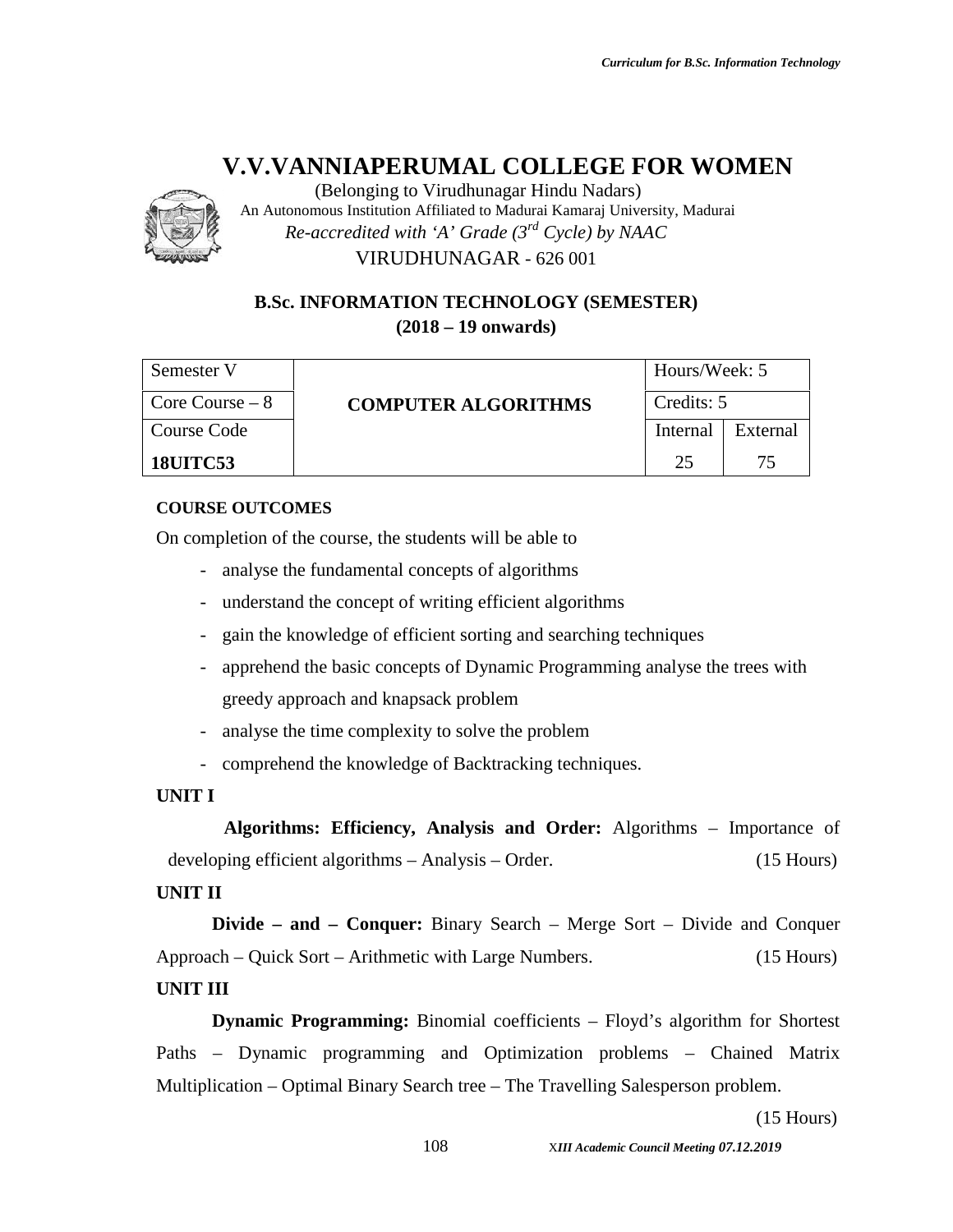# V.V.VANNIAPERUMAL COLLEGE FOR WOMEN

(Belonging to Virudhunagar Hindu Nadars)
An Autonomous Institution Affiliated to Madurai Kamaraj University, Madurai
*Re-accredited with 'A' Grade (3rd Cycle) by NAAC*
VIRUDHUNAGAR - 626 001

## B.Sc. INFORMATION TECHNOLOGY (SEMESTER)
## (2018 – 19 onwards)

| Semester V | COMPUTER ALGORITHMS | Hours/Week: 5 | |
|---|---|---|---|
| Core Course – 8 | | Credits: 5 | |
| Course Code | | Internal | External |
| **18UITC53** | | 25 | 75 |

**COURSE OUTCOMES**

On completion of the course, the students will be able to

- analyse the fundamental concepts of algorithms
- understand the concept of writing efficient algorithms
- gain the knowledge of efficient sorting and searching techniques
- apprehend the basic concepts of Dynamic Programming analyse the trees with greedy approach and knapsack problem
- analyse the time complexity to solve the problem
- comprehend the knowledge of Backtracking techniques.

**UNIT I**

**Algorithms: Efficiency, Analysis and Order:** Algorithms – Importance of developing efficient algorithms – Analysis – Order. (15 Hours)

**UNIT II**

**Divide – and – Conquer:** Binary Search – Merge Sort – Divide and Conquer Approach – Quick Sort – Arithmetic with Large Numbers. (15 Hours)

**UNIT III**

**Dynamic Programming:** Binomial coefficients – Floyd's algorithm for Shortest Paths – Dynamic programming and Optimization problems – Chained Matrix Multiplication – Optimal Binary Search tree – The Travelling Salesperson problem.

(15 Hours)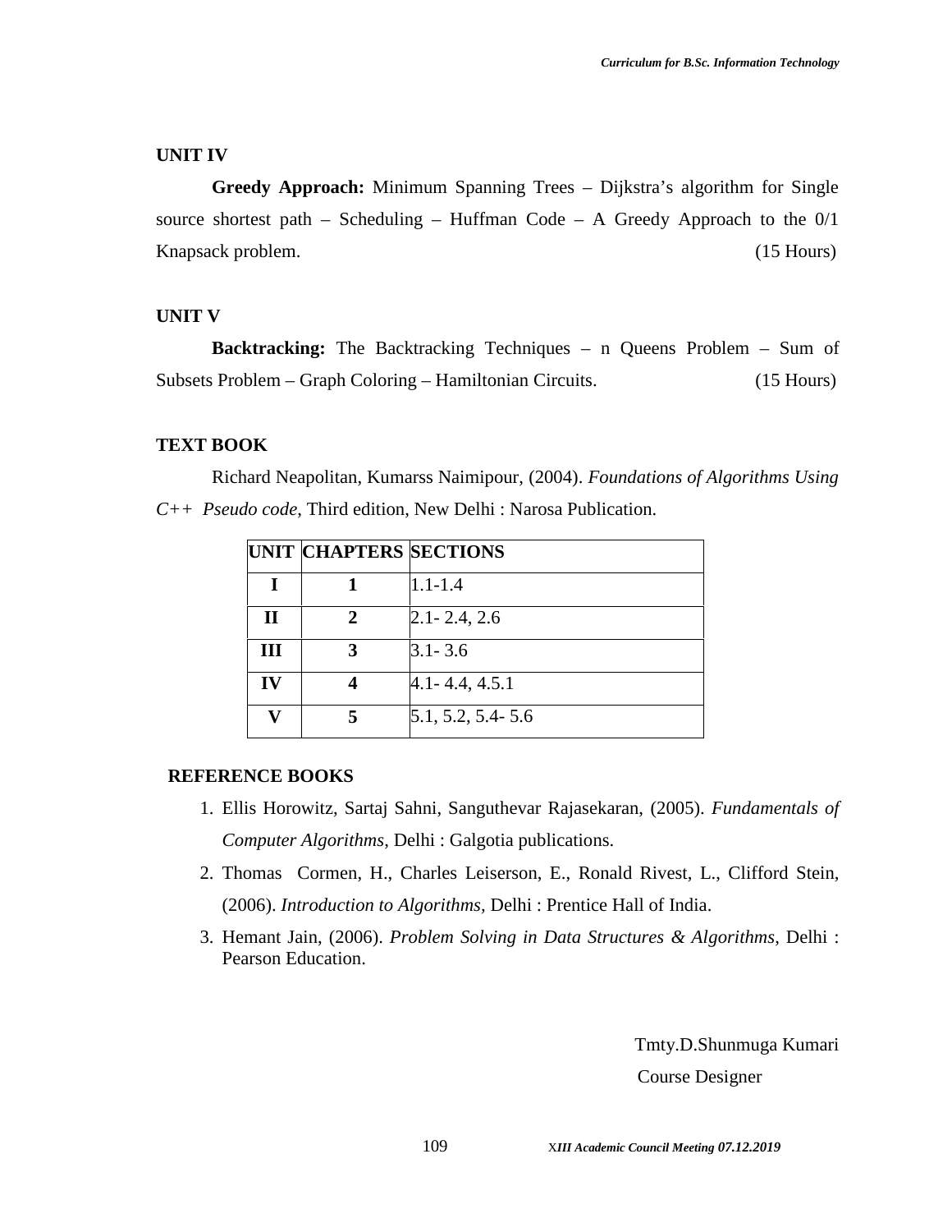### UNIT IV

**Greedy Approach:** Minimum Spanning Trees – Dijkstra's algorithm for Single source shortest path – Scheduling – Huffman Code – A Greedy Approach to the 0/1 Knapsack problem. (15 Hours)

### UNIT V

**Backtracking:** The Backtracking Techniques – n Queens Problem – Sum of Subsets Problem – Graph Coloring – Hamiltonian Circuits. (15 Hours)

### TEXT BOOK

Richard Neapolitan, Kumarss Naimipour, (2004). *Foundations of Algorithms Using C++ Pseudo code*, Third edition, New Delhi : Narosa Publication.

| UNIT | CHAPTERS | SECTIONS |
|---|---|---|
| I | 1 | 1.1-1.4 |
| II | 2 | 2.1- 2.4, 2.6 |
| III | 3 | 3.1- 3.6 |
| IV | 4 | 4.1- 4.4, 4.5.1 |
| V | 5 | 5.1, 5.2, 5.4- 5.6 |

### REFERENCE BOOKS

1. Ellis Horowitz, Sartaj Sahni, Sanguthevar Rajasekaran, (2005). *Fundamentals of Computer Algorithms*, Delhi : Galgotia publications.
2. Thomas Cormen, H., Charles Leiserson, E., Ronald Rivest, L., Clifford Stein, (2006). *Introduction to Algorithms,* Delhi : Prentice Hall of India.
3. Hemant Jain, (2006). *Problem Solving in Data Structures & Algorithms,* Delhi : Pearson Education.

Tmty.D.Shunmuga Kumari

Course Designer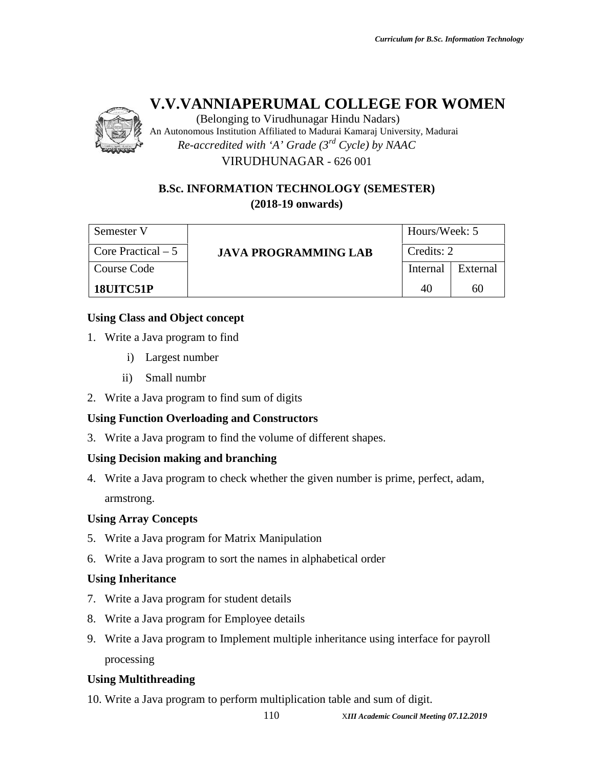# V.V.VANNIAPERUMAL COLLEGE FOR WOMEN

(Belonging to Virudhunagar Hindu Nadars)
An Autonomous Institution Affiliated to Madurai Kamaraj University, Madurai
*Re-accredited with 'A' Grade (3rd Cycle) by NAAC*
VIRUDHUNAGAR - 626 001

## B.Sc. INFORMATION TECHNOLOGY (SEMESTER)
## (2018-19 onwards)

| Semester V | JAVA PROGRAMMING LAB | Hours/Week: 5 | |
|---|---|---|---|
| Core Practical – 5 | | Credits: 2 | |
| Course Code | | Internal | External |
| **18UITC51P** | | 40 | 60 |

**Using Class and Object concept**

1. Write a Java program to find
   i) Largest number
   ii) Small numbr
2. Write a Java program to find sum of digits

**Using Function Overloading and Constructors**

3. Write a Java program to find the volume of different shapes.

**Using Decision making and branching**

4. Write a Java program to check whether the given number is prime, perfect, adam, armstrong.

**Using Array Concepts**

5. Write a Java program for Matrix Manipulation
6. Write a Java program to sort the names in alphabetical order

**Using Inheritance**

7. Write a Java program for student details
8. Write a Java program for Employee details
9. Write a Java program to Implement multiple inheritance using interface for payroll processing

**Using Multithreading**

10. Write a Java program to perform multiplication table and sum of digit.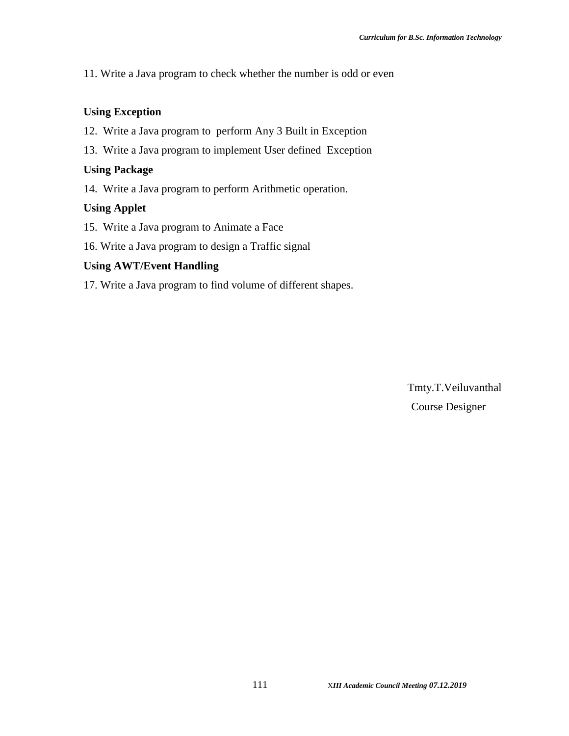11. Write a Java program to check whether the number is odd or even

**Using Exception**

12. Write a Java program to perform Any 3 Built in Exception

13. Write a Java program to implement User defined Exception

**Using Package**

14. Write a Java program to perform Arithmetic operation.

**Using Applet**

15. Write a Java program to Animate a Face

16. Write a Java program to design a Traffic signal

**Using AWT/Event Handling**

17. Write a Java program to find volume of different shapes.

Tmty.T.Veiluvanthal

Course Designer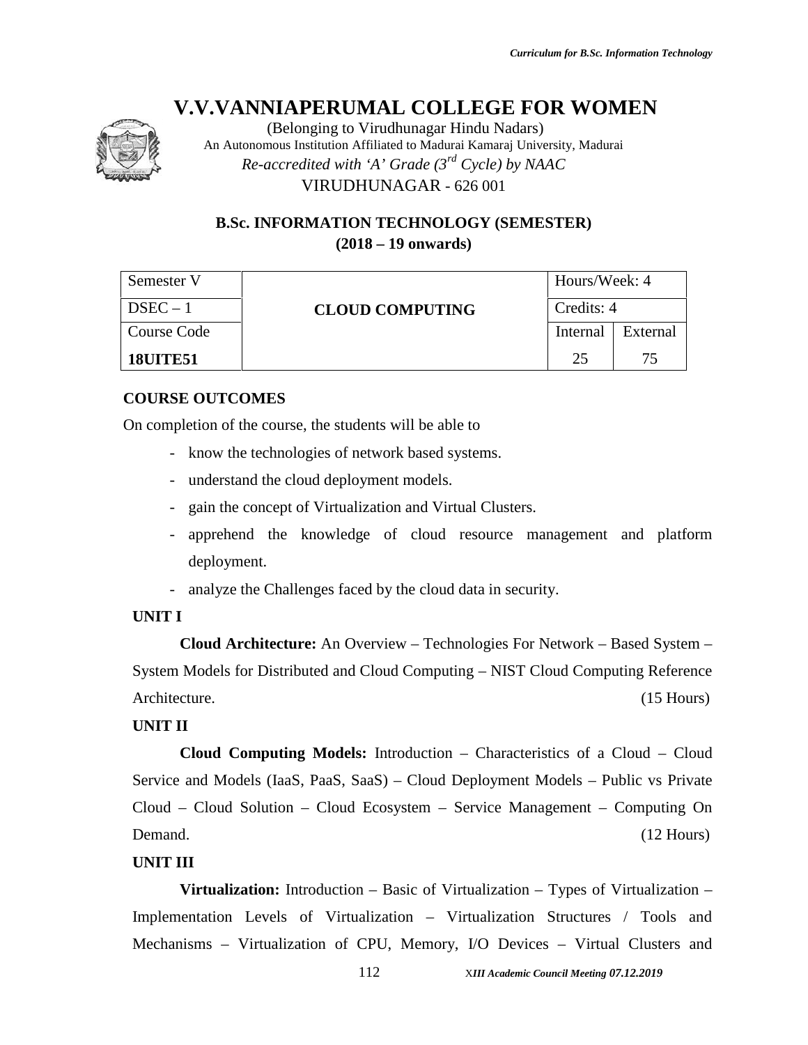# V.V.VANNIAPERUMAL COLLEGE FOR WOMEN

(Belonging to Virudhunagar Hindu Nadars)
An Autonomous Institution Affiliated to Madurai Kamaraj University, Madurai
*Re-accredited with 'A' Grade (3rd Cycle) by NAAC*
VIRUDHUNAGAR - 626 001

## B.Sc. INFORMATION TECHNOLOGY (SEMESTER)
## (2018 – 19 onwards)

| Semester V | CLOUD COMPUTING | Hours/Week: 4 | |
|---|---|---|---|
| DSEC – 1 | | Credits: 4 | |
| Course Code | | Internal | External |
| **18UITE51** | | 25 | 75 |

### COURSE OUTCOMES

On completion of the course, the students will be able to

- know the technologies of network based systems.
- understand the cloud deployment models.
- gain the concept of Virtualization and Virtual Clusters.
- apprehend the knowledge of cloud resource management and platform deployment.
- analyze the Challenges faced by the cloud data in security.

### UNIT I

**Cloud Architecture:** An Overview – Technologies For Network – Based System – System Models for Distributed and Cloud Computing – NIST Cloud Computing Reference Architecture. (15 Hours)

### UNIT II

**Cloud Computing Models:** Introduction – Characteristics of a Cloud – Cloud Service and Models (IaaS, PaaS, SaaS) – Cloud Deployment Models – Public vs Private Cloud – Cloud Solution – Cloud Ecosystem – Service Management – Computing On Demand. (12 Hours)

### UNIT III

**Virtualization:** Introduction – Basic of Virtualization – Types of Virtualization – Implementation Levels of Virtualization – Virtualization Structures / Tools and Mechanisms – Virtualization of CPU, Memory, I/O Devices – Virtual Clusters and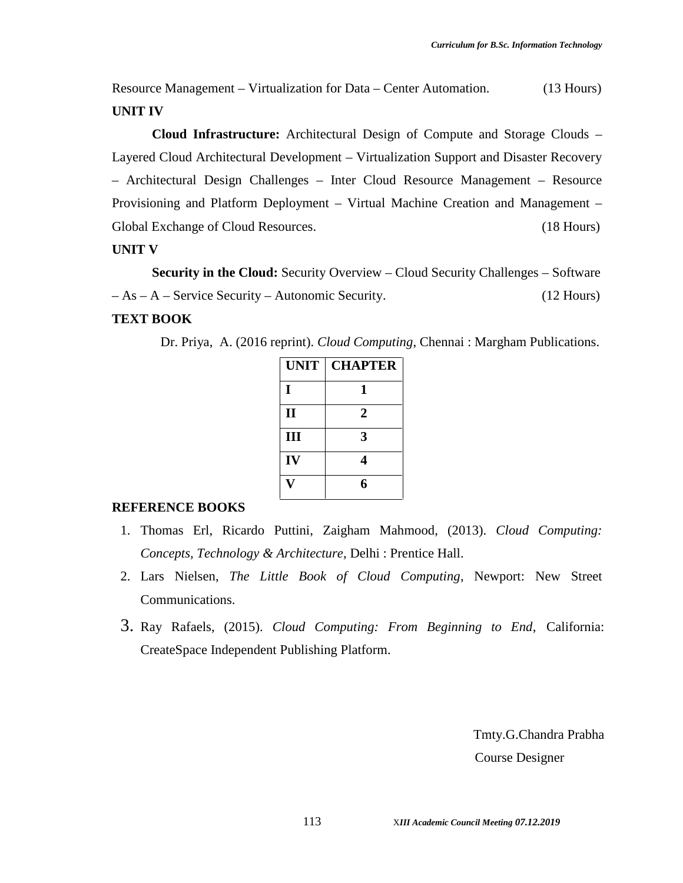Resource Management – Virtualization for Data – Center Automation. (13 Hours)

**UNIT IV**

**Cloud Infrastructure:** Architectural Design of Compute and Storage Clouds – Layered Cloud Architectural Development – Virtualization Support and Disaster Recovery – Architectural Design Challenges – Inter Cloud Resource Management – Resource Provisioning and Platform Deployment – Virtual Machine Creation and Management – Global Exchange of Cloud Resources. (18 Hours)

**UNIT V**

**Security in the Cloud:** Security Overview – Cloud Security Challenges – Software – As – A – Service Security – Autonomic Security. (12 Hours)

**TEXT BOOK**

Dr. Priya, A. (2016 reprint). *Cloud Computing*, Chennai : Margham Publications.

| UNIT | CHAPTER |
|---|---|
| I | 1 |
| II | 2 |
| III | 3 |
| IV | 4 |
| V | 6 |

**REFERENCE BOOKS**

1. Thomas Erl, Ricardo Puttini, Zaigham Mahmood, (2013). *Cloud Computing: Concepts, Technology & Architecture*, Delhi : Prentice Hall.
2. Lars Nielsen, *The Little Book of Cloud Computing*, Newport: New Street Communications.
3. Ray Rafaels, (2015). *Cloud Computing: From Beginning to End*, California: CreateSpace Independent Publishing Platform.

Tmty.G.Chandra Prabha

Course Designer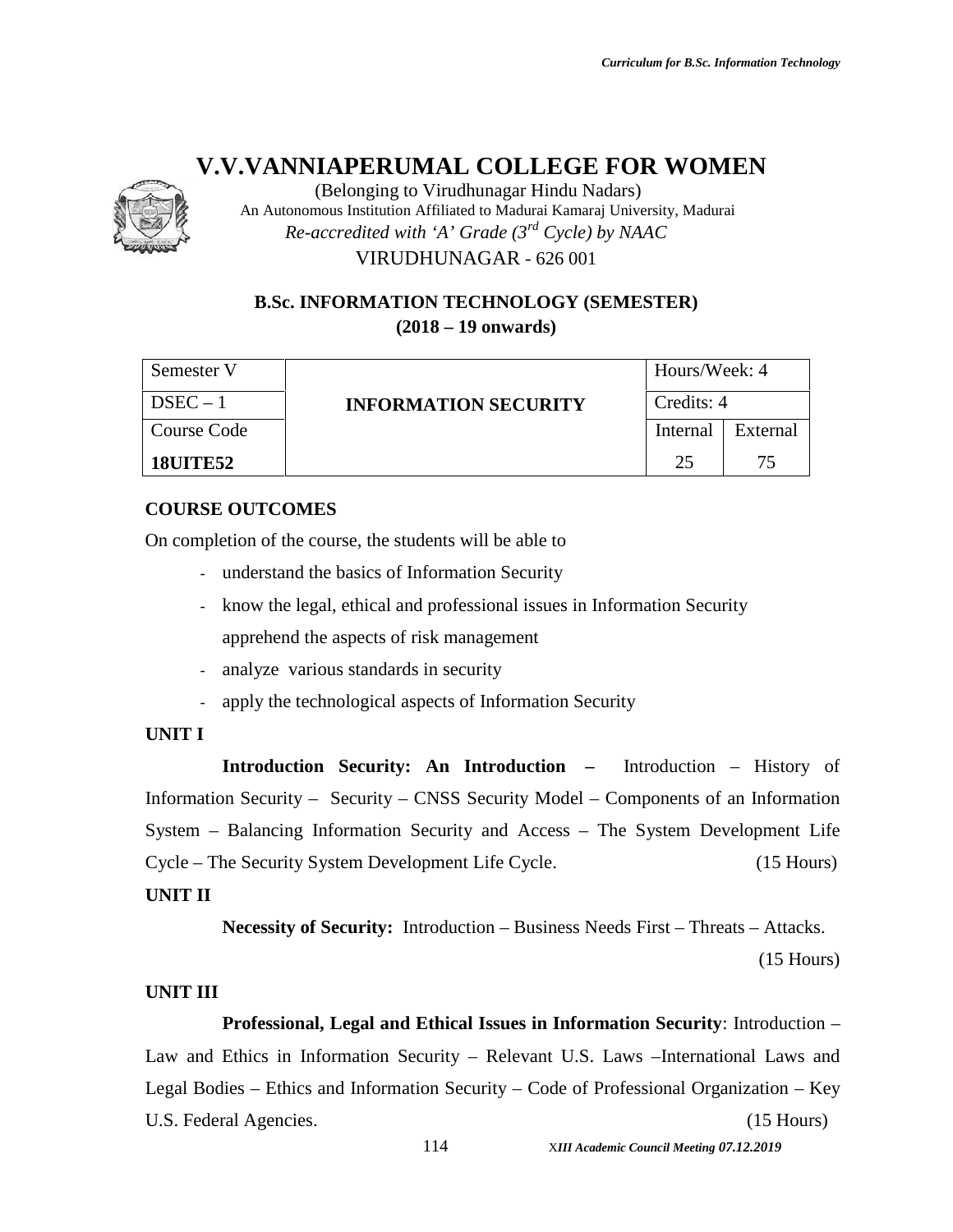# V.V.VANNIAPERUMAL COLLEGE FOR WOMEN

(Belonging to Virudhunagar Hindu Nadars)
An Autonomous Institution Affiliated to Madurai Kamaraj University, Madurai
*Re-accredited with 'A' Grade (3rd Cycle) by NAAC*
VIRUDHUNAGAR - 626 001

## B.Sc. INFORMATION TECHNOLOGY (SEMESTER)
### (2018 – 19 onwards)

| Semester V | **INFORMATION SECURITY** | Hours/Week: 4 | |
|---|---|---|---|
| DSEC – 1 | | Credits: 4 | |
| Course Code | | Internal | External |
| **18UITE52** | | 25 | 75 |

**COURSE OUTCOMES**

On completion of the course, the students will be able to

- understand the basics of Information Security
- know the legal, ethical and professional issues in Information Security apprehend the aspects of risk management
- analyze various standards in security
- apply the technological aspects of Information Security

**UNIT I**

**Introduction Security: An Introduction –** Introduction – History of Information Security – Security – CNSS Security Model – Components of an Information System – Balancing Information Security and Access – The System Development Life Cycle – The Security System Development Life Cycle. (15 Hours)

**UNIT II**

**Necessity of Security:** Introduction – Business Needs First – Threats – Attacks. (15 Hours)

**UNIT III**

**Professional, Legal and Ethical Issues in Information Security**: Introduction – Law and Ethics in Information Security – Relevant U.S. Laws –International Laws and Legal Bodies – Ethics and Information Security – Code of Professional Organization – Key U.S. Federal Agencies. (15 Hours)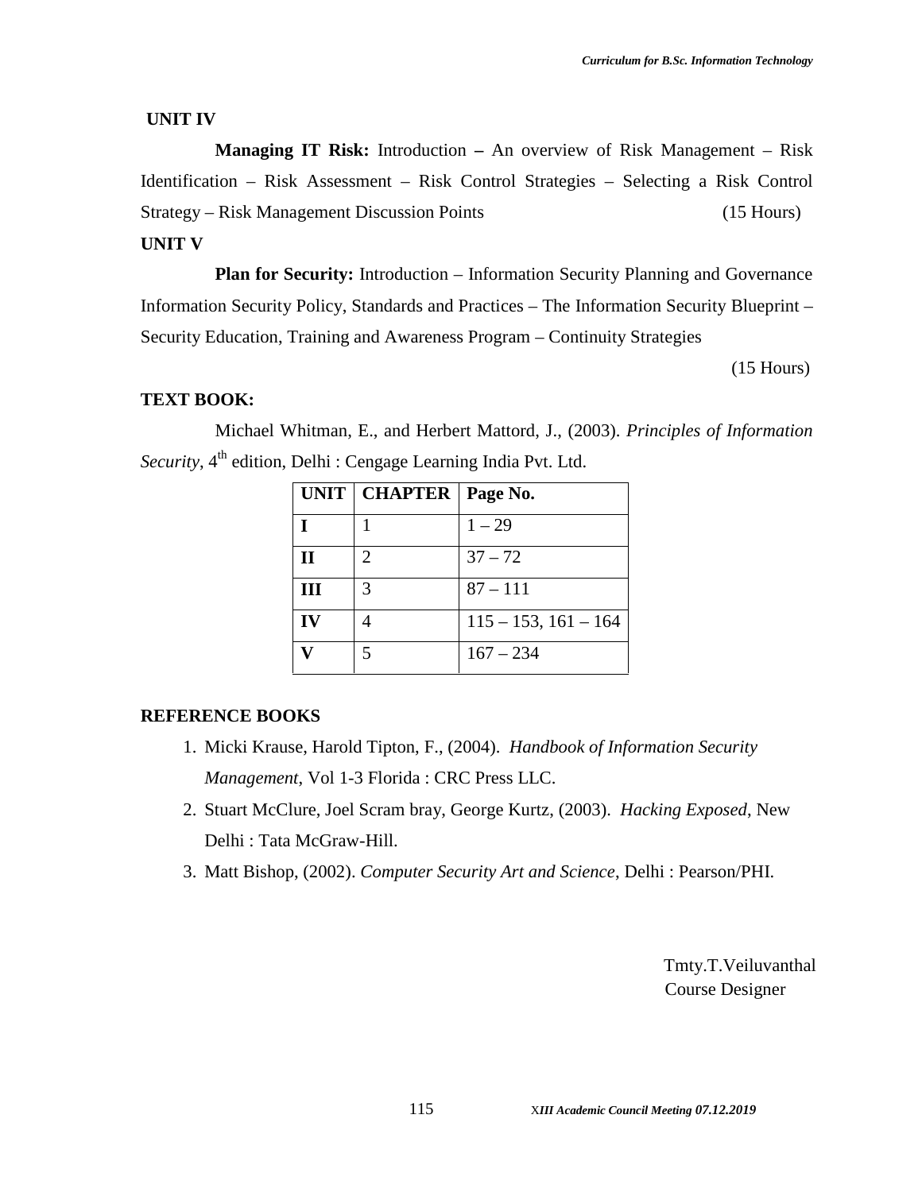**UNIT IV**

**Managing IT Risk:** Introduction **–** An overview of Risk Management – Risk Identification – Risk Assessment – Risk Control Strategies – Selecting a Risk Control Strategy – Risk Management Discussion Points (15 Hours)

**UNIT V**

**Plan for Security:** Introduction – Information Security Planning and Governance Information Security Policy, Standards and Practices – The Information Security Blueprint – Security Education, Training and Awareness Program – Continuity Strategies

(15 Hours)

**TEXT BOOK:**

Michael Whitman, E., and Herbert Mattord, J., (2003). *Principles of Information Security*, 4th edition, Delhi : Cengage Learning India Pvt. Ltd.

| UNIT | CHAPTER | Page No. |
|---|---|---|
| I | 1 | 1 – 29 |
| II | 2 | 37 – 72 |
| III | 3 | 87 – 111 |
| IV | 4 | 115 – 153, 161 – 164 |
| V | 5 | 167 – 234 |

**REFERENCE BOOKS**

1. Micki Krause, Harold Tipton, F., (2004). *Handbook of Information Security Management*, Vol 1-3 Florida : CRC Press LLC.
2. Stuart McClure, Joel Scram bray, George Kurtz, (2003). *Hacking Exposed*, New Delhi : Tata McGraw-Hill.
3. Matt Bishop, (2002). *Computer Security Art and Science*, Delhi : Pearson/PHI.

Tmty.T.Veiluvanthal
Course Designer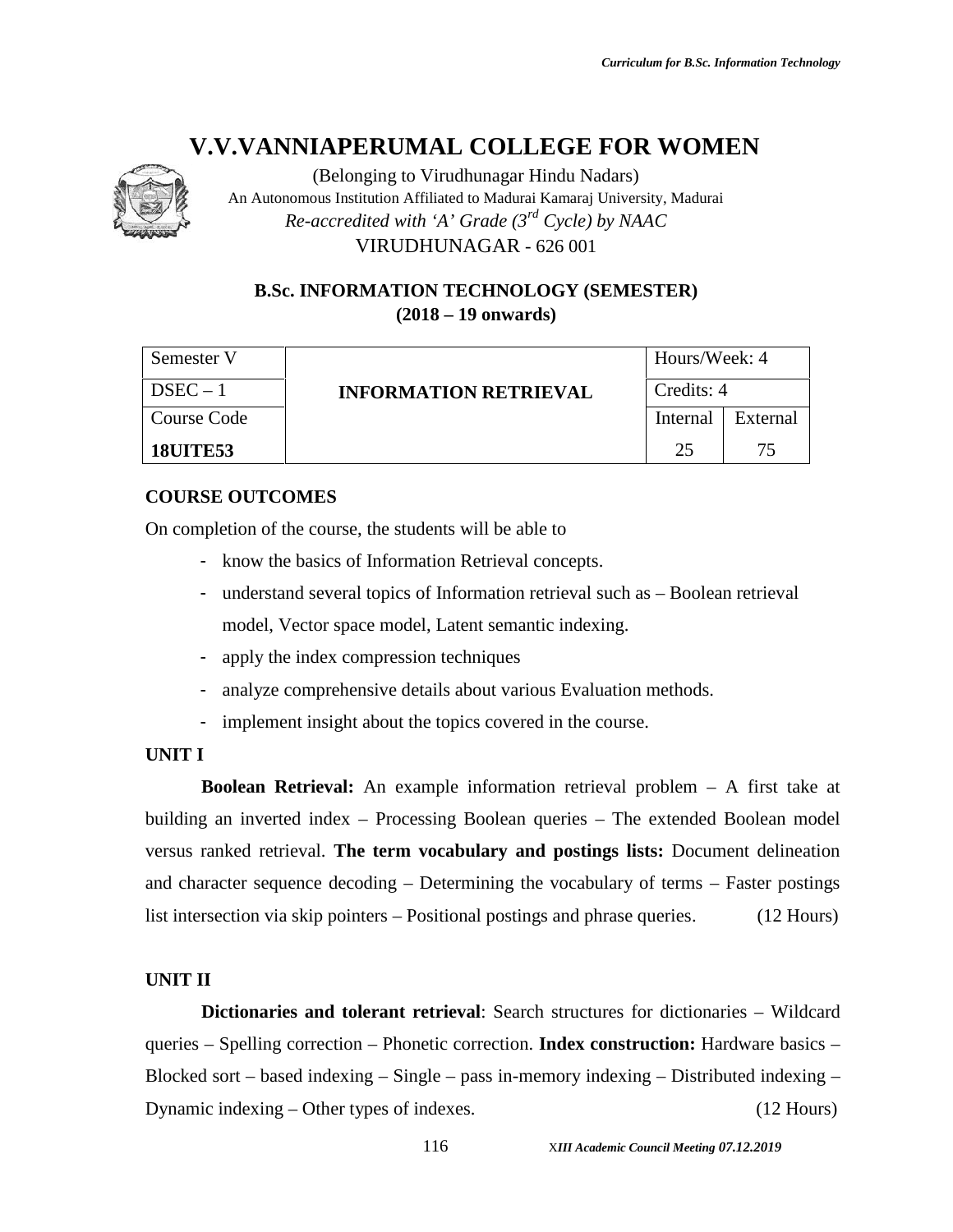# V.V.VANNIAPERUMAL COLLEGE FOR WOMEN

(Belonging to Virudhunagar Hindu Nadars)
An Autonomous Institution Affiliated to Madurai Kamaraj University, Madurai
*Re-accredited with 'A' Grade (3rd Cycle) by NAAC*
VIRUDHUNAGAR - 626 001

### B.Sc. INFORMATION TECHNOLOGY (SEMESTER)
### (2018 – 19 onwards)

| Semester V | INFORMATION RETRIEVAL | Hours/Week: 4 | |
|---|---|---|---|
| DSEC – 1 | | Credits: 4 | |
| Course Code | | Internal | External |
| **18UITE53** | | 25 | 75 |

**COURSE OUTCOMES**

On completion of the course, the students will be able to

- know the basics of Information Retrieval concepts.
- understand several topics of Information retrieval such as – Boolean retrieval model, Vector space model, Latent semantic indexing.
- apply the index compression techniques
- analyze comprehensive details about various Evaluation methods.
- implement insight about the topics covered in the course.

**UNIT I**

**Boolean Retrieval:** An example information retrieval problem – A first take at building an inverted index – Processing Boolean queries – The extended Boolean model versus ranked retrieval. **The term vocabulary and postings lists:** Document delineation and character sequence decoding – Determining the vocabulary of terms – Faster postings list intersection via skip pointers – Positional postings and phrase queries. (12 Hours)

**UNIT II**

**Dictionaries and tolerant retrieval**: Search structures for dictionaries – Wildcard queries – Spelling correction – Phonetic correction. **Index construction:** Hardware basics – Blocked sort – based indexing – Single – pass in-memory indexing – Distributed indexing – Dynamic indexing – Other types of indexes. (12 Hours)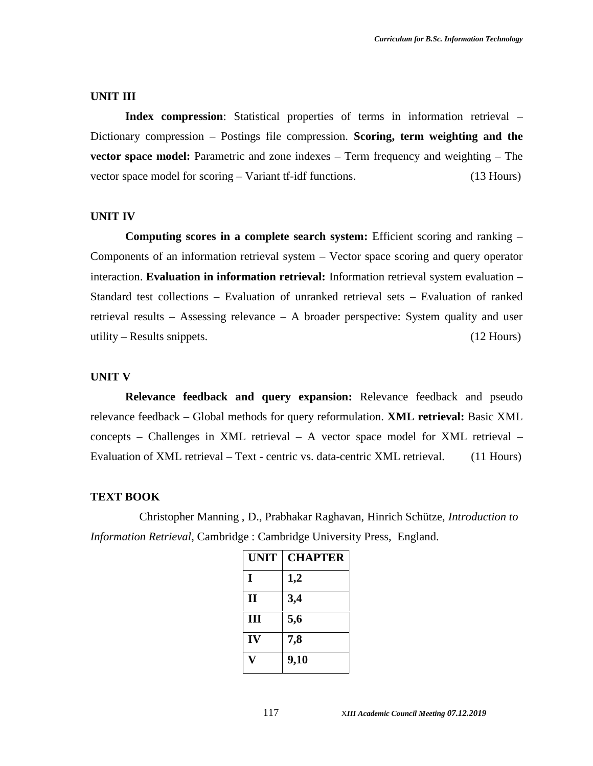**UNIT III**

**Index compression**: Statistical properties of terms in information retrieval – Dictionary compression – Postings file compression. **Scoring, term weighting and the vector space model:** Parametric and zone indexes – Term frequency and weighting – The vector space model for scoring – Variant tf-idf functions. (13 Hours)

**UNIT IV**

**Computing scores in a complete search system:** Efficient scoring and ranking – Components of an information retrieval system – Vector space scoring and query operator interaction. **Evaluation in information retrieval:** Information retrieval system evaluation – Standard test collections – Evaluation of unranked retrieval sets – Evaluation of ranked retrieval results – Assessing relevance – A broader perspective: System quality and user utility – Results snippets. (12 Hours)

**UNIT V**

**Relevance feedback and query expansion:** Relevance feedback and pseudo relevance feedback – Global methods for query reformulation. **XML retrieval:** Basic XML concepts – Challenges in XML retrieval – A vector space model for XML retrieval – Evaluation of XML retrieval – Text - centric vs. data-centric XML retrieval. (11 Hours)

**TEXT BOOK**

Christopher Manning , D., Prabhakar Raghavan, Hinrich Schütze, *Introduction to Information Retrieval*, Cambridge : Cambridge University Press, England.

| UNIT | CHAPTER |
|---|---|
| I | 1,2 |
| II | 3,4 |
| III | 5,6 |
| IV | 7,8 |
| V | 9,10 |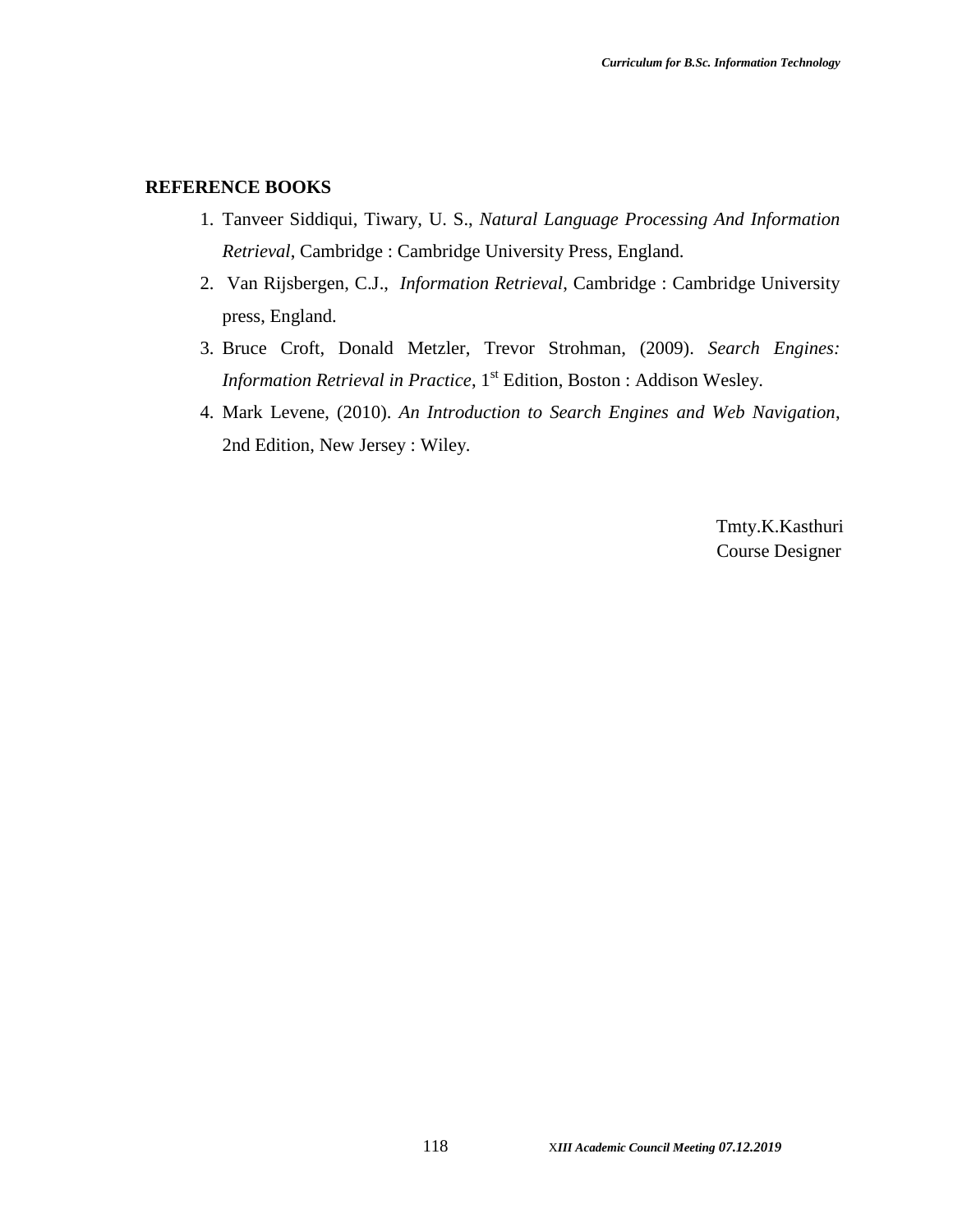## REFERENCE BOOKS

1. Tanveer Siddiqui, Tiwary, U. S., *Natural Language Processing And Information Retrieval*, Cambridge : Cambridge University Press, England.
2. Van Rijsbergen, C.J., *Information Retrieval*, Cambridge : Cambridge University press, England.
3. Bruce Croft, Donald Metzler, Trevor Strohman, (2009). *Search Engines: Information Retrieval in Practice*, 1st Edition, Boston : Addison Wesley.
4. Mark Levene, (2010). *An Introduction to Search Engines and Web Navigation*, 2nd Edition, New Jersey : Wiley.

Tmty.K.Kasthuri
Course Designer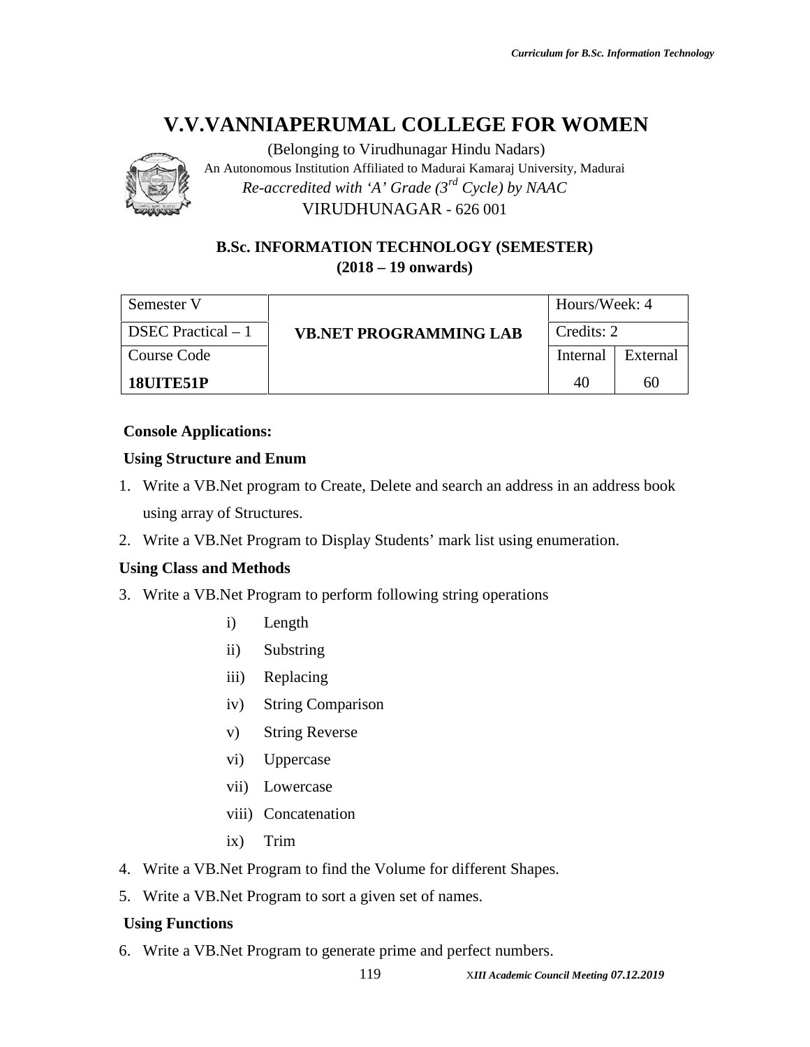# V.V.VANNIAPERUMAL COLLEGE FOR WOMEN

(Belonging to Virudhunagar Hindu Nadars)

An Autonomous Institution Affiliated to Madurai Kamaraj University, Madurai

*Re-accredited with 'A' Grade (3rd Cycle) by NAAC*

VIRUDHUNAGAR - 626 001

## B.Sc. INFORMATION TECHNOLOGY (SEMESTER)
## (2018 – 19 onwards)

| Semester V | VB.NET PROGRAMMING LAB | Hours/Week: 4 | |
|---|---|---|---|
| DSEC Practical – 1 | | Credits: 2 | |
| Course Code | | Internal | External |
| **18UITE51P** | | 40 | 60 |

**Console Applications:**

**Using Structure and Enum**

1. Write a VB.Net program to Create, Delete and search an address in an address book using array of Structures.
2. Write a VB.Net Program to Display Students' mark list using enumeration.

**Using Class and Methods**

3. Write a VB.Net Program to perform following string operations
   - i) Length
   - ii) Substring
   - iii) Replacing
   - iv) String Comparison
   - v) String Reverse
   - vi) Uppercase
   - vii) Lowercase
   - viii) Concatenation
   - ix) Trim
4. Write a VB.Net Program to find the Volume for different Shapes.
5. Write a VB.Net Program to sort a given set of names.

**Using Functions**

6. Write a VB.Net Program to generate prime and perfect numbers.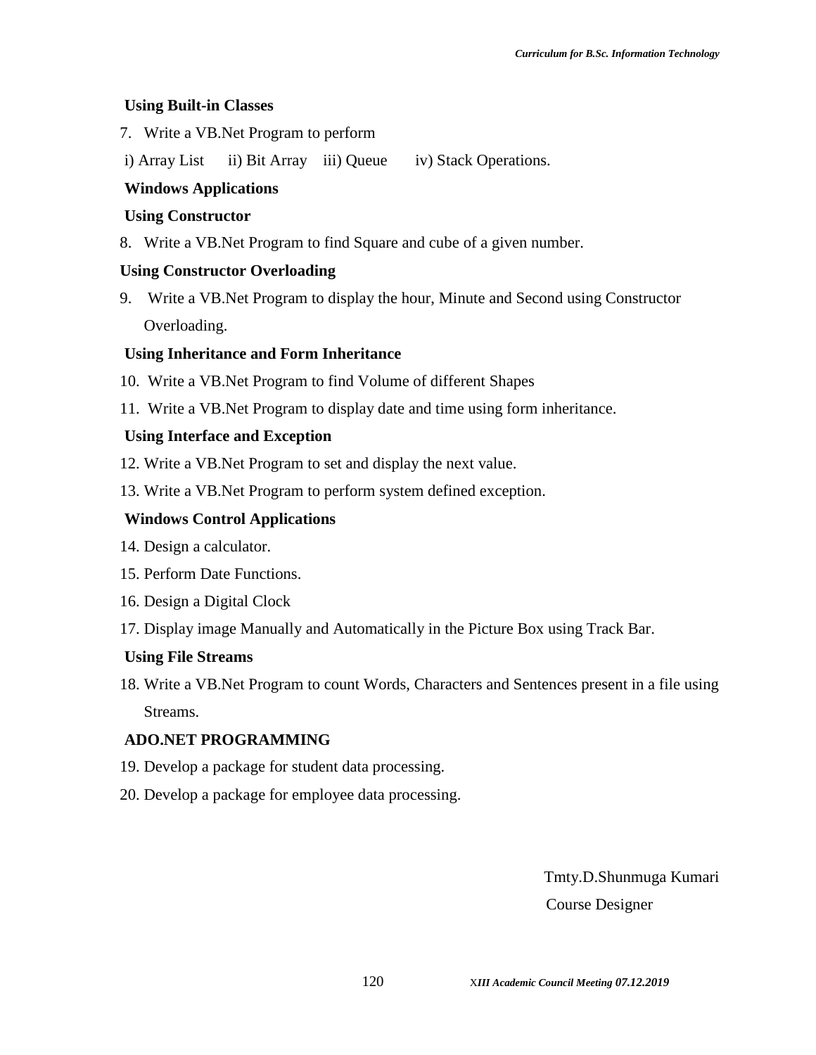**Using Built-in Classes**

7. Write a VB.Net Program to perform

i) Array List ii) Bit Array iii) Queue iv) Stack Operations.

**Windows Applications**

**Using Constructor**

8. Write a VB.Net Program to find Square and cube of a given number.

**Using Constructor Overloading**

9. Write a VB.Net Program to display the hour, Minute and Second using Constructor Overloading.

**Using Inheritance and Form Inheritance**

10. Write a VB.Net Program to find Volume of different Shapes
11. Write a VB.Net Program to display date and time using form inheritance.

**Using Interface and Exception**

12. Write a VB.Net Program to set and display the next value.
13. Write a VB.Net Program to perform system defined exception.

**Windows Control Applications**

14. Design a calculator.
15. Perform Date Functions.
16. Design a Digital Clock
17. Display image Manually and Automatically in the Picture Box using Track Bar.

**Using File Streams**

18. Write a VB.Net Program to count Words, Characters and Sentences present in a file using Streams.

**ADO.NET PROGRAMMING**

19. Develop a package for student data processing.
20. Develop a package for employee data processing.

Tmty.D.Shunmuga Kumari

Course Designer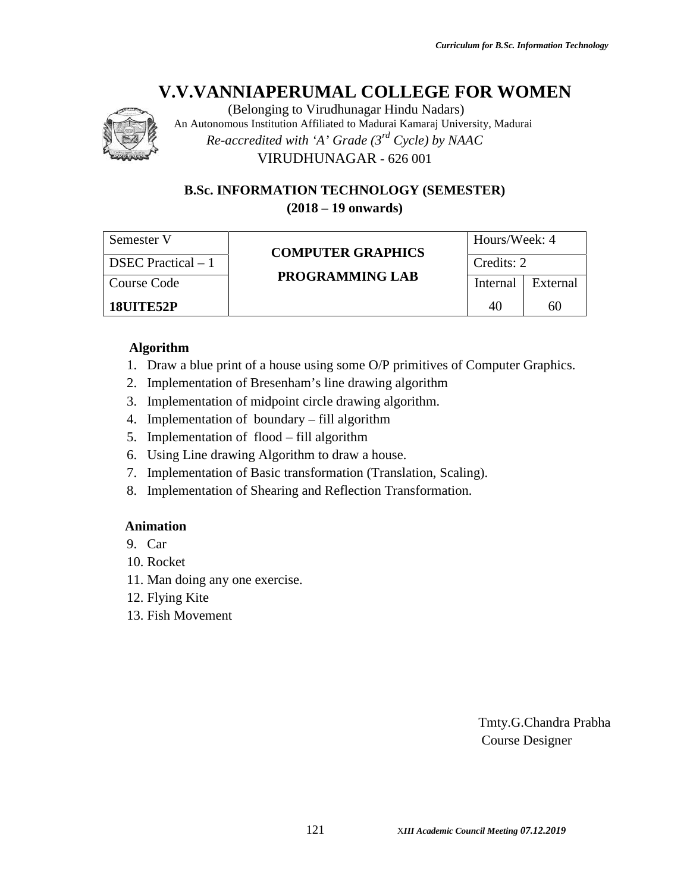# V.V.VANNIAPERUMAL COLLEGE FOR WOMEN

(Belonging to Virudhunagar Hindu Nadars)
An Autonomous Institution Affiliated to Madurai Kamaraj University, Madurai
*Re-accredited with 'A' Grade (3rd Cycle) by NAAC*
VIRUDHUNAGAR - 626 001

## B.Sc. INFORMATION TECHNOLOGY (SEMESTER)
## (2018 – 19 onwards)

| Semester V | COMPUTER GRAPHICS PROGRAMMING LAB | Hours/Week: 4 | |
|---|---|---|---|
| DSEC Practical – 1 | | Credits: 2 | |
| Course Code | | Internal | External |
| **18UITE52P** | | 40 | 60 |

**Algorithm**

1. Draw a blue print of a house using some O/P primitives of Computer Graphics.
2. Implementation of Bresenham's line drawing algorithm
3. Implementation of midpoint circle drawing algorithm.
4. Implementation of boundary – fill algorithm
5. Implementation of flood – fill algorithm
6. Using Line drawing Algorithm to draw a house.
7. Implementation of Basic transformation (Translation, Scaling).
8. Implementation of Shearing and Reflection Transformation.

**Animation**

9. Car
10. Rocket
11. Man doing any one exercise.
12. Flying Kite
13. Fish Movement

Tmty.G.Chandra Prabha
Course Designer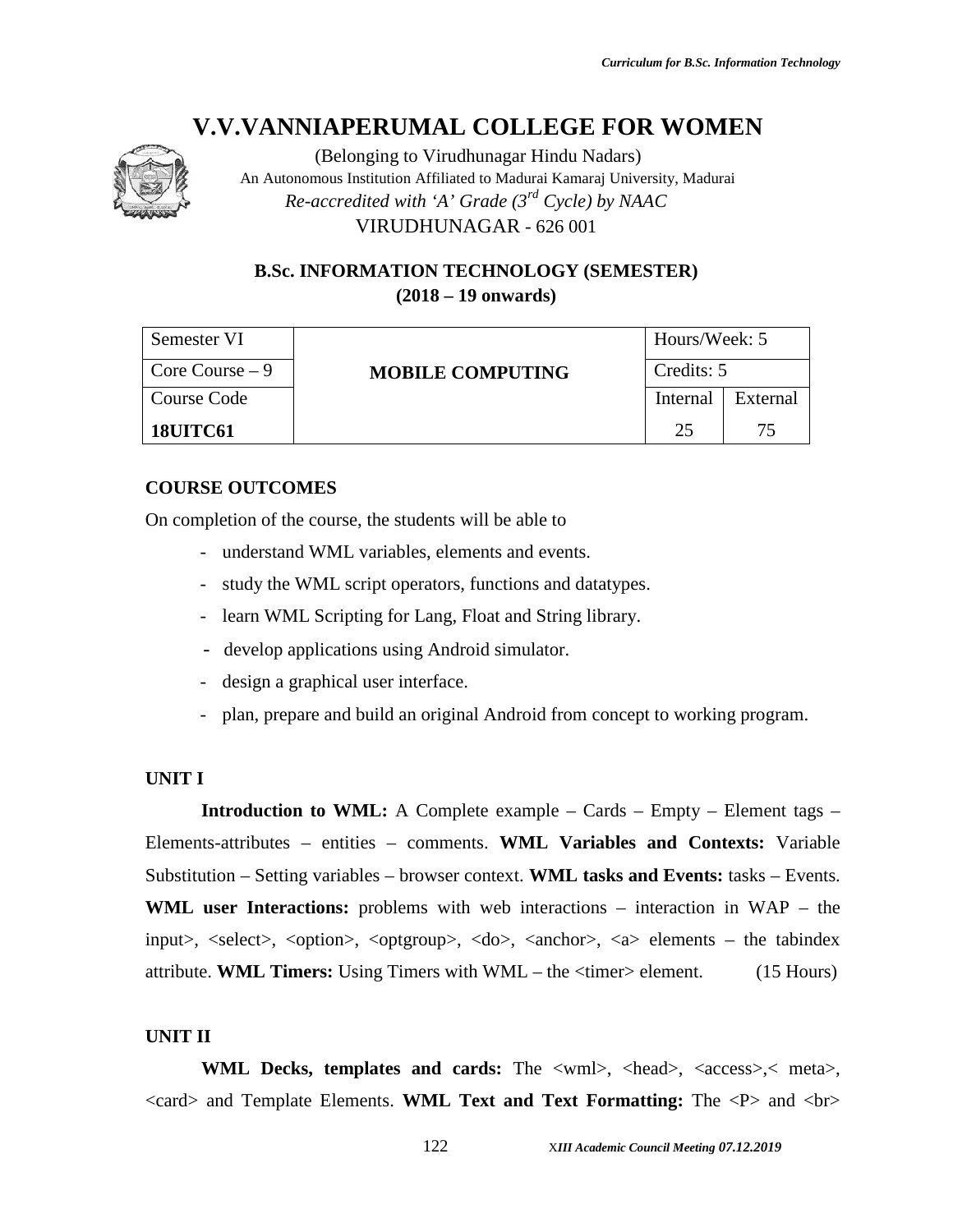# V.V.VANNIAPERUMAL COLLEGE FOR WOMEN

(Belonging to Virudhunagar Hindu Nadars)
An Autonomous Institution Affiliated to Madurai Kamaraj University, Madurai
*Re-accredited with 'A' Grade (3rd Cycle) by NAAC*
VIRUDHUNAGAR - 626 001

### B.Sc. INFORMATION TECHNOLOGY (SEMESTER)
### (2018 – 19 onwards)

| Semester VI | MOBILE COMPUTING | Hours/Week: 5 | |
|---|---|---|---|
| Core Course – 9 | | Credits: 5 | |
| Course Code | | Internal | External |
| **18UITC61** | | 25 | 75 |

**COURSE OUTCOMES**

On completion of the course, the students will be able to

- understand WML variables, elements and events.
- study the WML script operators, functions and datatypes.
- learn WML Scripting for Lang, Float and String library.
- develop applications using Android simulator.
- design a graphical user interface.
- plan, prepare and build an original Android from concept to working program.

**UNIT I**

**Introduction to WML:** A Complete example – Cards – Empty – Element tags – Elements-attributes – entities – comments. **WML Variables and Contexts:** Variable Substitution – Setting variables – browser context. **WML tasks and Events:** tasks – Events. **WML user Interactions:** problems with web interactions – interaction in WAP – the input>, <select>, <option>, <optgroup>, <do>, <anchor>, <a> elements – the tabindex attribute. **WML Timers:** Using Timers with WML – the <timer> element. (15 Hours)

**UNIT II**

**WML Decks, templates and cards:** The <wml>, <head>, <access>,< meta>, <card> and Template Elements. **WML Text and Text Formatting:** The <P> and <br>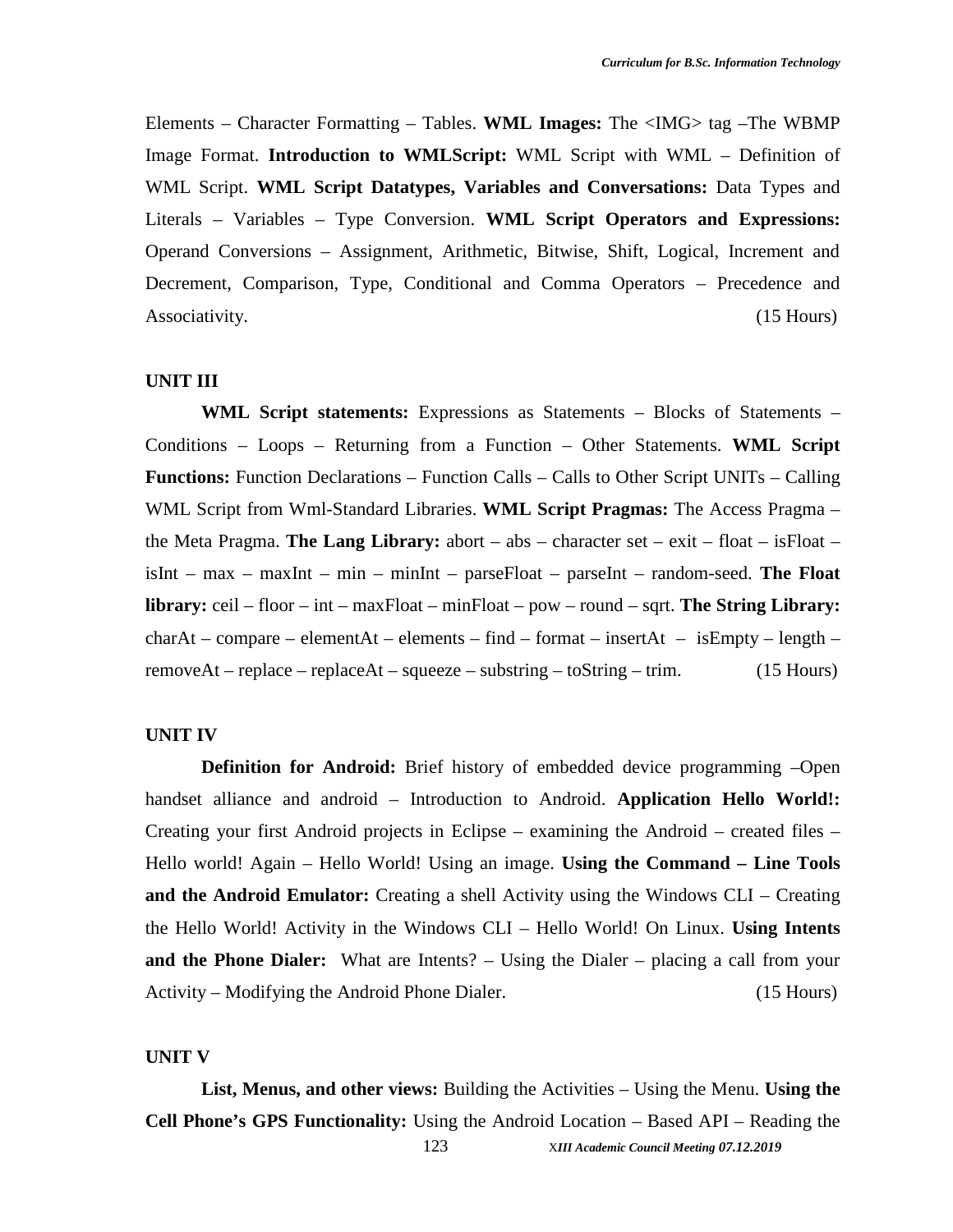Elements – Character Formatting – Tables. **WML Images:** The <IMG> tag –The WBMP Image Format. **Introduction to WMLScript:** WML Script with WML – Definition of WML Script. **WML Script Datatypes, Variables and Conversations:** Data Types and Literals – Variables – Type Conversion. **WML Script Operators and Expressions:** Operand Conversions – Assignment, Arithmetic, Bitwise, Shift, Logical, Increment and Decrement, Comparison, Type, Conditional and Comma Operators – Precedence and Associativity. (15 Hours)

**UNIT III**

**WML Script statements:** Expressions as Statements – Blocks of Statements – Conditions – Loops – Returning from a Function – Other Statements. **WML Script Functions:** Function Declarations – Function Calls – Calls to Other Script UNITs – Calling WML Script from Wml-Standard Libraries. **WML Script Pragmas:** The Access Pragma – the Meta Pragma. **The Lang Library:** abort – abs – character set – exit – float – isFloat – isInt – max – maxInt – min – minInt – parseFloat – parseInt – random-seed. **The Float library:** ceil – floor – int – maxFloat – minFloat – pow – round – sqrt. **The String Library:** charAt – compare – elementAt – elements – find – format – insertAt – isEmpty – length – removeAt – replace – replaceAt – squeeze – substring – toString – trim. (15 Hours)

**UNIT IV**

**Definition for Android:** Brief history of embedded device programming –Open handset alliance and android – Introduction to Android. **Application Hello World!:** Creating your first Android projects in Eclipse – examining the Android – created files – Hello world! Again – Hello World! Using an image. **Using the Command – Line Tools and the Android Emulator:** Creating a shell Activity using the Windows CLI – Creating the Hello World! Activity in the Windows CLI – Hello World! On Linux. **Using Intents and the Phone Dialer:** What are Intents? – Using the Dialer – placing a call from your Activity – Modifying the Android Phone Dialer. (15 Hours)

**UNIT V**

**List, Menus, and other views:** Building the Activities – Using the Menu. **Using the Cell Phone's GPS Functionality:** Using the Android Location – Based API – Reading the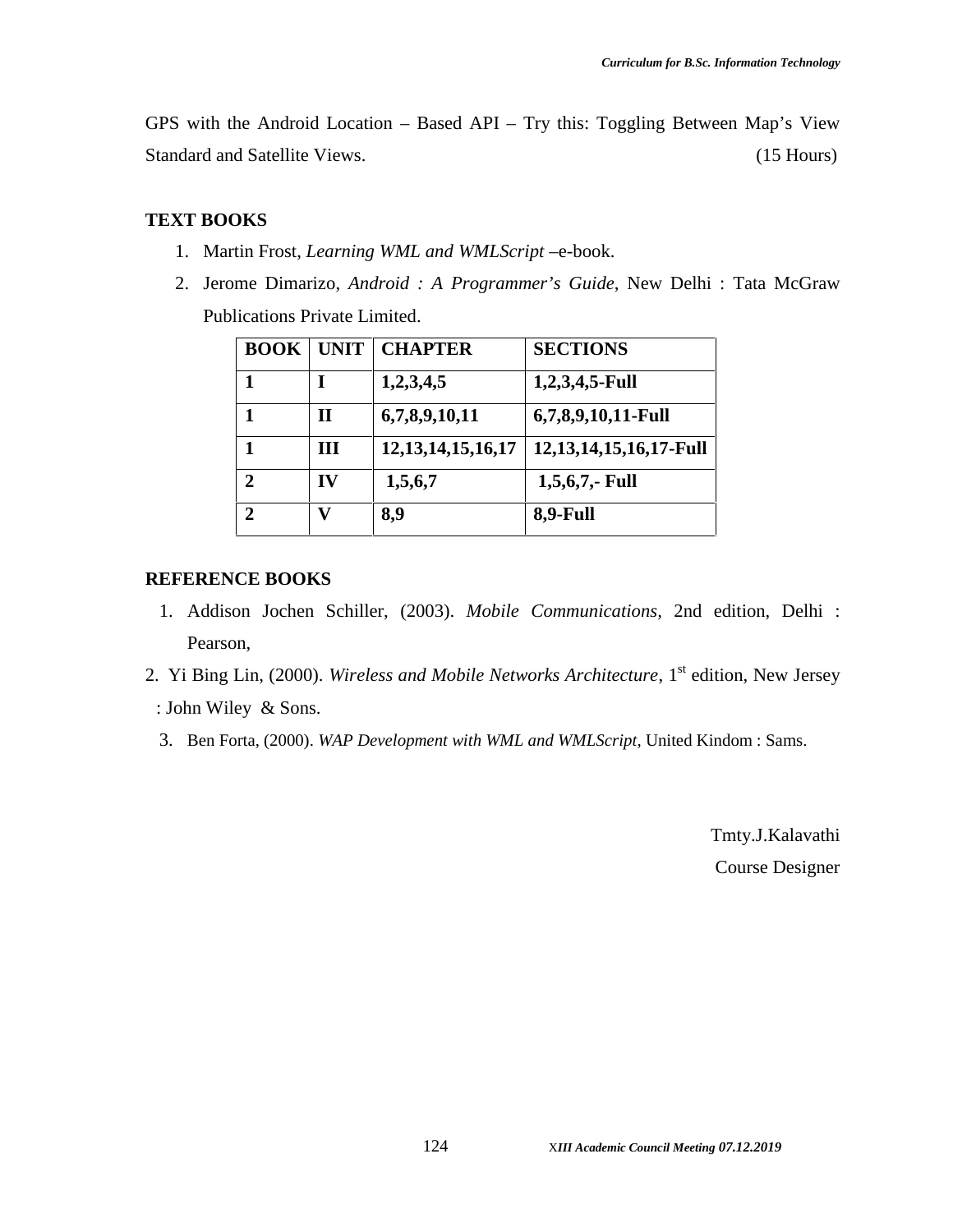GPS with the Android Location – Based API – Try this: Toggling Between Map's View Standard and Satellite Views. (15 Hours)

**TEXT BOOKS**

1. Martin Frost, *Learning WML and WMLScript* –e-book.
2. Jerome Dimarizo, *Android : A Programmer's Guide*, New Delhi : Tata McGraw Publications Private Limited.

| BOOK | UNIT | CHAPTER | SECTIONS |
|---|---|---|---|
| 1 | I | 1,2,3,4,5 | 1,2,3,4,5-Full |
| 1 | II | 6,7,8,9,10,11 | 6,7,8,9,10,11-Full |
| 1 | III | 12,13,14,15,16,17 | 12,13,14,15,16,17-Full |
| 2 | IV | 1,5,6,7 | 1,5,6,7,- Full |
| 2 | V | 8,9 | 8,9-Full |

**REFERENCE BOOKS**

1. Addison Jochen Schiller, (2003). *Mobile Communications*, 2nd edition, Delhi : Pearson,
2. Yi Bing Lin, (2000). *Wireless and Mobile Networks Architecture*, 1st edition, New Jersey : John Wiley & Sons.
3. Ben Forta, (2000). *WAP Development with WML and WMLScript*, United Kindom : Sams.

Tmty.J.Kalavathi
Course Designer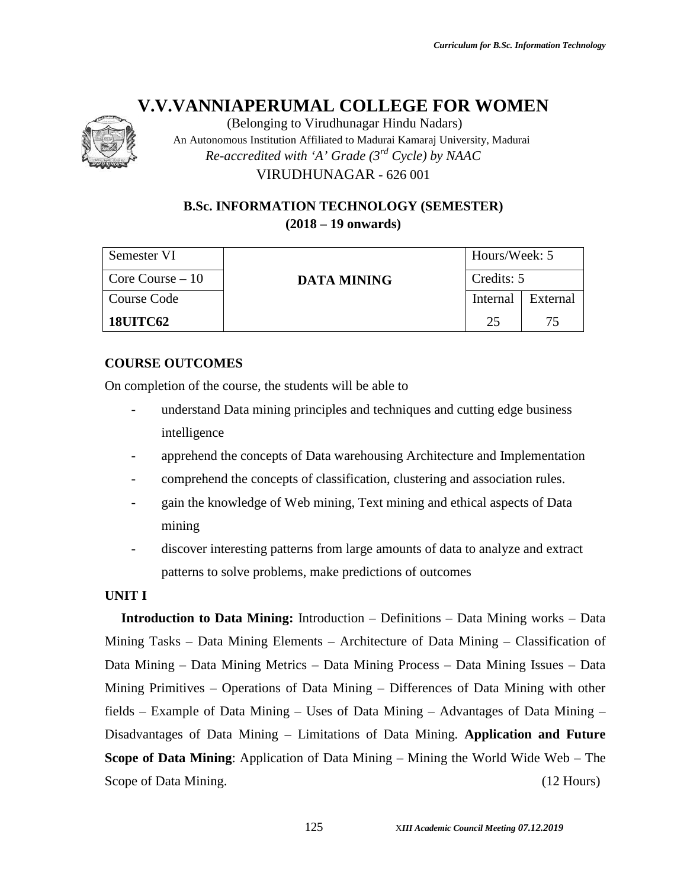# V.V.VANNIAPERUMAL COLLEGE FOR WOMEN

(Belonging to Virudhunagar Hindu Nadars)
An Autonomous Institution Affiliated to Madurai Kamaraj University, Madurai
*Re-accredited with 'A' Grade (3rd Cycle) by NAAC*
VIRUDHUNAGAR - 626 001

## B.Sc. INFORMATION TECHNOLOGY (SEMESTER)
## (2018 – 19 onwards)

| Semester VI | DATA MINING | Hours/Week: 5 | |
|---|---|---|---|
| Core Course – 10 | | Credits: 5 | |
| Course Code | | Internal | External |
| **18UITC62** | | 25 | 75 |

**COURSE OUTCOMES**

On completion of the course, the students will be able to

- understand Data mining principles and techniques and cutting edge business intelligence
- apprehend the concepts of Data warehousing Architecture and Implementation
- comprehend the concepts of classification, clustering and association rules.
- gain the knowledge of Web mining, Text mining and ethical aspects of Data mining
- discover interesting patterns from large amounts of data to analyze and extract patterns to solve problems, make predictions of outcomes

**UNIT I**

**Introduction to Data Mining:** Introduction – Definitions – Data Mining works – Data Mining Tasks – Data Mining Elements – Architecture of Data Mining – Classification of Data Mining – Data Mining Metrics – Data Mining Process – Data Mining Issues – Data Mining Primitives – Operations of Data Mining – Differences of Data Mining with other fields – Example of Data Mining – Uses of Data Mining – Advantages of Data Mining – Disadvantages of Data Mining – Limitations of Data Mining. **Application and Future Scope of Data Mining**: Application of Data Mining – Mining the World Wide Web – The Scope of Data Mining. (12 Hours)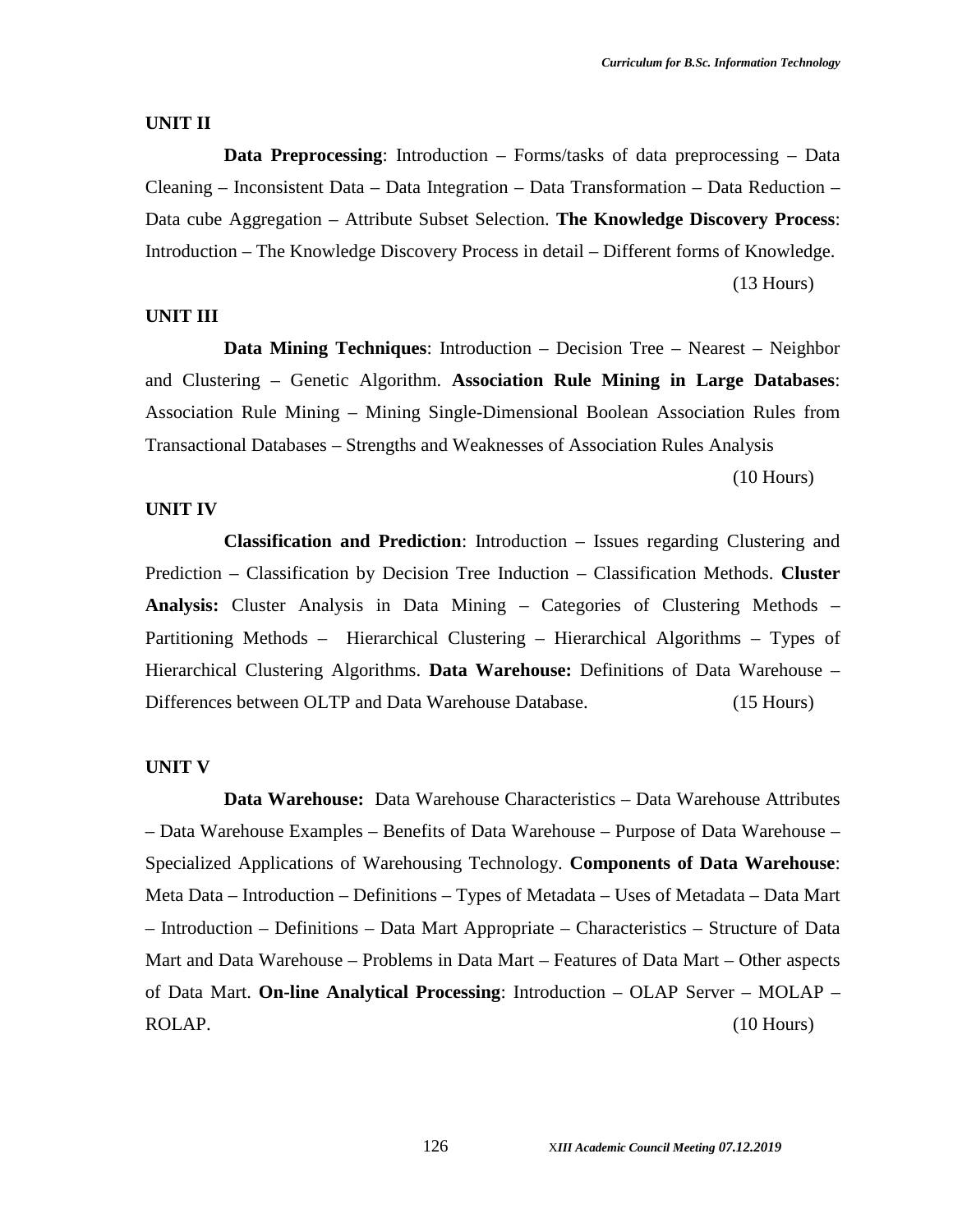**UNIT II**

**Data Preprocessing**: Introduction – Forms/tasks of data preprocessing – Data Cleaning – Inconsistent Data – Data Integration – Data Transformation – Data Reduction – Data cube Aggregation – Attribute Subset Selection. **The Knowledge Discovery Process**: Introduction – The Knowledge Discovery Process in detail – Different forms of Knowledge.

(13 Hours)

**UNIT III**

**Data Mining Techniques**: Introduction – Decision Tree – Nearest – Neighbor and Clustering – Genetic Algorithm. **Association Rule Mining in Large Databases**: Association Rule Mining – Mining Single-Dimensional Boolean Association Rules from Transactional Databases – Strengths and Weaknesses of Association Rules Analysis

(10 Hours)

**UNIT IV**

**Classification and Prediction**: Introduction – Issues regarding Clustering and Prediction – Classification by Decision Tree Induction – Classification Methods. **Cluster Analysis:** Cluster Analysis in Data Mining – Categories of Clustering Methods – Partitioning Methods – Hierarchical Clustering – Hierarchical Algorithms – Types of Hierarchical Clustering Algorithms. **Data Warehouse:** Definitions of Data Warehouse – Differences between OLTP and Data Warehouse Database. (15 Hours)

**UNIT V**

**Data Warehouse:** Data Warehouse Characteristics – Data Warehouse Attributes – Data Warehouse Examples – Benefits of Data Warehouse – Purpose of Data Warehouse – Specialized Applications of Warehousing Technology. **Components of Data Warehouse**: Meta Data – Introduction – Definitions – Types of Metadata – Uses of Metadata – Data Mart – Introduction – Definitions – Data Mart Appropriate – Characteristics – Structure of Data Mart and Data Warehouse – Problems in Data Mart – Features of Data Mart – Other aspects of Data Mart. **On-line Analytical Processing**: Introduction – OLAP Server – MOLAP – ROLAP. (10 Hours)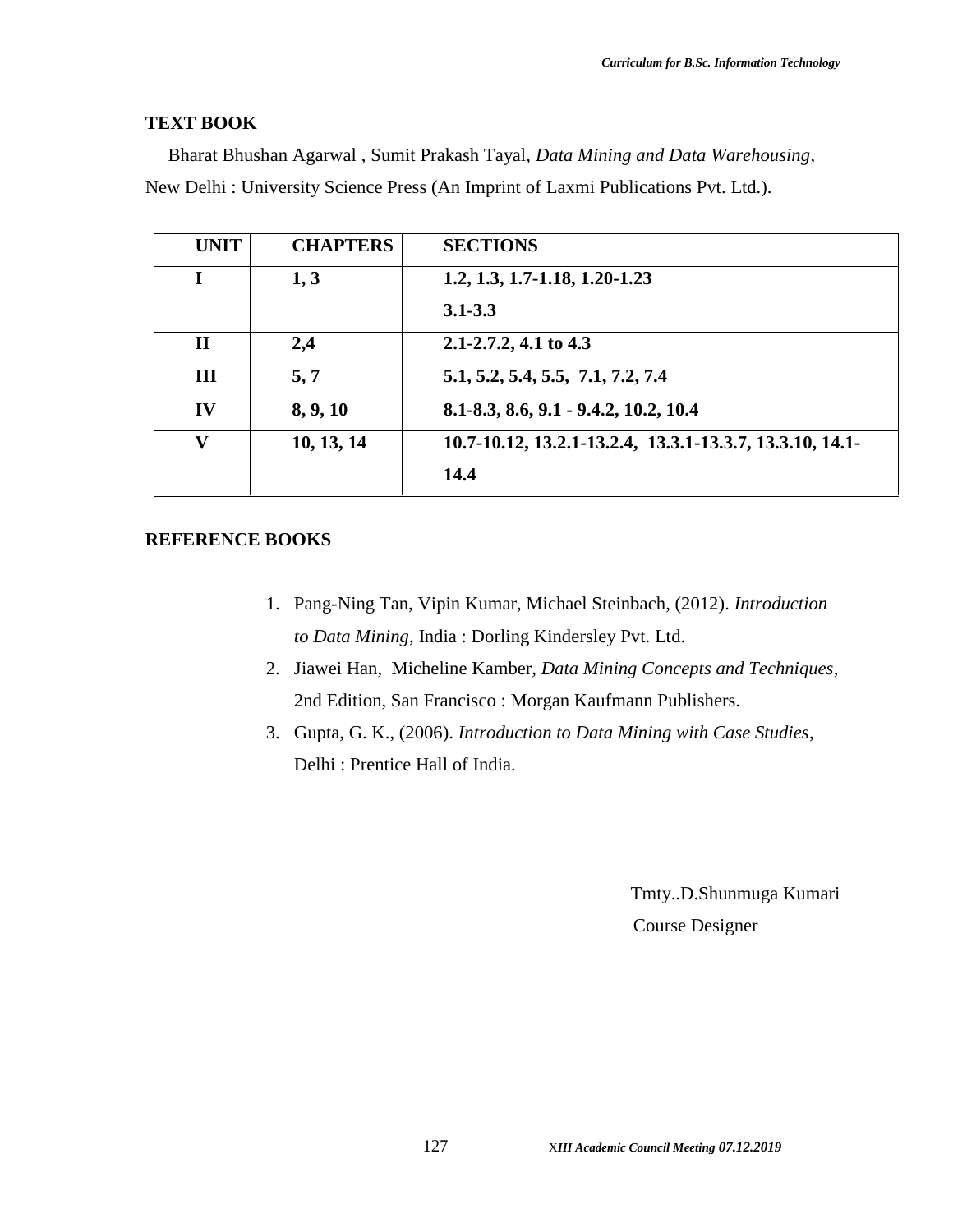**TEXT BOOK**

Bharat Bhushan Agarwal , Sumit Prakash Tayal, *Data Mining and Data Warehousing*, New Delhi : University Science Press (An Imprint of Laxmi Publications Pvt. Ltd.).

| UNIT | CHAPTERS | SECTIONS |
|---|---|---|
| I | 1, 3 | 1.2, 1.3, 1.7-1.18, 1.20-1.23<br>3.1-3.3 |
| II | 2,4 | 2.1-2.7.2, 4.1 to 4.3 |
| III | 5, 7 | 5.1, 5.2, 5.4, 5.5, 7.1, 7.2, 7.4 |
| IV | 8, 9, 10 | 8.1-8.3, 8.6, 9.1 - 9.4.2, 10.2, 10.4 |
| V | 10, 13, 14 | 10.7-10.12, 13.2.1-13.2.4, 13.3.1-13.3.7, 13.3.10, 14.1-14.4 |

**REFERENCE BOOKS**

1. Pang-Ning Tan, Vipin Kumar, Michael Steinbach, (2012). *Introduction to Data Mining*, India : Dorling Kindersley Pvt. Ltd.
2. Jiawei Han, Micheline Kamber, *Data Mining Concepts and Techniques*, 2nd Edition, San Francisco : Morgan Kaufmann Publishers.
3. Gupta, G. K., (2006). *Introduction to Data Mining with Case Studies*, Delhi : Prentice Hall of India.

Tmty..D.Shunmuga Kumari
Course Designer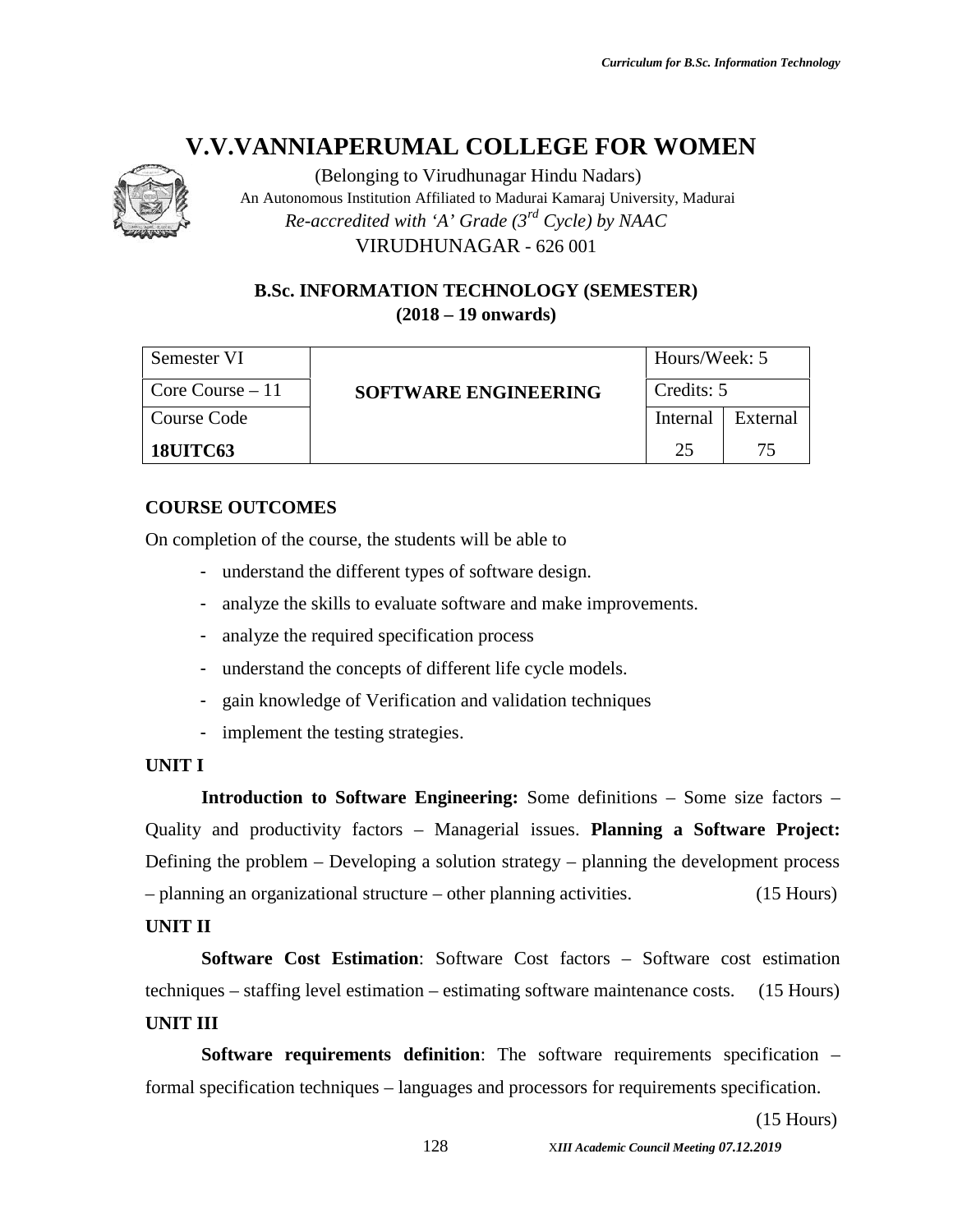# V.V.VANNIAPERUMAL COLLEGE FOR WOMEN

(Belonging to Virudhunagar Hindu Nadars)
An Autonomous Institution Affiliated to Madurai Kamaraj University, Madurai
*Re-accredited with 'A' Grade (3rd Cycle) by NAAC*
VIRUDHUNAGAR - 626 001

## B.Sc. INFORMATION TECHNOLOGY (SEMESTER)
## (2018 – 19 onwards)

| Semester VI | **SOFTWARE ENGINEERING** | Hours/Week: 5 | |
|---|---|---|---|
| Core Course – 11 | | Credits: 5 | |
| Course Code | | Internal | External |
| **18UITC63** | | 25 | 75 |

**COURSE OUTCOMES**

On completion of the course, the students will be able to

- understand the different types of software design.
- analyze the skills to evaluate software and make improvements.
- analyze the required specification process
- understand the concepts of different life cycle models.
- gain knowledge of Verification and validation techniques
- implement the testing strategies.

**UNIT I**

**Introduction to Software Engineering:** Some definitions – Some size factors – Quality and productivity factors – Managerial issues. **Planning a Software Project:** Defining the problem – Developing a solution strategy – planning the development process – planning an organizational structure – other planning activities. (15 Hours)

**UNIT II**

**Software Cost Estimation**: Software Cost factors – Software cost estimation techniques – staffing level estimation – estimating software maintenance costs. (15 Hours)

**UNIT III**

**Software requirements definition**: The software requirements specification – formal specification techniques – languages and processors for requirements specification.

(15 Hours)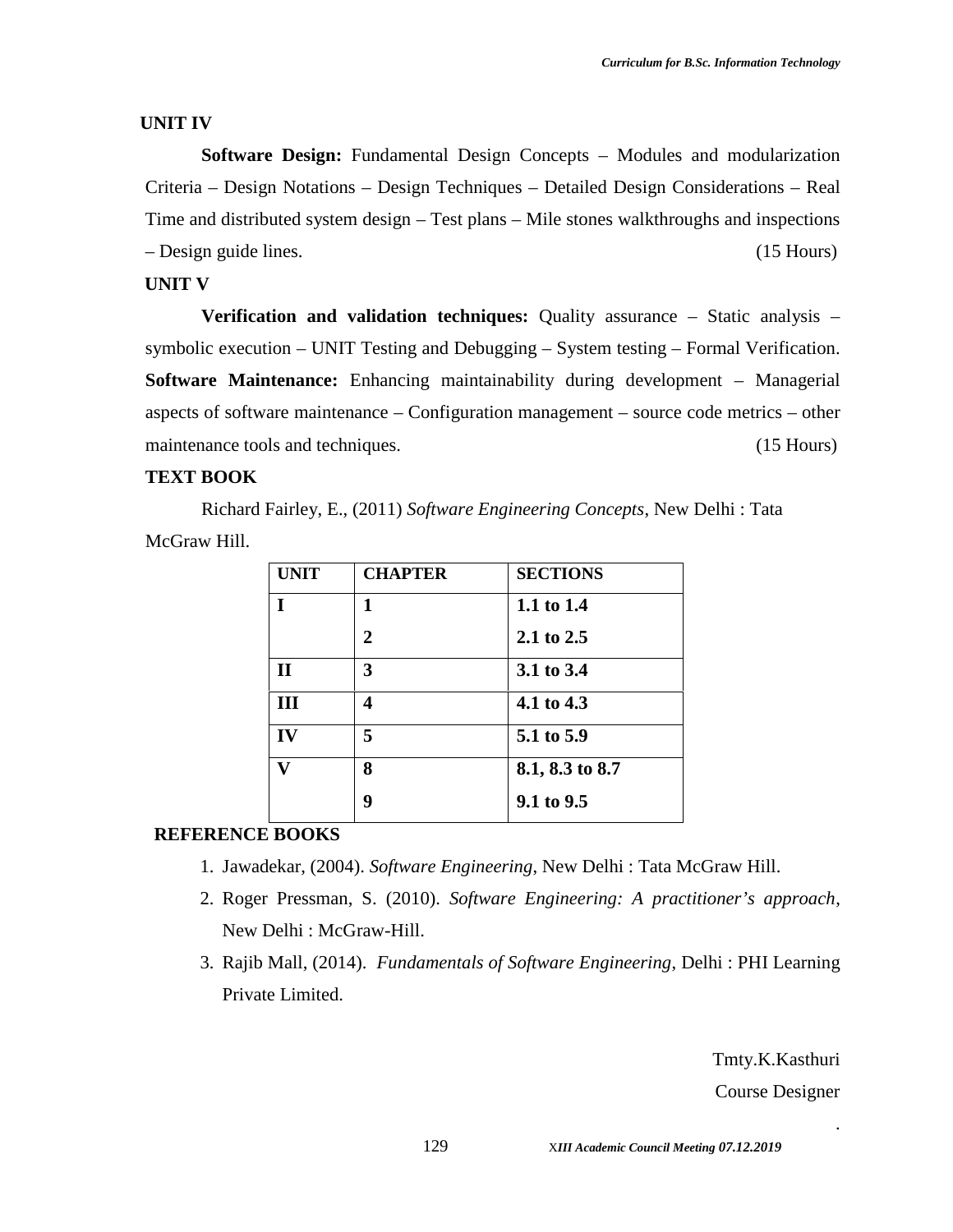### UNIT IV

**Software Design:** Fundamental Design Concepts – Modules and modularization Criteria – Design Notations – Design Techniques – Detailed Design Considerations – Real Time and distributed system design – Test plans – Mile stones walkthroughs and inspections – Design guide lines. (15 Hours)

### UNIT V

**Verification and validation techniques:** Quality assurance – Static analysis – symbolic execution – UNIT Testing and Debugging – System testing – Formal Verification. **Software Maintenance:** Enhancing maintainability during development – Managerial aspects of software maintenance – Configuration management – source code metrics – other maintenance tools and techniques. (15 Hours)

### TEXT BOOK

Richard Fairley, E., (2011) *Software Engineering Concepts*, New Delhi : Tata McGraw Hill.

| UNIT | CHAPTER | SECTIONS |
|---|---|---|
| I | 1 | 1.1 to 1.4 |
| | 2 | 2.1 to 2.5 |
| II | 3 | 3.1 to 3.4 |
| III | 4 | 4.1 to 4.3 |
| IV | 5 | 5.1 to 5.9 |
| V | 8 | 8.1, 8.3 to 8.7 |
| | 9 | 9.1 to 9.5 |

### REFERENCE BOOKS

1. Jawadekar, (2004). *Software Engineering*, New Delhi : Tata McGraw Hill.
2. Roger Pressman, S. (2010). *Software Engineering: A practitioner's approach*, New Delhi : McGraw-Hill.
3. Rajib Mall, (2014). *Fundamentals of Software Engineering*, Delhi : PHI Learning Private Limited.

Tmty.K.Kasthuri
Course Designer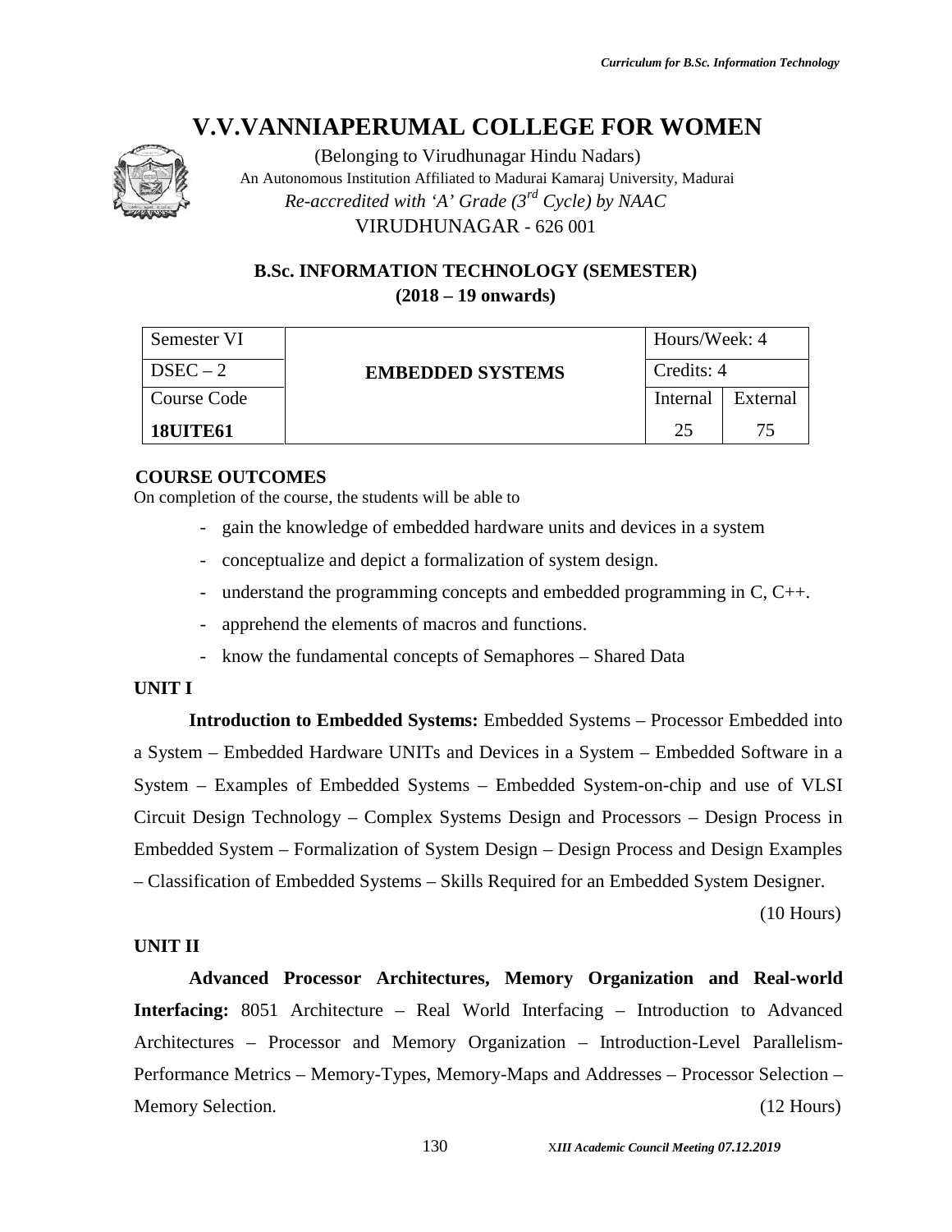# V.V.VANNIAPERUMAL COLLEGE FOR WOMEN

(Belonging to Virudhunagar Hindu Nadars)
An Autonomous Institution Affiliated to Madurai Kamaraj University, Madurai
*Re-accredited with 'A' Grade (3rd Cycle) by NAAC*
VIRUDHUNAGAR - 626 001

## B.Sc. INFORMATION TECHNOLOGY (SEMESTER)
## (2018 – 19 onwards)

| Semester VI | EMBEDDED SYSTEMS | Hours/Week: 4 | |
|---|---|---|---|
| DSEC – 2 | | Credits: 4 | |
| Course Code | | Internal | External |
| **18UITE61** | | 25 | 75 |

**COURSE OUTCOMES**

On completion of the course, the students will be able to

- gain the knowledge of embedded hardware units and devices in a system
- conceptualize and depict a formalization of system design.
- understand the programming concepts and embedded programming in C, C++.
- apprehend the elements of macros and functions.
- know the fundamental concepts of Semaphores – Shared Data

**UNIT I**

**Introduction to Embedded Systems:** Embedded Systems – Processor Embedded into a System – Embedded Hardware UNITs and Devices in a System – Embedded Software in a System – Examples of Embedded Systems – Embedded System-on-chip and use of VLSI Circuit Design Technology – Complex Systems Design and Processors – Design Process in Embedded System – Formalization of System Design – Design Process and Design Examples – Classification of Embedded Systems – Skills Required for an Embedded System Designer.

(10 Hours)

**UNIT II**

**Advanced Processor Architectures, Memory Organization and Real-world Interfacing:** 8051 Architecture – Real World Interfacing – Introduction to Advanced Architectures – Processor and Memory Organization – Introduction-Level Parallelism-Performance Metrics – Memory-Types, Memory-Maps and Addresses – Processor Selection – Memory Selection.

(12 Hours)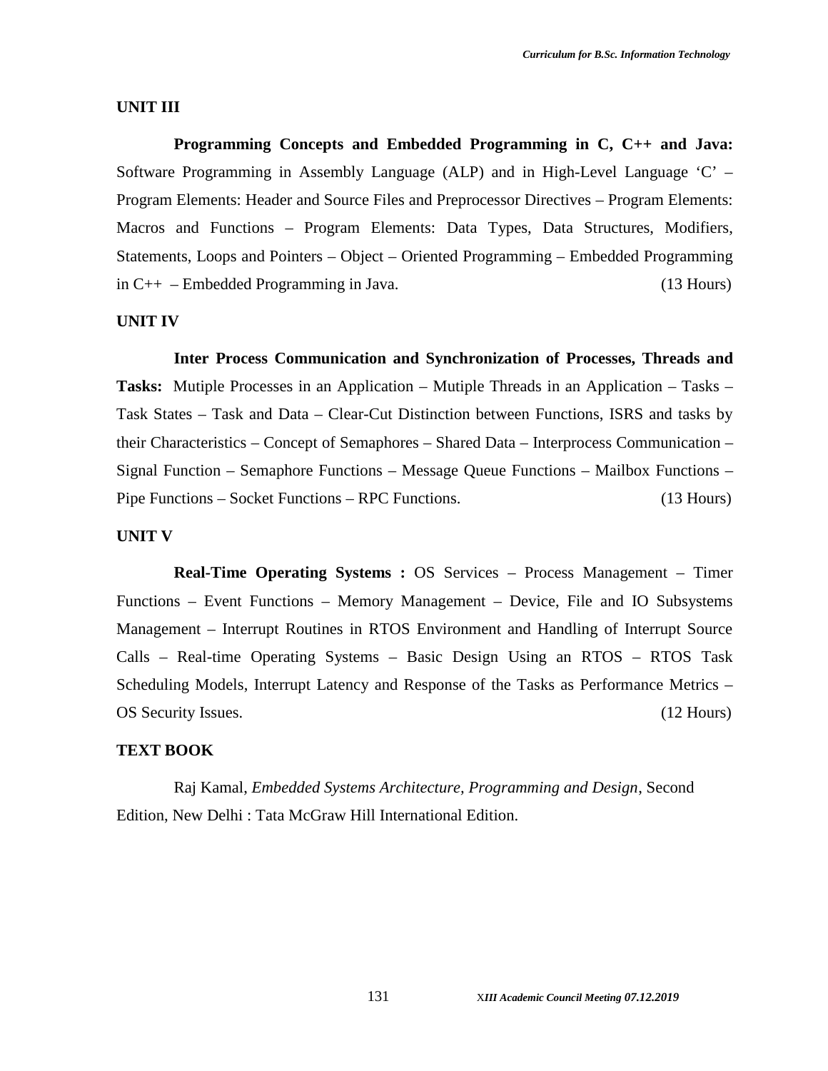## UNIT III

**Programming Concepts and Embedded Programming in C, C++ and Java:** Software Programming in Assembly Language (ALP) and in High-Level Language 'C' – Program Elements: Header and Source Files and Preprocessor Directives – Program Elements: Macros and Functions – Program Elements: Data Types, Data Structures, Modifiers, Statements, Loops and Pointers – Object – Oriented Programming – Embedded Programming in C++ – Embedded Programming in Java. (13 Hours)

## UNIT IV

**Inter Process Communication and Synchronization of Processes, Threads and Tasks:** Mutiple Processes in an Application – Mutiple Threads in an Application – Tasks – Task States – Task and Data – Clear-Cut Distinction between Functions, ISRS and tasks by their Characteristics – Concept of Semaphores – Shared Data – Interprocess Communication – Signal Function – Semaphore Functions – Message Queue Functions – Mailbox Functions – Pipe Functions – Socket Functions – RPC Functions. (13 Hours)

## UNIT V

**Real-Time Operating Systems :** OS Services – Process Management – Timer Functions – Event Functions – Memory Management – Device, File and IO Subsystems Management – Interrupt Routines in RTOS Environment and Handling of Interrupt Source Calls – Real-time Operating Systems – Basic Design Using an RTOS – RTOS Task Scheduling Models, Interrupt Latency and Response of the Tasks as Performance Metrics – OS Security Issues. (12 Hours)

## TEXT BOOK

Raj Kamal, *Embedded Systems Architecture, Programming and Design*, Second Edition, New Delhi : Tata McGraw Hill International Edition.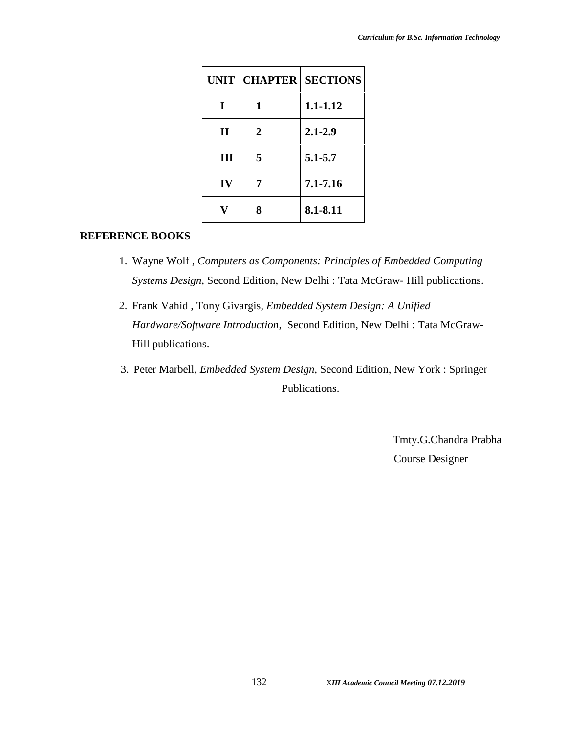| UNIT | CHAPTER | SECTIONS |
|---|---|---|
| I | 1 | 1.1-1.12 |
| II | 2 | 2.1-2.9 |
| III | 5 | 5.1-5.7 |
| IV | 7 | 7.1-7.16 |
| V | 8 | 8.1-8.11 |

**REFERENCE BOOKS**

1. Wayne Wolf , *Computers as Components: Principles of Embedded Computing Systems Design*, Second Edition, New Delhi : Tata McGraw- Hill publications.
2. Frank Vahid , Tony Givargis, *Embedded System Design: A Unified Hardware/Software Introduction*, Second Edition, New Delhi : Tata McGraw-Hill publications.
3. Peter Marbell, *Embedded System Design,* Second Edition, New York : Springer Publications.

Tmty.G.Chandra Prabha
Course Designer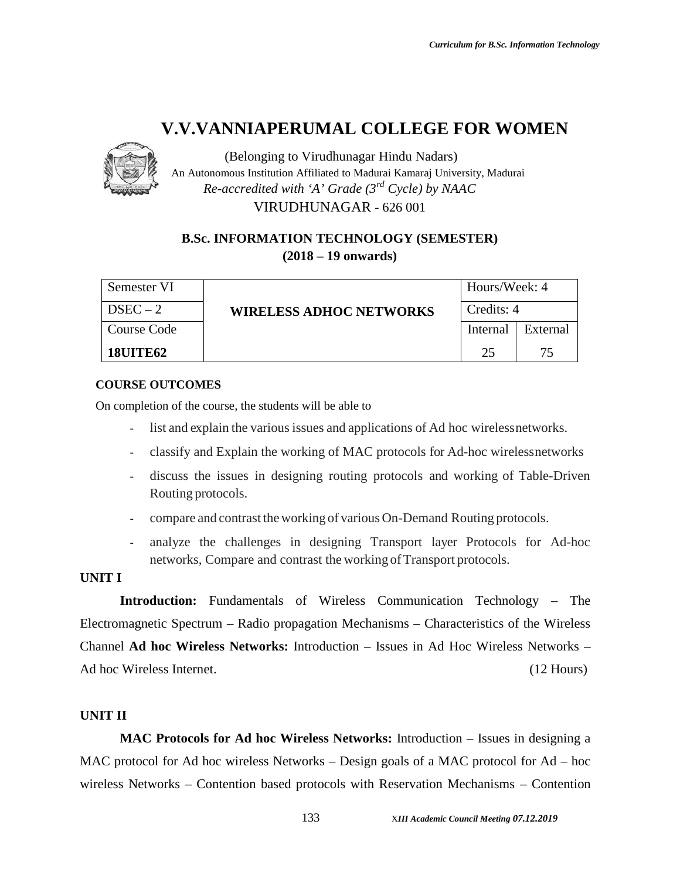# V.V.VANNIAPERUMAL COLLEGE FOR WOMEN

(Belonging to Virudhunagar Hindu Nadars)

An Autonomous Institution Affiliated to Madurai Kamaraj University, Madurai

*Re-accredited with 'A' Grade (3rd Cycle) by NAAC*

VIRUDHUNAGAR - 626 001

## B.Sc. INFORMATION TECHNOLOGY (SEMESTER)

## (2018 – 19 onwards)

| Semester VI | WIRELESS ADHOC NETWORKS | Hours/Week: 4 | |
|---|---|---|---|
| DSEC – 2 | | Credits: 4 | |
| Course Code | | Internal | External |
| **18UITE62** | | 25 | 75 |

**COURSE OUTCOMES**

On completion of the course, the students will be able to

- list and explain the various issues and applications of Ad hoc wirelessnetworks.
- classify and Explain the working of MAC protocols for Ad-hoc wirelessnetworks
- discuss the issues in designing routing protocols and working of Table-Driven Routing protocols.
- compare and contrast the working of various On-Demand Routing protocols.
- analyze the challenges in designing Transport layer Protocols for Ad-hoc networks, Compare and contrast the working of Transport protocols.

**UNIT I**

**Introduction:** Fundamentals of Wireless Communication Technology – The Electromagnetic Spectrum – Radio propagation Mechanisms – Characteristics of the Wireless Channel **Ad hoc Wireless Networks:** Introduction – Issues in Ad Hoc Wireless Networks – Ad hoc Wireless Internet. (12 Hours)

**UNIT II**

**MAC Protocols for Ad hoc Wireless Networks:** Introduction – Issues in designing a MAC protocol for Ad hoc wireless Networks – Design goals of a MAC protocol for Ad – hoc wireless Networks – Contention based protocols with Reservation Mechanisms – Contention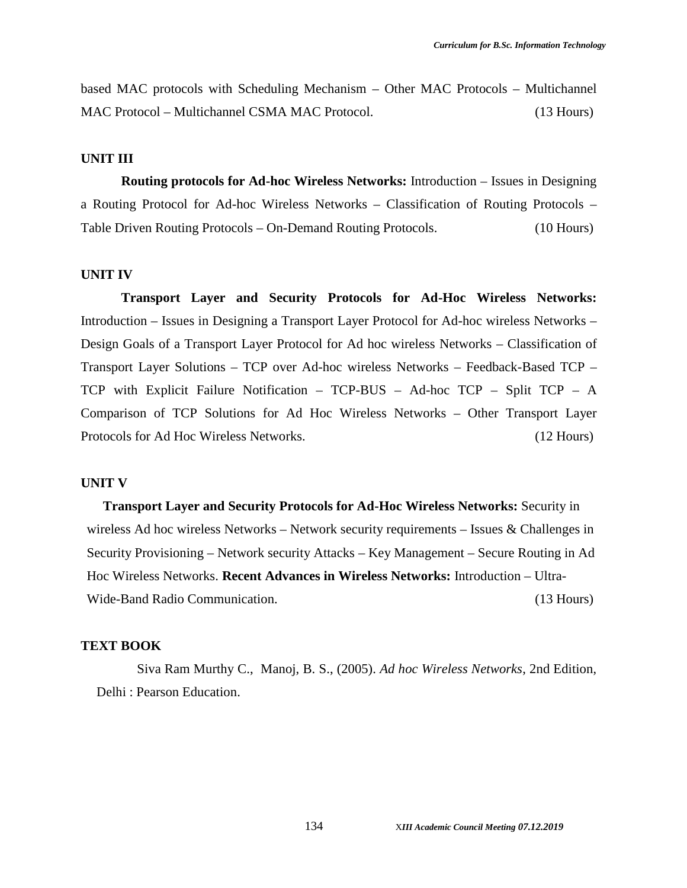based MAC protocols with Scheduling Mechanism – Other MAC Protocols – Multichannel MAC Protocol – Multichannel CSMA MAC Protocol. (13 Hours)

**UNIT III**

**Routing protocols for Ad-hoc Wireless Networks:** Introduction – Issues in Designing a Routing Protocol for Ad-hoc Wireless Networks – Classification of Routing Protocols – Table Driven Routing Protocols – On-Demand Routing Protocols. (10 Hours)

**UNIT IV**

**Transport Layer and Security Protocols for Ad-Hoc Wireless Networks:** Introduction – Issues in Designing a Transport Layer Protocol for Ad-hoc wireless Networks – Design Goals of a Transport Layer Protocol for Ad hoc wireless Networks – Classification of Transport Layer Solutions – TCP over Ad-hoc wireless Networks – Feedback-Based TCP – TCP with Explicit Failure Notification – TCP-BUS – Ad-hoc TCP – Split TCP – A Comparison of TCP Solutions for Ad Hoc Wireless Networks – Other Transport Layer Protocols for Ad Hoc Wireless Networks. (12 Hours)

**UNIT V**

**Transport Layer and Security Protocols for Ad-Hoc Wireless Networks:** Security in wireless Ad hoc wireless Networks – Network security requirements – Issues & Challenges in Security Provisioning – Network security Attacks – Key Management – Secure Routing in Ad Hoc Wireless Networks. **Recent Advances in Wireless Networks:** Introduction – Ultra-Wide-Band Radio Communication. (13 Hours)

**TEXT BOOK**

Siva Ram Murthy C., Manoj, B. S., (2005). *Ad hoc Wireless Networks*, 2nd Edition, Delhi : Pearson Education.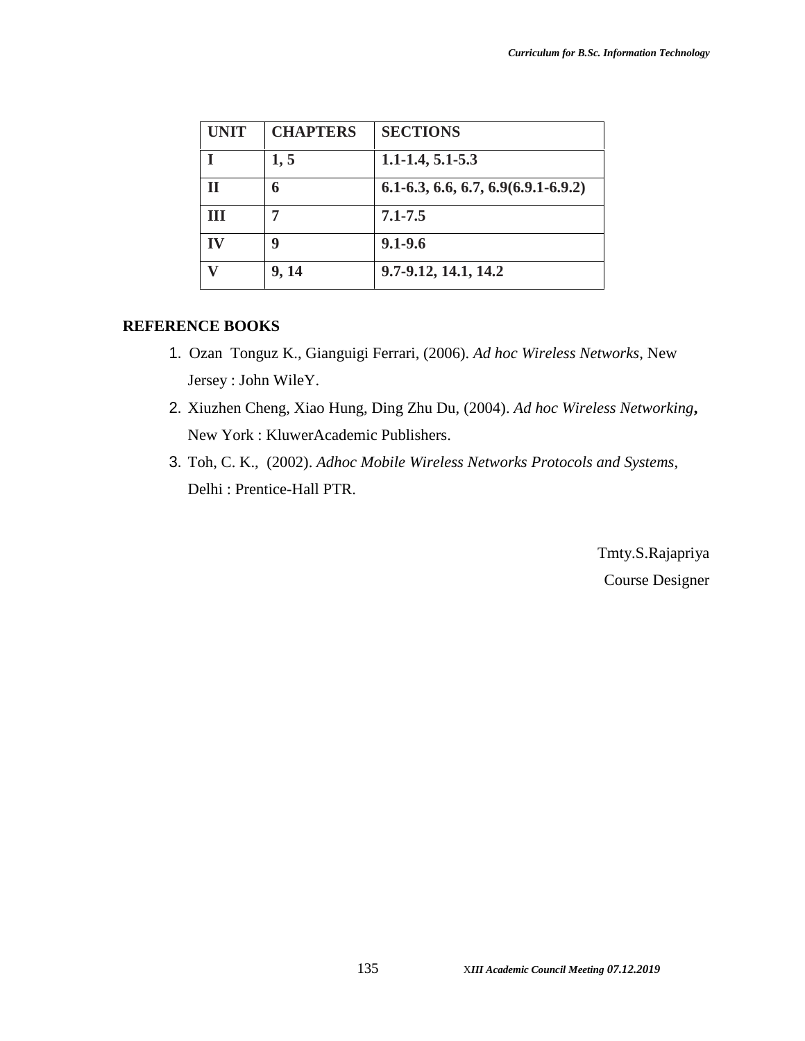| UNIT | CHAPTERS | SECTIONS |
|---|---|---|
| I | 1, 5 | 1.1-1.4, 5.1-5.3 |
| II | 6 | 6.1-6.3, 6.6, 6.7, 6.9(6.9.1-6.9.2) |
| III | 7 | 7.1-7.5 |
| IV | 9 | 9.1-9.6 |
| V | 9, 14 | 9.7-9.12, 14.1, 14.2 |

**REFERENCE BOOKS**

1. Ozan Tonguz K., Gianguigi Ferrari, (2006). *Ad hoc Wireless Networks*, New Jersey : John WileY.
2. Xiuzhen Cheng, Xiao Hung, Ding Zhu Du, (2004). *Ad hoc Wireless Networking*, New York : KluwerAcademic Publishers.
3. Toh, C. K., (2002). *Adhoc Mobile Wireless Networks Protocols and Systems*, Delhi : Prentice-Hall PTR.

Tmty.S.Rajapriya

Course Designer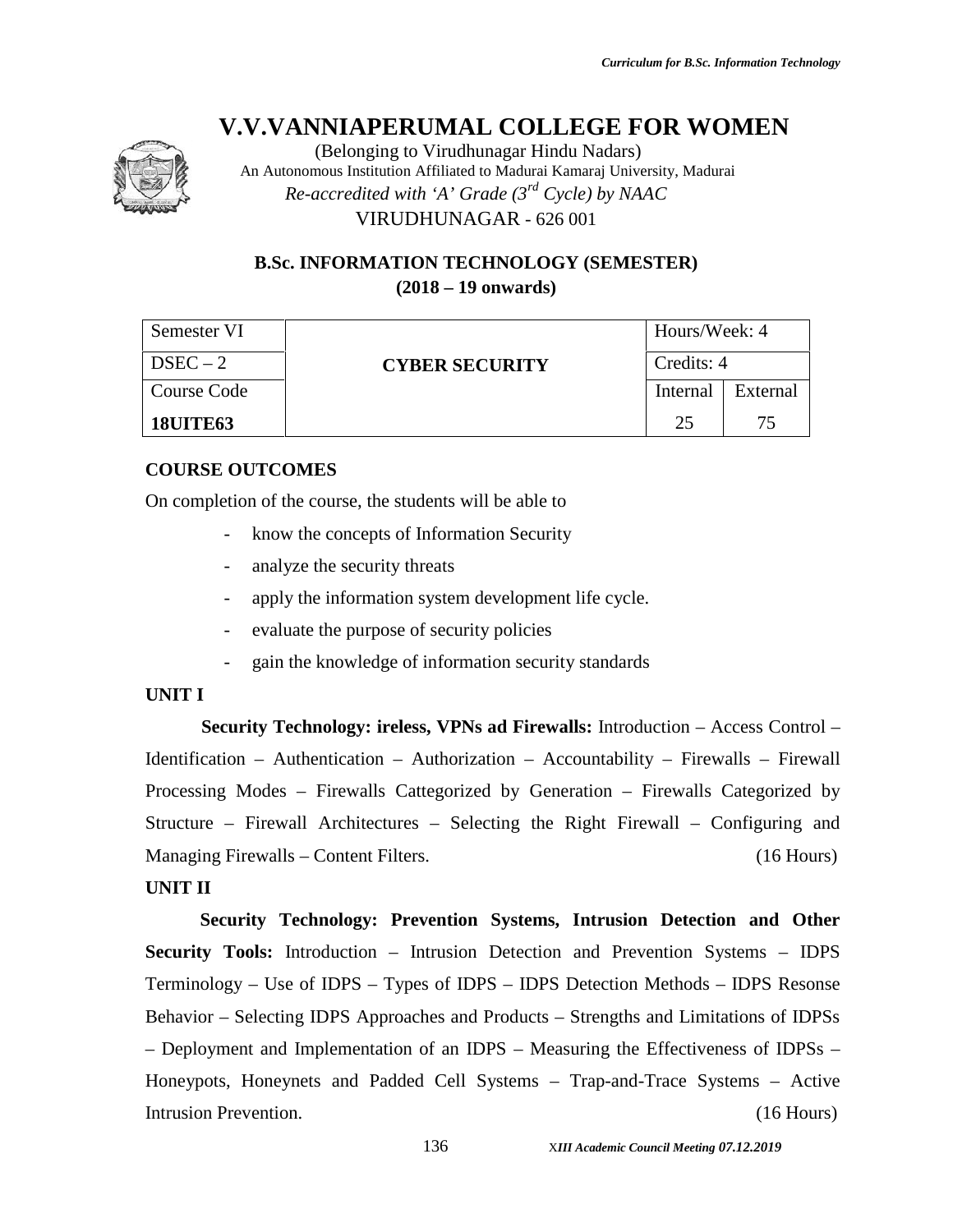# V.V.VANNIAPERUMAL COLLEGE FOR WOMEN

(Belonging to Virudhunagar Hindu Nadars)
An Autonomous Institution Affiliated to Madurai Kamaraj University, Madurai
*Re-accredited with 'A' Grade (3rd Cycle) by NAAC*
VIRUDHUNAGAR - 626 001

## B.Sc. INFORMATION TECHNOLOGY (SEMESTER)
## (2018 – 19 onwards)

| Semester VI | **CYBER SECURITY** | Hours/Week: 4 | |
|---|---|---|---|
| DSEC – 2 | | Credits: 4 | |
| Course Code | | Internal | External |
| **18UITE63** | | 25 | 75 |

### COURSE OUTCOMES

On completion of the course, the students will be able to

- know the concepts of Information Security
- analyze the security threats
- apply the information system development life cycle.
- evaluate the purpose of security policies
- gain the knowledge of information security standards

### UNIT I

**Security Technology: ireless, VPNs ad Firewalls:** Introduction – Access Control – Identification – Authentication – Authorization – Accountability – Firewalls – Firewall Processing Modes – Firewalls Cattegorized by Generation – Firewalls Categorized by Structure – Firewall Architectures – Selecting the Right Firewall – Configuring and Managing Firewalls – Content Filters. (16 Hours)

### UNIT II

**Security Technology: Prevention Systems, Intrusion Detection and Other Security Tools:** Introduction – Intrusion Detection and Prevention Systems – IDPS Terminology – Use of IDPS – Types of IDPS – IDPS Detection Methods – IDPS Resonse Behavior – Selecting IDPS Approaches and Products – Strengths and Limitations of IDPSs – Deployment and Implementation of an IDPS – Measuring the Effectiveness of IDPSs – Honeypots, Honeynets and Padded Cell Systems – Trap-and-Trace Systems – Active Intrusion Prevention. (16 Hours)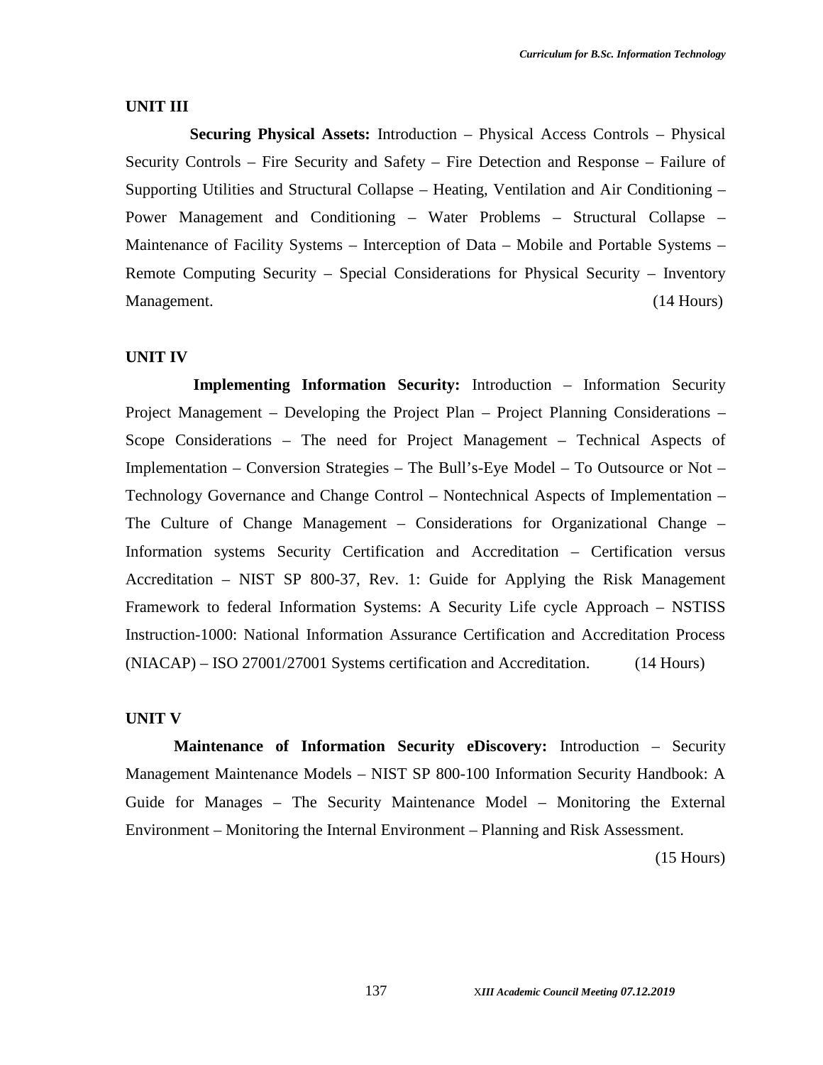## UNIT III

**Securing Physical Assets:** Introduction – Physical Access Controls – Physical Security Controls – Fire Security and Safety – Fire Detection and Response – Failure of Supporting Utilities and Structural Collapse – Heating, Ventilation and Air Conditioning – Power Management and Conditioning – Water Problems – Structural Collapse – Maintenance of Facility Systems – Interception of Data – Mobile and Portable Systems – Remote Computing Security – Special Considerations for Physical Security – Inventory Management. (14 Hours)

## UNIT IV

**Implementing Information Security:** Introduction – Information Security Project Management – Developing the Project Plan – Project Planning Considerations – Scope Considerations – The need for Project Management – Technical Aspects of Implementation – Conversion Strategies – The Bull's-Eye Model – To Outsource or Not – Technology Governance and Change Control – Nontechnical Aspects of Implementation – The Culture of Change Management – Considerations for Organizational Change – Information systems Security Certification and Accreditation – Certification versus Accreditation – NIST SP 800-37, Rev. 1: Guide for Applying the Risk Management Framework to federal Information Systems: A Security Life cycle Approach – NSTISS Instruction-1000: National Information Assurance Certification and Accreditation Process (NIACAP) – ISO 27001/27001 Systems certification and Accreditation. (14 Hours)

## UNIT V

**Maintenance of Information Security eDiscovery:** Introduction – Security Management Maintenance Models – NIST SP 800-100 Information Security Handbook: A Guide for Manages – The Security Maintenance Model – Monitoring the External Environment – Monitoring the Internal Environment – Planning and Risk Assessment.

(15 Hours)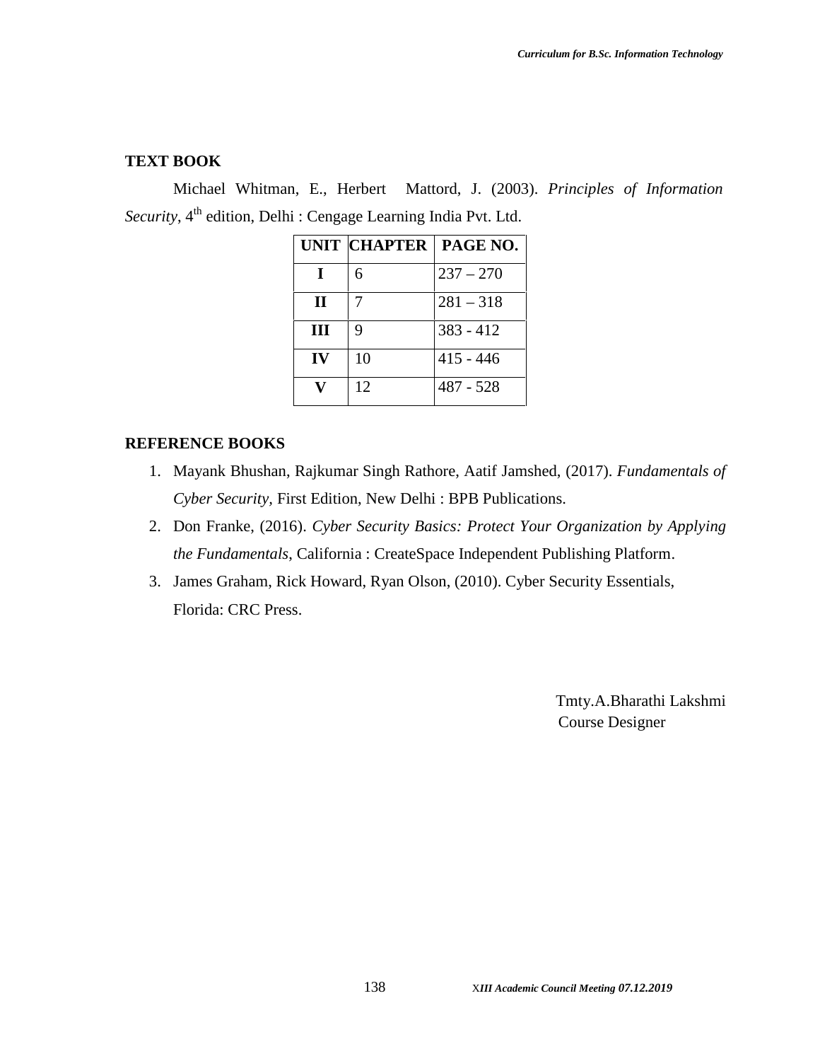## TEXT BOOK

Michael Whitman, E., Herbert Mattord, J. (2003). *Principles of Information Security*, 4$^{th}$ edition, Delhi : Cengage Learning India Pvt. Ltd.

| UNIT | CHAPTER | PAGE NO. |
|---|---|---|
| I | 6 | 237 – 270 |
| II | 7 | 281 – 318 |
| III | 9 | 383 - 412 |
| IV | 10 | 415 - 446 |
| V | 12 | 487 - 528 |

## REFERENCE BOOKS

1. Mayank Bhushan, Rajkumar Singh Rathore, Aatif Jamshed, (2017). *Fundamentals of Cyber Security*, First Edition, New Delhi : BPB Publications.
2. Don Franke, (2016). *Cyber Security Basics: Protect Your Organization by Applying the Fundamentals*, California : CreateSpace Independent Publishing Platform.
3. James Graham, Rick Howard, Ryan Olson, (2010). Cyber Security Essentials, Florida: CRC Press.

Tmty.A.Bharathi Lakshmi
Course Designer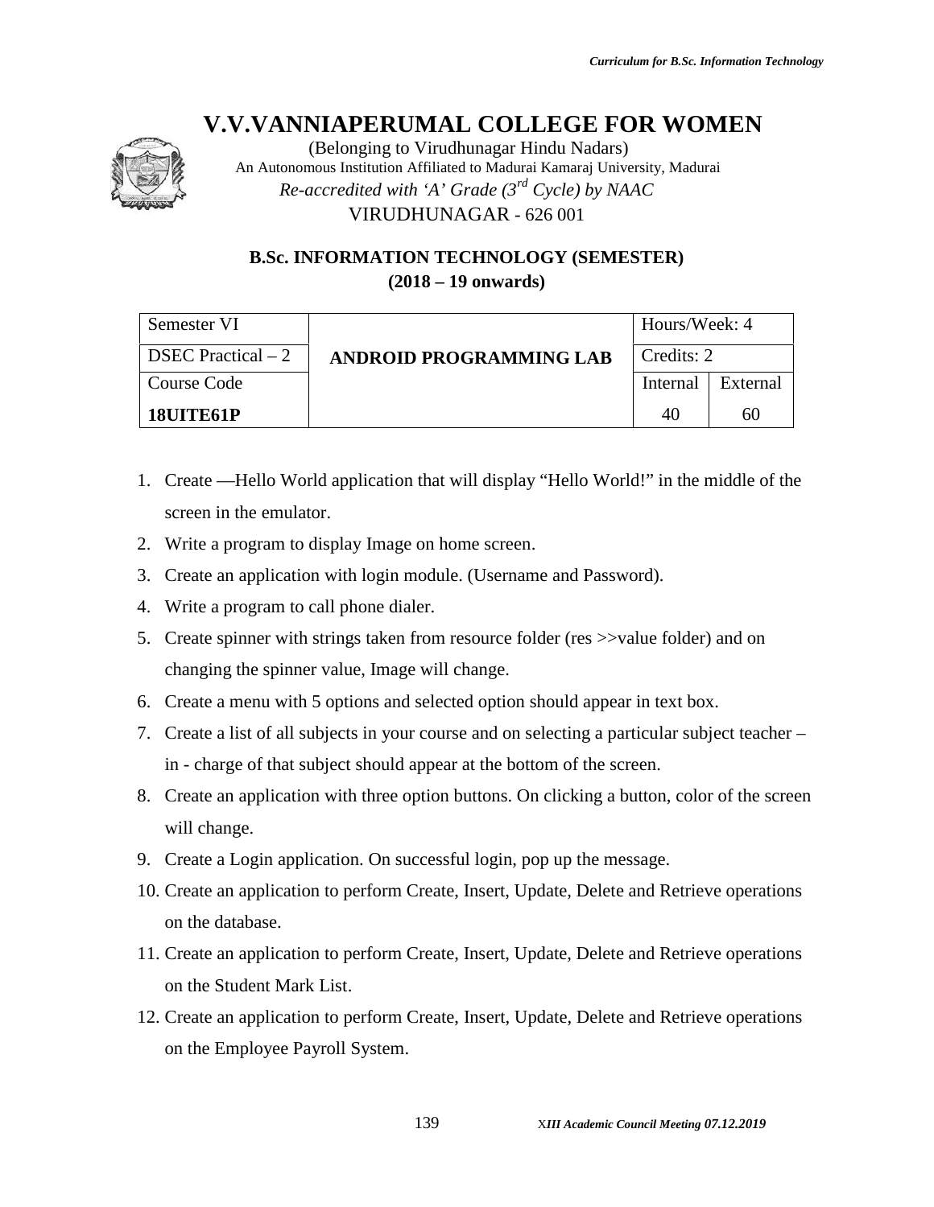# V.V.VANNIAPERUMAL COLLEGE FOR WOMEN

(Belonging to Virudhunagar Hindu Nadars)
An Autonomous Institution Affiliated to Madurai Kamaraj University, Madurai
*Re-accredited with 'A' Grade (3rd Cycle) by NAAC*
VIRUDHUNAGAR - 626 001

## B.Sc. INFORMATION TECHNOLOGY (SEMESTER)
## (2018 – 19 onwards)

| Semester VI | ANDROID PROGRAMMING LAB | Hours/Week: 4 | |
|---|---|---|---|
| DSEC Practical – 2 | | Credits: 2 | |
| Course Code | | Internal | External |
| **18UITE61P** | | 40 | 60 |

1. Create —Hello World application that will display "Hello World!" in the middle of the screen in the emulator.
2. Write a program to display Image on home screen.
3. Create an application with login module. (Username and Password).
4. Write a program to call phone dialer.
5. Create spinner with strings taken from resource folder (res >>value folder) and on changing the spinner value, Image will change.
6. Create a menu with 5 options and selected option should appear in text box.
7. Create a list of all subjects in your course and on selecting a particular subject teacher – in - charge of that subject should appear at the bottom of the screen.
8. Create an application with three option buttons. On clicking a button, color of the screen will change.
9. Create a Login application. On successful login, pop up the message.
10. Create an application to perform Create, Insert, Update, Delete and Retrieve operations on the database.
11. Create an application to perform Create, Insert, Update, Delete and Retrieve operations on the Student Mark List.
12. Create an application to perform Create, Insert, Update, Delete and Retrieve operations on the Employee Payroll System.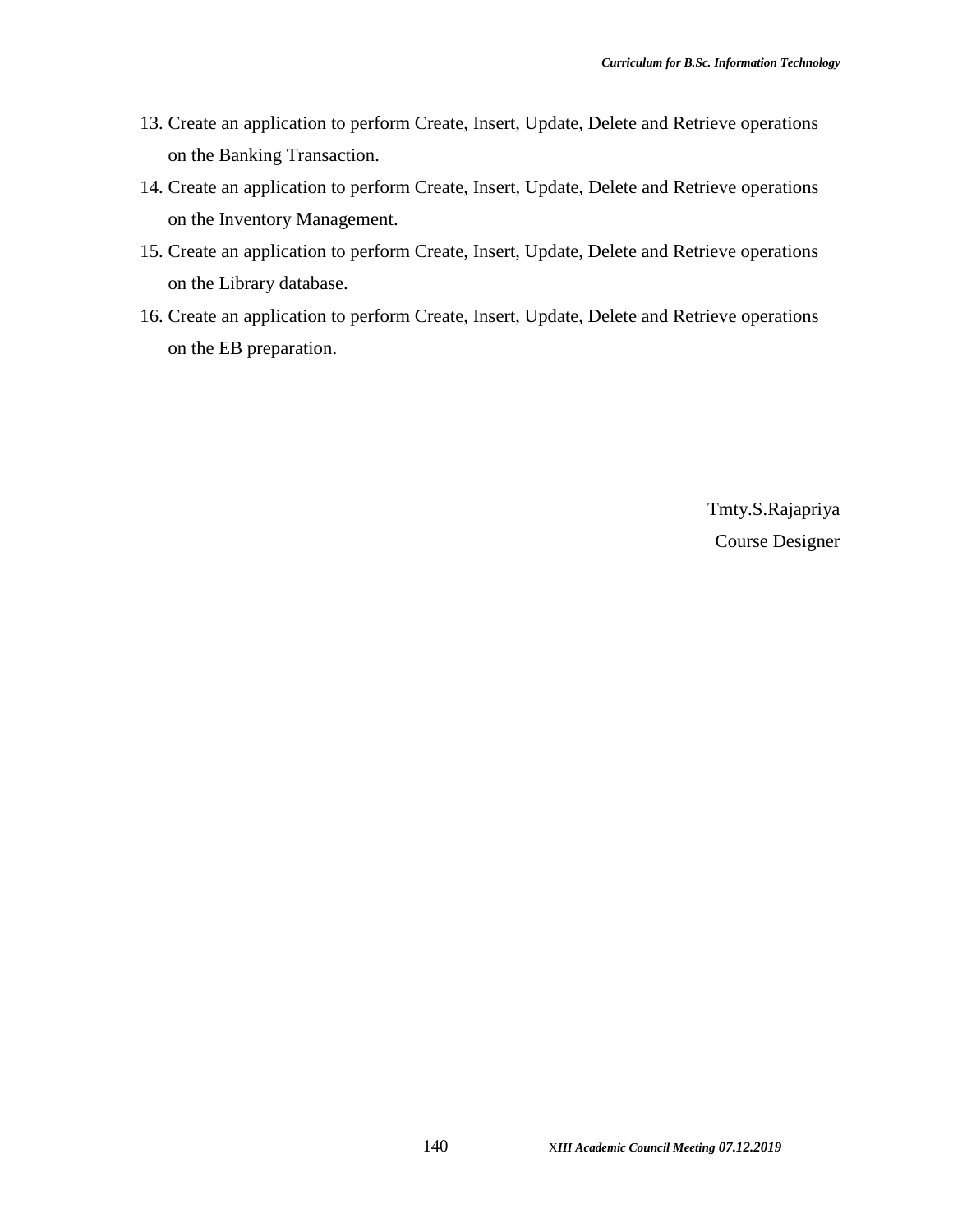13. Create an application to perform Create, Insert, Update, Delete and Retrieve operations on the Banking Transaction.
14. Create an application to perform Create, Insert, Update, Delete and Retrieve operations on the Inventory Management.
15. Create an application to perform Create, Insert, Update, Delete and Retrieve operations on the Library database.
16. Create an application to perform Create, Insert, Update, Delete and Retrieve operations on the EB preparation.

Tmty.S.Rajapriya
Course Designer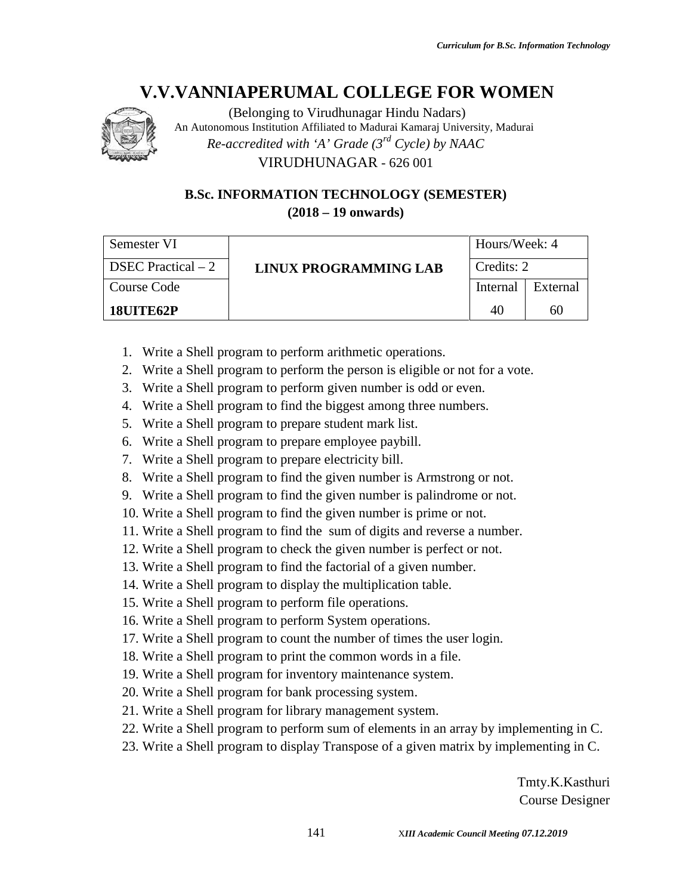# V.V.VANNIAPERUMAL COLLEGE FOR WOMEN

(Belonging to Virudhunagar Hindu Nadars)
An Autonomous Institution Affiliated to Madurai Kamaraj University, Madurai
*Re-accredited with 'A' Grade (3rd Cycle) by NAAC*
VIRUDHUNAGAR - 626 001

### B.Sc. INFORMATION TECHNOLOGY (SEMESTER)
### (2018 – 19 onwards)

| Semester VI | | Hours/Week: 4 | |
|---|---|---|---|
| DSEC Practical – 2 | **LINUX PROGRAMMING LAB** | Credits: 2 | |
| Course Code | | Internal | External |
| **18UITE62P** | | 40 | 60 |

1. Write a Shell program to perform arithmetic operations.
2. Write a Shell program to perform the person is eligible or not for a vote.
3. Write a Shell program to perform given number is odd or even.
4. Write a Shell program to find the biggest among three numbers.
5. Write a Shell program to prepare student mark list.
6. Write a Shell program to prepare employee paybill.
7. Write a Shell program to prepare electricity bill.
8. Write a Shell program to find the given number is Armstrong or not.
9. Write a Shell program to find the given number is palindrome or not.
10. Write a Shell program to find the given number is prime or not.
11. Write a Shell program to find the sum of digits and reverse a number.
12. Write a Shell program to check the given number is perfect or not.
13. Write a Shell program to find the factorial of a given number.
14. Write a Shell program to display the multiplication table.
15. Write a Shell program to perform file operations.
16. Write a Shell program to perform System operations.
17. Write a Shell program to count the number of times the user login.
18. Write a Shell program to print the common words in a file.
19. Write a Shell program for inventory maintenance system.
20. Write a Shell program for bank processing system.
21. Write a Shell program for library management system.
22. Write a Shell program to perform sum of elements in an array by implementing in C.
23. Write a Shell program to display Transpose of a given matrix by implementing in C.

Tmty.K.Kasthuri
Course Designer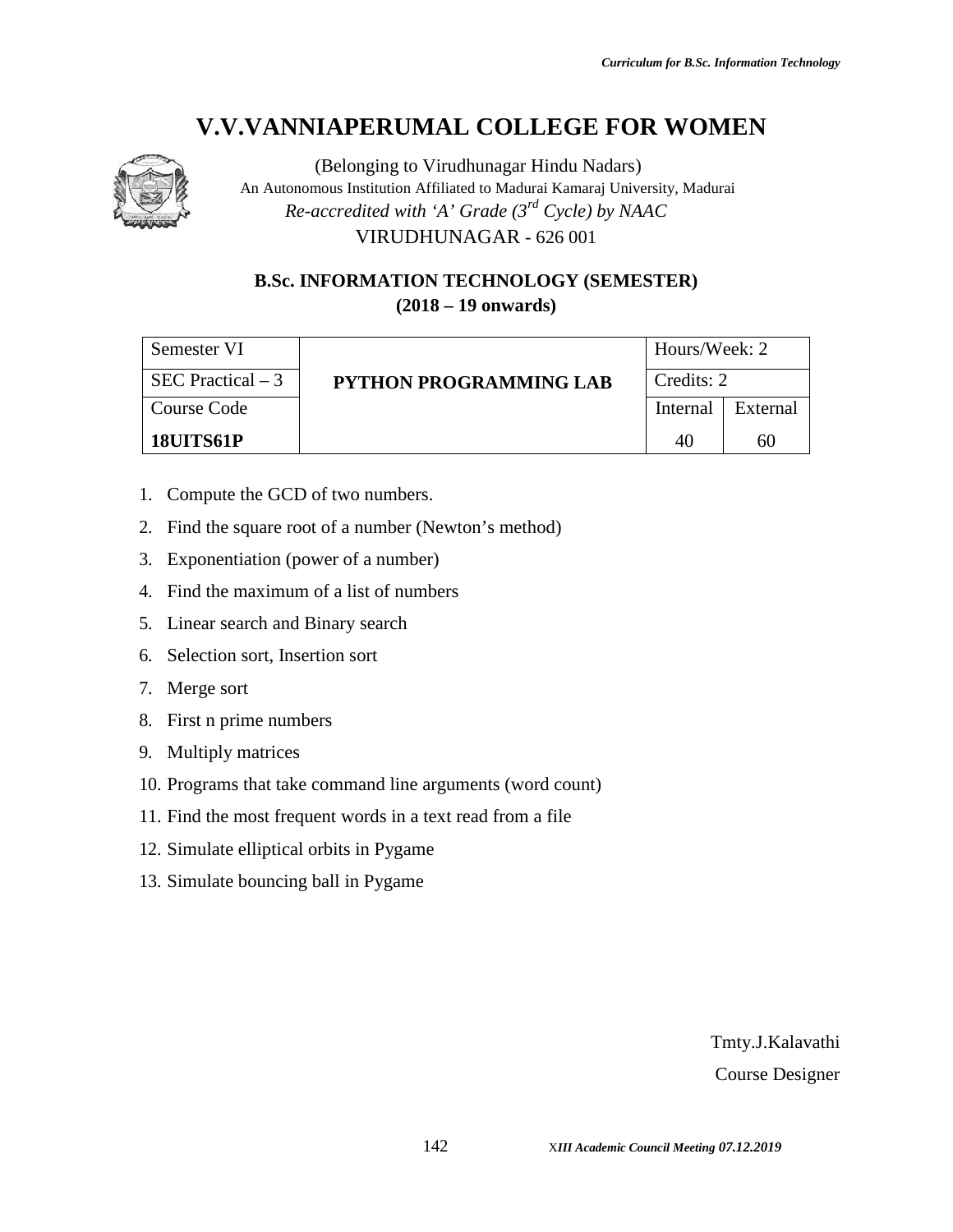# V.V.VANNIAPERUMAL COLLEGE FOR WOMEN

(Belonging to Virudhunagar Hindu Nadars)
An Autonomous Institution Affiliated to Madurai Kamaraj University, Madurai
*Re-accredited with 'A' Grade (3rd Cycle) by NAAC*
VIRUDHUNAGAR - 626 001

## B.Sc. INFORMATION TECHNOLOGY (SEMESTER)
## (2018 – 19 onwards)

| Semester VI | **PYTHON PROGRAMMING LAB** | Hours/Week: 2 | |
|---|---|---|---|
| SEC Practical – 3 | | Credits: 2 | |
| Course Code | | Internal | External |
| **18UITS61P** | | 40 | 60 |

1. Compute the GCD of two numbers.
2. Find the square root of a number (Newton's method)
3. Exponentiation (power of a number)
4. Find the maximum of a list of numbers
5. Linear search and Binary search
6. Selection sort, Insertion sort
7. Merge sort
8. First n prime numbers
9. Multiply matrices
10. Programs that take command line arguments (word count)
11. Find the most frequent words in a text read from a file
12. Simulate elliptical orbits in Pygame
13. Simulate bouncing ball in Pygame

Tmty.J.Kalavathi
Course Designer